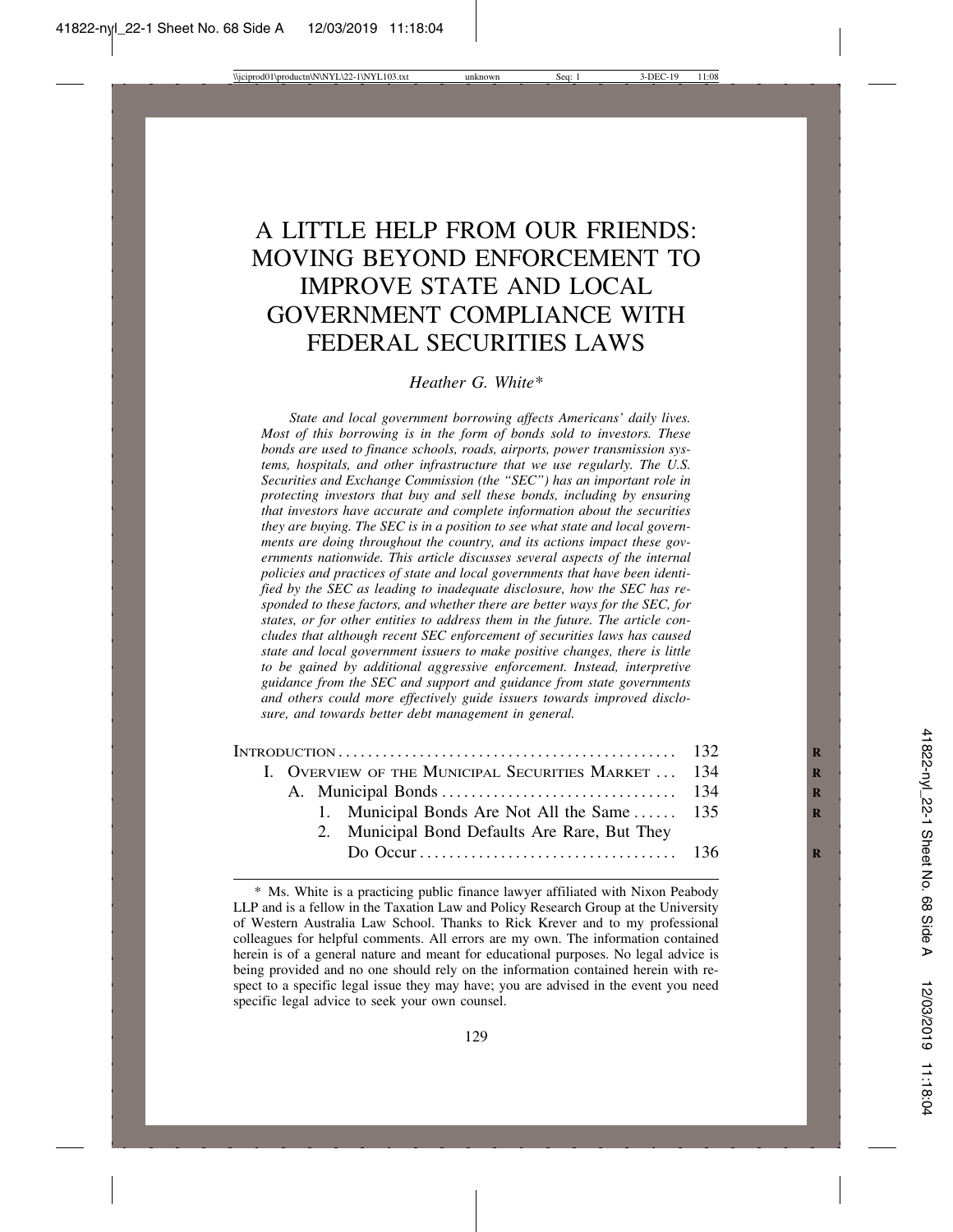# A LITTLE HELP FROM OUR FRIENDS: MOVING BEYOND ENFORCEMENT TO IMPROVE STATE AND LOCAL GOVERNMENT COMPLIANCE WITH FEDERAL SECURITIES LAWS

*Heather G. White**

*State and local government borrowing affects Americans' daily lives. Most of this borrowing is in the form of bonds sold to investors. These bonds are used to finance schools, roads, airports, power transmission systems, hospitals, and other infrastructure that we use regularly. The U.S. Securities and Exchange Commission (the "SEC") has an important role in protecting investors that buy and sell these bonds, including by ensuring that investors have accurate and complete information about the securities they are buying. The SEC is in a position to see what state and local governments are doing throughout the country, and its actions impact these governments nationwide. This article discusses several aspects of the internal policies and practices of state and local governments that have been identified by the SEC as leading to inadequate disclosure, how the SEC has responded to these factors, and whether there are better ways for the SEC, for states, or for other entities to address them in the future. The article concludes that although recent SEC enforcement of securities laws has caused state and local government issuers to make positive changes, there is little to be gained by additional aggressive enforcement. Instead, interpretive guidance from the SEC and support and guidance from state governments and others could more effectively guide issuers towards improved disclosure, and towards better debt management in general.*

| | |
|---|---|
| INTRODUCTION | 132 |
| I. OVERVIEW OF THE MUNICIPAL SECURITIES MARKET | 134 |
| A. Municipal Bonds | 134 |
| 1. Municipal Bonds Are Not All the Same | 135 |
| 2. Municipal Bond Defaults Are Rare, But They Do Occur | 136 |

\* Ms. White is a practicing public finance lawyer affiliated with Nixon Peabody LLP and is a fellow in the Taxation Law and Policy Research Group at the University of Western Australia Law School. Thanks to Rick Krever and to my professional colleagues for helpful comments. All errors are my own. The information contained herein is of a general nature and meant for educational purposes. No legal advice is being provided and no one should rely on the information contained herein with respect to a specific legal issue they may have; you are advised in the event you need specific legal advice to seek your own counsel.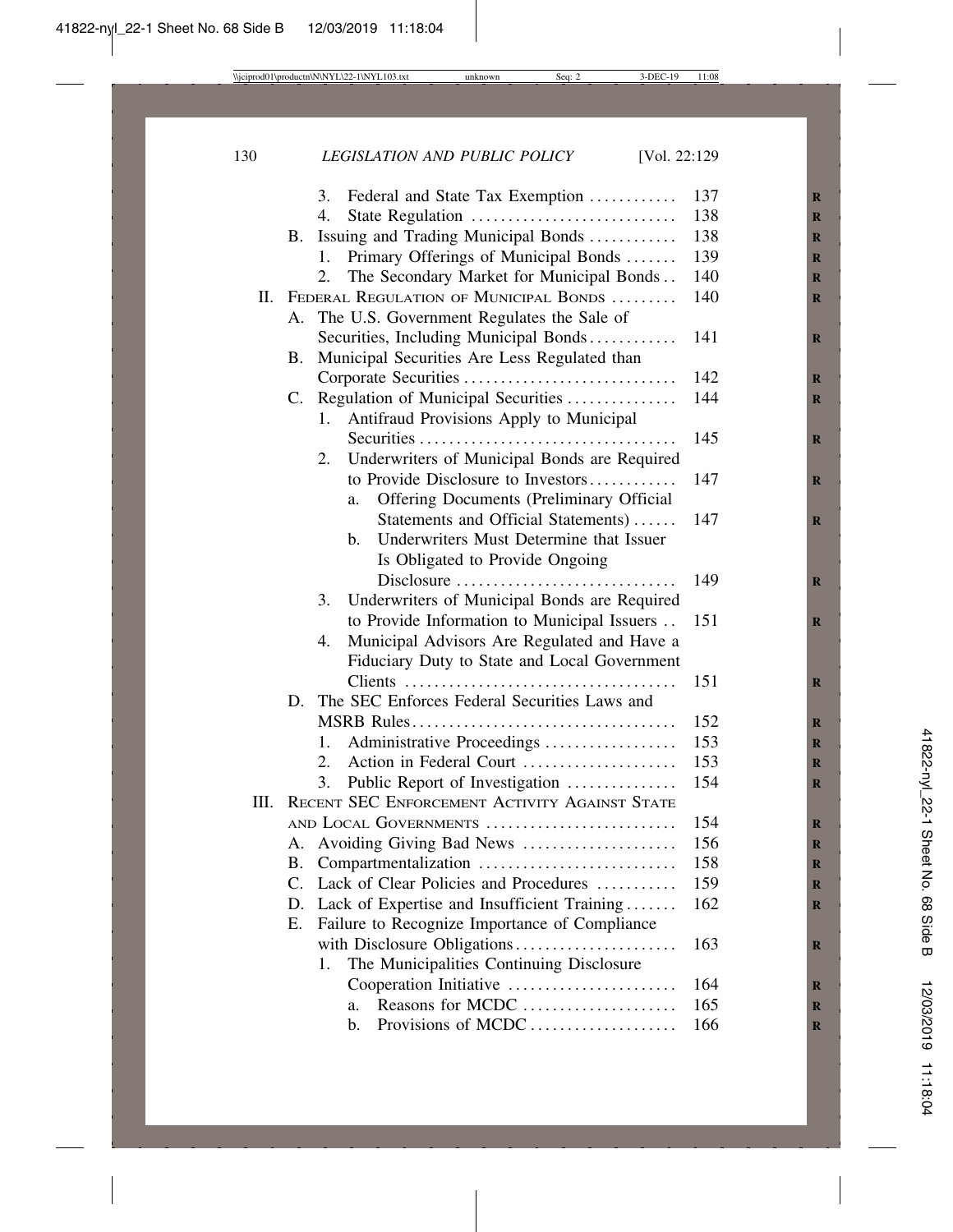- 3. Federal and State Tax Exemption ............ 137
- 4. State Regulation ............................ 138

B. Issuing and Trading Municipal Bonds ............ 138

- 1. Primary Offerings of Municipal Bonds ....... 139
- 2. The Secondary Market for Municipal Bonds .. 140

II. FEDERAL REGULATION OF MUNICIPAL BONDS ......... 140

A. The U.S. Government Regulates the Sale of Securities, Including Municipal Bonds ............ 141

B. Municipal Securities Are Less Regulated than Corporate Securities ............................. 142

C. Regulation of Municipal Securities ............... 144

- 1. Antifraud Provisions Apply to Municipal Securities ................................... 145
- 2. Underwriters of Municipal Bonds are Required to Provide Disclosure to Investors ............ 147
  - a. Offering Documents (Preliminary Official Statements and Official Statements) ...... 147
  - b. Underwriters Must Determine that Issuer Is Obligated to Provide Ongoing Disclosure .............................. 149
- 3. Underwriters of Municipal Bonds are Required to Provide Information to Municipal Issuers .. 151
- 4. Municipal Advisors Are Regulated and Have a Fiduciary Duty to State and Local Government Clients ..................................... 151

D. The SEC Enforces Federal Securities Laws and MSRB Rules .................................... 152

- 1. Administrative Proceedings .................. 153
- 2. Action in Federal Court ..................... 153
- 3. Public Report of Investigation .............. 154

III. RECENT SEC ENFORCEMENT ACTIVITY AGAINST STATE AND LOCAL GOVERNMENTS .......................... 154

A. Avoiding Giving Bad News ..................... 156

B. Compartmentalization ........................... 158

C. Lack of Clear Policies and Procedures ........... 159

D. Lack of Expertise and Insufficient Training ....... 162

E. Failure to Recognize Importance of Compliance with Disclosure Obligations ...................... 163

- 1. The Municipalities Continuing Disclosure Cooperation Initiative ....................... 164
  - a. Reasons for MCDC ..................... 165
  - b. Provisions of MCDC .................... 166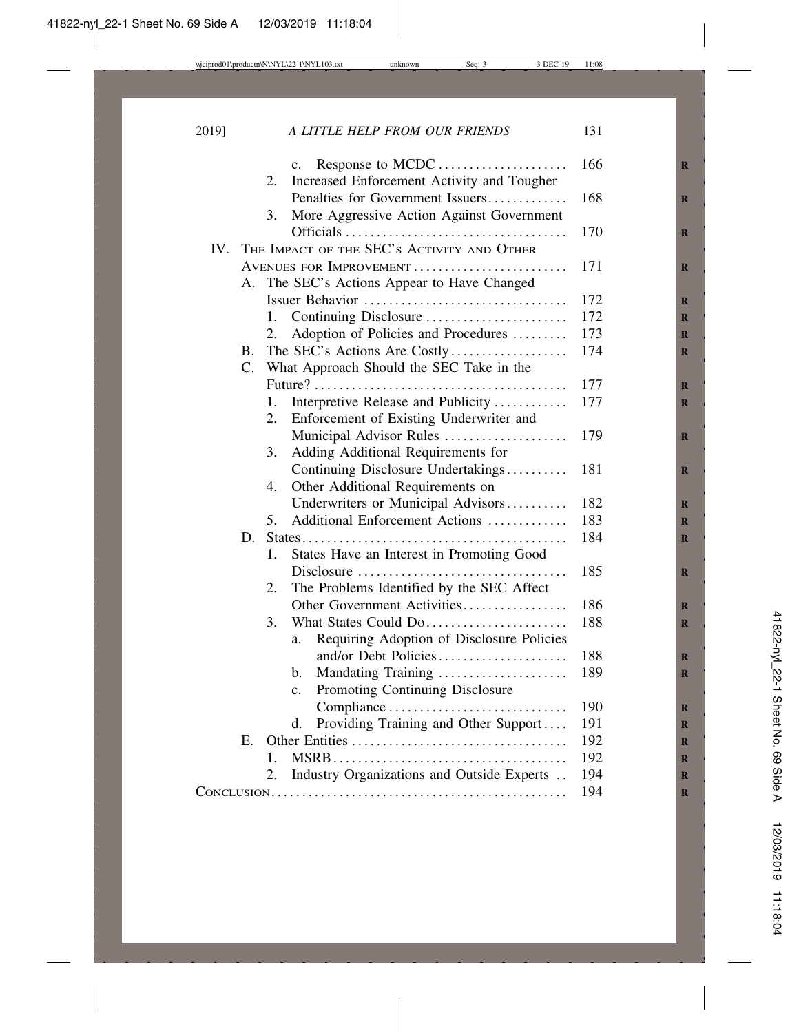- c. Response to MCDC ..................... 166
- 2. Increased Enforcement Activity and Tougher Penalties for Government Issuers ............. 168
- 3. More Aggressive Action Against Government Officials .................................... 170

IV. THE IMPACT OF THE SEC'S ACTIVITY AND OTHER AVENUES FOR IMPROVEMENT ......................... 171

- A. The SEC's Actions Appear to Have Changed Issuer Behavior ................................. 172
  - 1. Continuing Disclosure ....................... 172
  - 2. Adoption of Policies and Procedures ......... 173
- B. The SEC's Actions Are Costly .................. 174
- C. What Approach Should the SEC Take in the Future? ......................................... 177
  - 1. Interpretive Release and Publicity ........... 177
  - 2. Enforcement of Existing Underwriter and Municipal Advisor Rules .................... 179
  - 3. Adding Additional Requirements for Continuing Disclosure Undertakings .......... 181
  - 4. Other Additional Requirements on Underwriters or Municipal Advisors .......... 182
  - 5. Additional Enforcement Actions ............. 183
- D. States ........................................... 184
  - 1. States Have an Interest in Promoting Good Disclosure .................................. 185
  - 2. The Problems Identified by the SEC Affect Other Government Activities ................. 186
  - 3. What States Could Do ....................... 188
    - a. Requiring Adoption of Disclosure Policies and/or Debt Policies ..................... 188
    - b. Mandating Training ..................... 189
    - c. Promoting Continuing Disclosure Compliance ............................. 190
    - d. Providing Training and Other Support .... 191
- E. Other Entities ................................... 192
  - 1. MSRB ...................................... 192
  - 2. Industry Organizations and Outside Experts .. 194

CONCLUSION ................................................ 194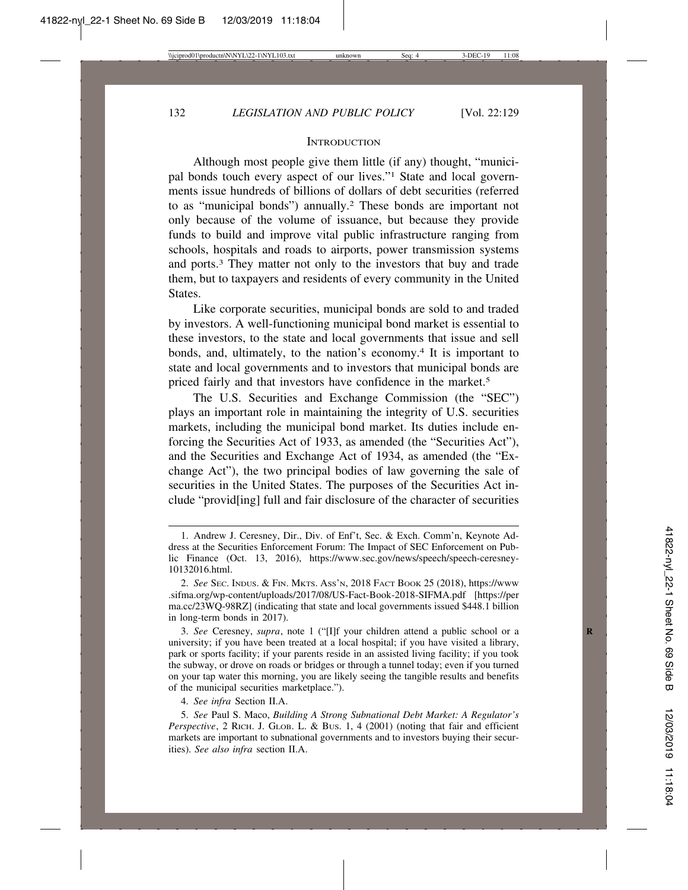## INTRODUCTION

Although most people give them little (if any) thought, "municipal bonds touch every aspect of our lives."[1] State and local governments issue hundreds of billions of dollars of debt securities (referred to as "municipal bonds") annually.[2] These bonds are important not only because of the volume of issuance, but because they provide funds to build and improve vital public infrastructure ranging from schools, hospitals and roads to airports, power transmission systems and ports.[3] They matter not only to the investors that buy and trade them, but to taxpayers and residents of every community in the United States.

Like corporate securities, municipal bonds are sold to and traded by investors. A well-functioning municipal bond market is essential to these investors, to the state and local governments that issue and sell bonds, and, ultimately, to the nation's economy.[4] It is important to state and local governments and to investors that municipal bonds are priced fairly and that investors have confidence in the market.[5]

The U.S. Securities and Exchange Commission (the "SEC") plays an important role in maintaining the integrity of U.S. securities markets, including the municipal bond market. Its duties include enforcing the Securities Act of 1933, as amended (the "Securities Act"), and the Securities and Exchange Act of 1934, as amended (the "Exchange Act"), the two principal bodies of law governing the sale of securities in the United States. The purposes of the Securities Act include "provid[ing] full and fair disclosure of the character of securities

---

1. Andrew J. Ceresney, Dir., Div. of Enf't, Sec. & Exch. Comm'n, Keynote Address at the Securities Enforcement Forum: The Impact of SEC Enforcement on Public Finance (Oct. 13, 2016), https://www.sec.gov/news/speech/speech-ceresney-10132016.html.

2. *See* SEC. INDUS. & FIN. MKTS. ASS'N, 2018 FACT BOOK 25 (2018), https://www.sifma.org/wp-content/uploads/2017/08/US-Fact-Book-2018-SIFMA.pdf [https://perma.cc/23WQ-98RZ] (indicating that state and local governments issued $448.1 billion in long-term bonds in 2017).

3. *See* Ceresney, *supra*, note 1 ("[I]f your children attend a public school or a university; if you have been treated at a local hospital; if you have visited a library, park or sports facility; if your parents reside in an assisted living facility; if you took the subway, or drove on roads or bridges or through a tunnel today; even if you turned on your tap water this morning, you are likely seeing the tangible results and benefits of the municipal securities marketplace.").

4. *See infra* Section II.A.

5. *See* Paul S. Maco, *Building A Strong Subnational Debt Market: A Regulator's Perspective*, 2 RICH. J. GLOB. L. & BUS. 1, 4 (2001) (noting that fair and efficient markets are important to subnational governments and to investors buying their securities). *See also infra* section II.A.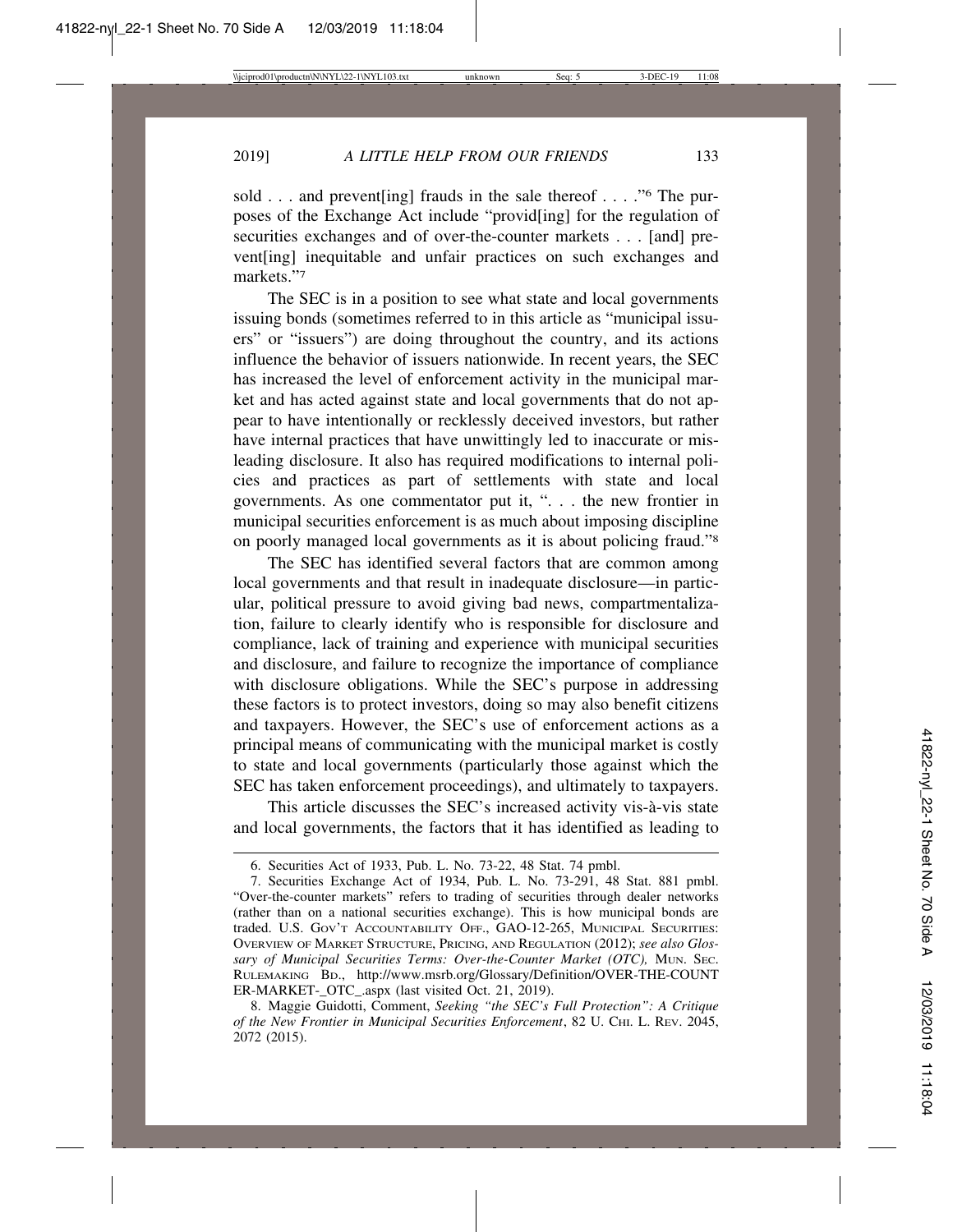sold . . . and prevent[ing] frauds in the sale thereof . . . ."[6] The purposes of the Exchange Act include "provid[ing] for the regulation of securities exchanges and of over-the-counter markets . . . [and] prevent[ing] inequitable and unfair practices on such exchanges and markets."[7]

The SEC is in a position to see what state and local governments issuing bonds (sometimes referred to in this article as "municipal issuers" or "issuers") are doing throughout the country, and its actions influence the behavior of issuers nationwide. In recent years, the SEC has increased the level of enforcement activity in the municipal market and has acted against state and local governments that do not appear to have intentionally or recklessly deceived investors, but rather have internal practices that have unwittingly led to inaccurate or misleading disclosure. It also has required modifications to internal policies and practices as part of settlements with state and local governments. As one commentator put it, ". . . the new frontier in municipal securities enforcement is as much about imposing discipline on poorly managed local governments as it is about policing fraud."[8]

The SEC has identified several factors that are common among local governments and that result in inadequate disclosure—in particular, political pressure to avoid giving bad news, compartmentalization, failure to clearly identify who is responsible for disclosure and compliance, lack of training and experience with municipal securities and disclosure, and failure to recognize the importance of compliance with disclosure obligations. While the SEC's purpose in addressing these factors is to protect investors, doing so may also benefit citizens and taxpayers. However, the SEC's use of enforcement actions as a principal means of communicating with the municipal market is costly to state and local governments (particularly those against which the SEC has taken enforcement proceedings), and ultimately to taxpayers.

This article discusses the SEC's increased activity vis-à-vis state and local governments, the factors that it has identified as leading to

---

6. Securities Act of 1933, Pub. L. No. 73-22, 48 Stat. 74 pmbl.

7. Securities Exchange Act of 1934, Pub. L. No. 73-291, 48 Stat. 881 pmbl. "Over-the-counter markets" refers to trading of securities through dealer networks (rather than on a national securities exchange). This is how municipal bonds are traded. U.S. Gov't Accountability Off., GAO-12-265, Municipal Securities: Overview of Market Structure, Pricing, and Regulation (2012); *see also Glossary of Municipal Securities Terms: Over-the-Counter Market (OTC),* Mun. Sec. Rulemaking Bd., http://www.msrb.org/Glossary/Definition/OVER-THE-COUNTER-MARKET-_OTC_.aspx (last visited Oct. 21, 2019).

8. Maggie Guidotti, Comment, *Seeking "the SEC's Full Protection": A Critique of the New Frontier in Municipal Securities Enforcement*, 82 U. Chi. L. Rev. 2045, 2072 (2015).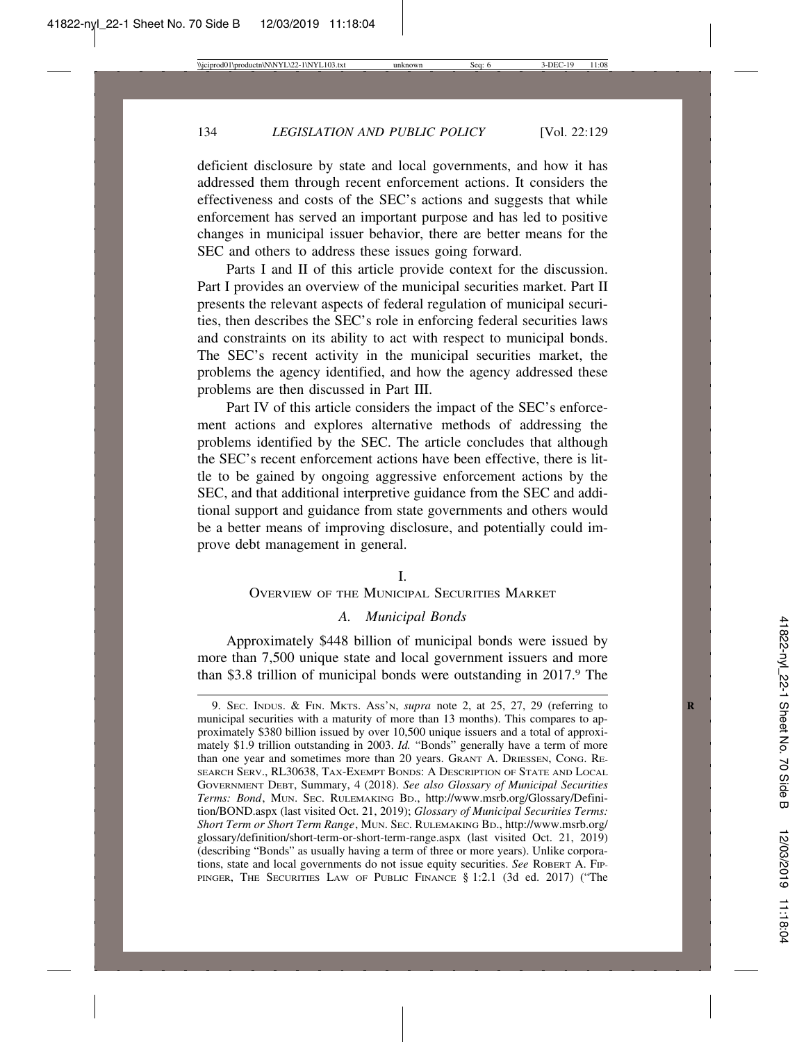deficient disclosure by state and local governments, and how it has addressed them through recent enforcement actions. It considers the effectiveness and costs of the SEC's actions and suggests that while enforcement has served an important purpose and has led to positive changes in municipal issuer behavior, there are better means for the SEC and others to address these issues going forward.

Parts I and II of this article provide context for the discussion. Part I provides an overview of the municipal securities market. Part II presents the relevant aspects of federal regulation of municipal securities, then describes the SEC's role in enforcing federal securities laws and constraints on its ability to act with respect to municipal bonds. The SEC's recent activity in the municipal securities market, the problems the agency identified, and how the agency addressed these problems are then discussed in Part III.

Part IV of this article considers the impact of the SEC's enforcement actions and explores alternative methods of addressing the problems identified by the SEC. The article concludes that although the SEC's recent enforcement actions have been effective, there is little to be gained by ongoing aggressive enforcement actions by the SEC, and that additional interpretive guidance from the SEC and additional support and guidance from state governments and others would be a better means of improving disclosure, and potentially could improve debt management in general.

## I. OVERVIEW OF THE MUNICIPAL SECURITIES MARKET

### A. Municipal Bonds

Approximately $448 billion of municipal bonds were issued by more than 7,500 unique state and local government issuers and more than $3.8 trillion of municipal bonds were outstanding in 2017.[9] The

---

9. SEC. INDUS. & FIN. MKTS. ASS'N, *supra* note 2, at 25, 27, 29 (referring to municipal securities with a maturity of more than 13 months). This compares to approximately $380 billion issued by over 10,500 unique issuers and a total of approximately $1.9 trillion outstanding in 2003. *Id.* "Bonds" generally have a term of more than one year and sometimes more than 20 years. GRANT A. DRIESSEN, CONG. RESEARCH SERV., RL30638, TAX-EXEMPT BONDS: A DESCRIPTION OF STATE AND LOCAL GOVERNMENT DEBT, Summary, 4 (2018). *See also Glossary of Municipal Securities Terms: Bond*, MUN. SEC. RULEMAKING BD., http://www.msrb.org/Glossary/Definition/BOND.aspx (last visited Oct. 21, 2019); *Glossary of Municipal Securities Terms: Short Term or Short Term Range*, MUN. SEC. RULEMAKING BD., http://www.msrb.org/glossary/definition/short-term-or-short-term-range.aspx (last visited Oct. 21, 2019) (describing "Bonds" as usually having a term of three or more years). Unlike corporations, state and local governments do not issue equity securities. *See* ROBERT A. FIPPINGER, THE SECURITIES LAW OF PUBLIC FINANCE § 1:2.1 (3d ed. 2017) ("The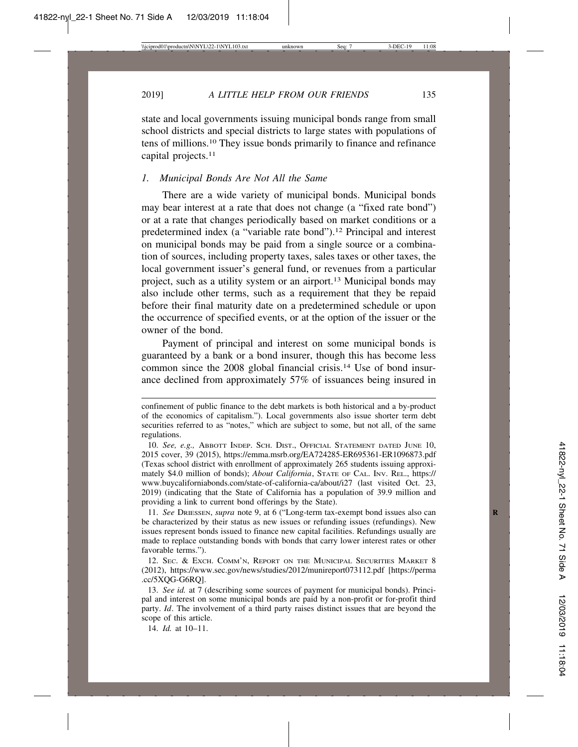state and local governments issuing municipal bonds range from small school districts and special districts to large states with populations of tens of millions.[10] They issue bonds primarily to finance and refinance capital projects.[11]

### *1. Municipal Bonds Are Not All the Same*

There are a wide variety of municipal bonds. Municipal bonds may bear interest at a rate that does not change (a "fixed rate bond") or at a rate that changes periodically based on market conditions or a predetermined index (a "variable rate bond").[12] Principal and interest on municipal bonds may be paid from a single source or a combination of sources, including property taxes, sales taxes or other taxes, the local government issuer's general fund, or revenues from a particular project, such as a utility system or an airport.[13] Municipal bonds may also include other terms, such as a requirement that they be repaid before their final maturity date on a predetermined schedule or upon the occurrence of specified events, or at the option of the issuer or the owner of the bond.

Payment of principal and interest on some municipal bonds is guaranteed by a bank or a bond insurer, though this has become less common since the 2008 global financial crisis.[14] Use of bond insurance declined from approximately 57% of issuances being insured in

---

confinement of public finance to the debt markets is both historical and a by-product of the economics of capitalism."). Local governments also issue shorter term debt securities referred to as "notes," which are subject to some, but not all, of the same regulations.

10. *See, e.g.,* Abbott Indep. Sch. Dist., Official Statement dated June 10, 2015 cover, 39 (2015), https://emma.msrb.org/EA724285-ER695361-ER1096873.pdf (Texas school district with enrollment of approximately 265 students issuing approximately $4.0 million of bonds); *About California*, State of Cal. Inv. Rel., https://www.buycaliforniabonds.com/state-of-california-ca/about/i27 (last visited Oct. 23, 2019) (indicating that the State of California has a population of 39.9 million and providing a link to current bond offerings by the State).

11. *See* Driessen, *supra* note 9, at 6 ("Long-term tax-exempt bond issues also can be characterized by their status as new issues or refunding issues (refundings). New issues represent bonds issued to finance new capital facilities. Refundings usually are made to replace outstanding bonds with bonds that carry lower interest rates or other favorable terms.").

12. Sec. & Exch. Comm'n, Report on the Municipal Securities Market 8 (2012), https://www.sec.gov/news/studies/2012/munireport073112.pdf [https://perma.cc/5XQG-G6RQ].

13. *See id.* at 7 (describing some sources of payment for municipal bonds). Principal and interest on some municipal bonds are paid by a non-profit or for-profit third party. *Id*. The involvement of a third party raises distinct issues that are beyond the scope of this article.

14. *Id.* at 10–11.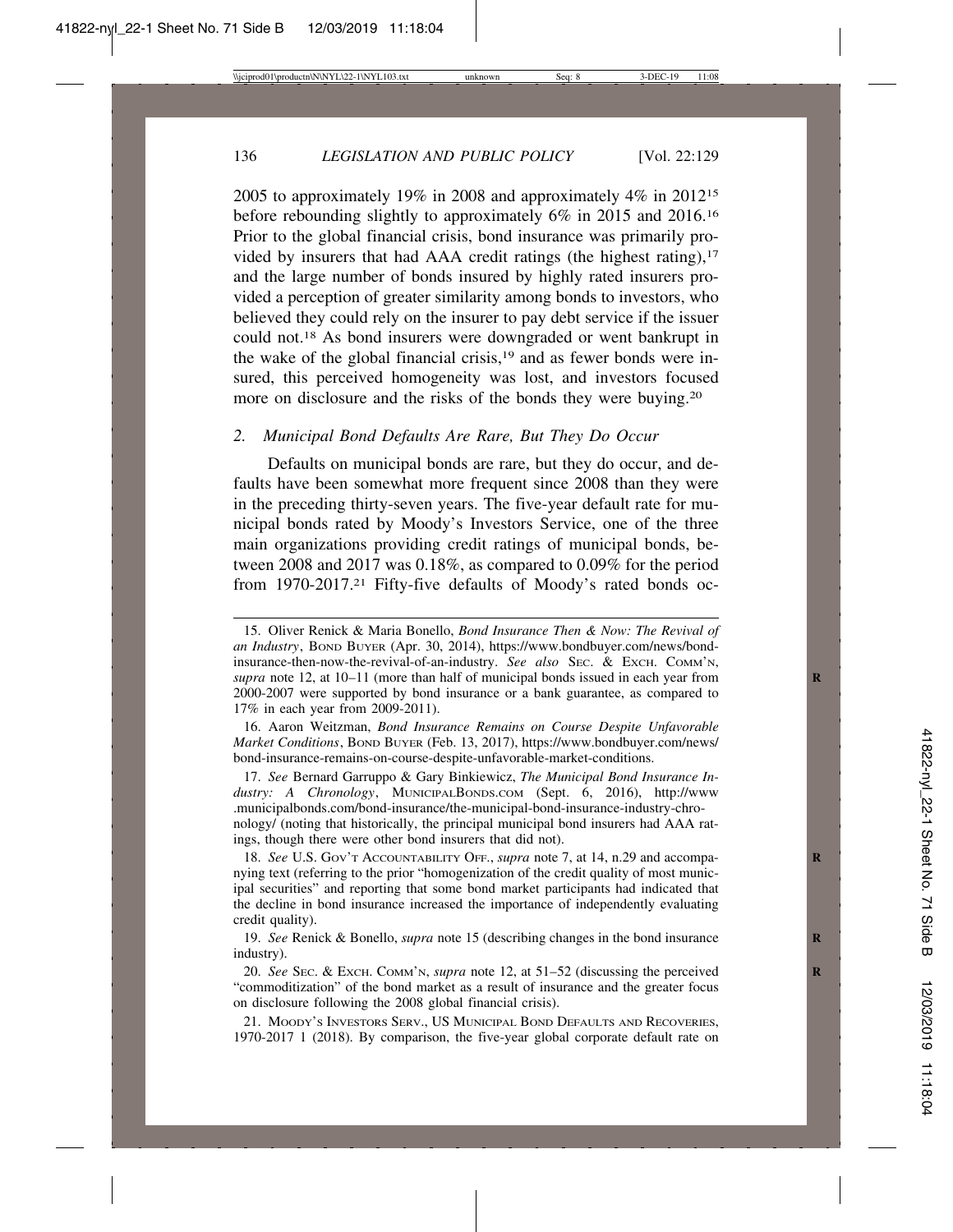2005 to approximately 19% in 2008 and approximately 4% in 2012[15] before rebounding slightly to approximately 6% in 2015 and 2016.[16] Prior to the global financial crisis, bond insurance was primarily provided by insurers that had AAA credit ratings (the highest rating),[17] and the large number of bonds insured by highly rated insurers provided a perception of greater similarity among bonds to investors, who believed they could rely on the insurer to pay debt service if the issuer could not.[18] As bond insurers were downgraded or went bankrupt in the wake of the global financial crisis,[19] and as fewer bonds were insured, this perceived homogeneity was lost, and investors focused more on disclosure and the risks of the bonds they were buying.[20]

### *2. Municipal Bond Defaults Are Rare, But They Do Occur*

Defaults on municipal bonds are rare, but they do occur, and defaults have been somewhat more frequent since 2008 than they were in the preceding thirty-seven years. The five-year default rate for municipal bonds rated by Moody's Investors Service, one of the three main organizations providing credit ratings of municipal bonds, between 2008 and 2017 was 0.18%, as compared to 0.09% for the period from 1970-2017.[21] Fifty-five defaults of Moody's rated bonds oc-

---

15. Oliver Renick & Maria Bonello, *Bond Insurance Then & Now: The Revival of an Industry*, BOND BUYER (Apr. 30, 2014), https://www.bondbuyer.com/news/bond-insurance-then-now-the-revival-of-an-industry. *See also* SEC. & EXCH. COMM'N, *supra* note 12, at 10–11 (more than half of municipal bonds issued in each year from 2000-2007 were supported by bond insurance or a bank guarantee, as compared to 17% in each year from 2009-2011).

16. Aaron Weitzman, *Bond Insurance Remains on Course Despite Unfavorable Market Conditions*, BOND BUYER (Feb. 13, 2017), https://www.bondbuyer.com/news/bond-insurance-remains-on-course-despite-unfavorable-market-conditions.

17. *See* Bernard Garruppo & Gary Binkiewicz, *The Municipal Bond Insurance Industry: A Chronology*, MUNICIPALBONDS.COM (Sept. 6, 2016), http://www.municipalbonds.com/bond-insurance/the-municipal-bond-insurance-industry-chronology/ (noting that historically, the principal municipal bond insurers had AAA ratings, though there were other bond insurers that did not).

18. *See* U.S. GOV'T ACCOUNTABILITY OFF., *supra* note 7, at 14, n.29 and accompanying text (referring to the prior "homogenization of the credit quality of most municipal securities" and reporting that some bond market participants had indicated that the decline in bond insurance increased the importance of independently evaluating credit quality).

19. *See* Renick & Bonello, *supra* note 15 (describing changes in the bond insurance industry).

20. *See* SEC. & EXCH. COMM'N, *supra* note 12, at 51–52 (discussing the perceived "commoditization" of the bond market as a result of insurance and the greater focus on disclosure following the 2008 global financial crisis).

21. MOODY'S INVESTORS SERV., US MUNICIPAL BOND DEFAULTS AND RECOVERIES, 1970-2017 1 (2018). By comparison, the five-year global corporate default rate on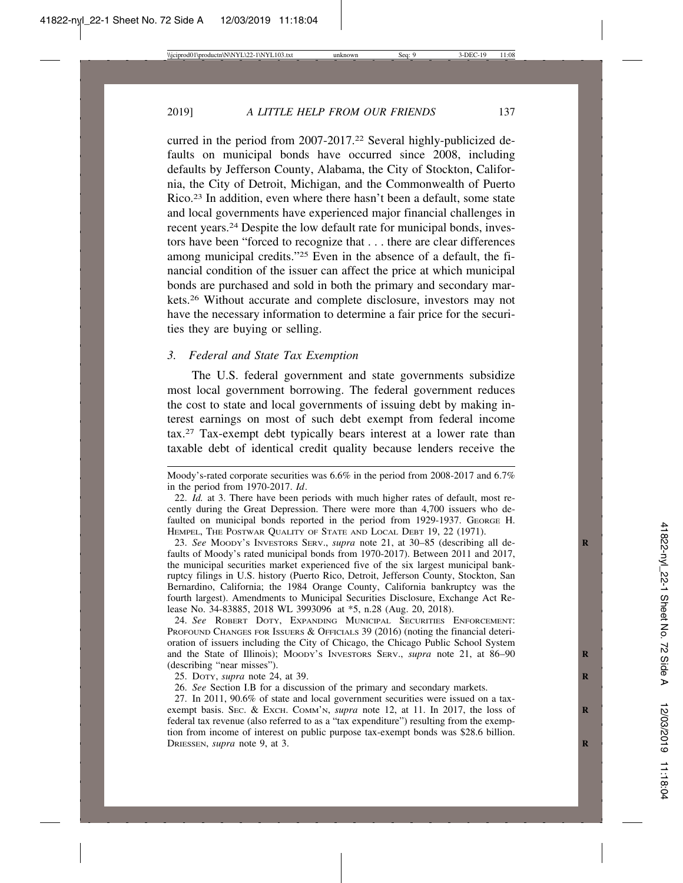curred in the period from 2007-2017.[22] Several highly-publicized defaults on municipal bonds have occurred since 2008, including defaults by Jefferson County, Alabama, the City of Stockton, California, the City of Detroit, Michigan, and the Commonwealth of Puerto Rico.[23] In addition, even where there hasn't been a default, some state and local governments have experienced major financial challenges in recent years.[24] Despite the low default rate for municipal bonds, investors have been "forced to recognize that . . . there are clear differences among municipal credits."[25] Even in the absence of a default, the financial condition of the issuer can affect the price at which municipal bonds are purchased and sold in both the primary and secondary markets.[26] Without accurate and complete disclosure, investors may not have the necessary information to determine a fair price for the securities they are buying or selling.

### *3. Federal and State Tax Exemption*

The U.S. federal government and state governments subsidize most local government borrowing. The federal government reduces the cost to state and local governments of issuing debt by making interest earnings on most of such debt exempt from federal income tax.[27] Tax-exempt debt typically bears interest at a lower rate than taxable debt of identical credit quality because lenders receive the

---

Moody's-rated corporate securities was 6.6% in the period from 2008-2017 and 6.7% in the period from 1970-2017. *Id*.

22. *Id.* at 3. There have been periods with much higher rates of default, most recently during the Great Depression. There were more than 4,700 issuers who defaulted on municipal bonds reported in the period from 1929-1937. George H. Hempel, The Postwar Quality of State and Local Debt 19, 22 (1971).

23. *See* Moody's Investors Serv., *supra* note 21, at 30–85 (describing all defaults of Moody's rated municipal bonds from 1970-2017). Between 2011 and 2017, the municipal securities market experienced five of the six largest municipal bankruptcy filings in U.S. history (Puerto Rico, Detroit, Jefferson County, Stockton, San Bernardino, California; the 1984 Orange County, California bankruptcy was the fourth largest). Amendments to Municipal Securities Disclosure, Exchange Act Release No. 34-83885, 2018 WL 3993096 at *5, n.28 (Aug. 20, 2018).

24. *See* Robert Doty, Expanding Municipal Securities Enforcement: Profound Changes for Issuers & Officials 39 (2016) (noting the financial deterioration of issuers including the City of Chicago, the Chicago Public School System and the State of Illinois); Moody's Investors Serv., *supra* note 21, at 86–90 (describing "near misses").

25. Doty, *supra* note 24, at 39.

26. *See* Section I.B for a discussion of the primary and secondary markets.

27. In 2011, 90.6% of state and local government securities were issued on a tax-exempt basis. Sec. & Exch. Comm'n, *supra* note 12, at 11. In 2017, the loss of federal tax revenue (also referred to as a "tax expenditure") resulting from the exemption from income of interest on public purpose tax-exempt bonds was $28.6 billion. Driessen, *supra* note 9, at 3.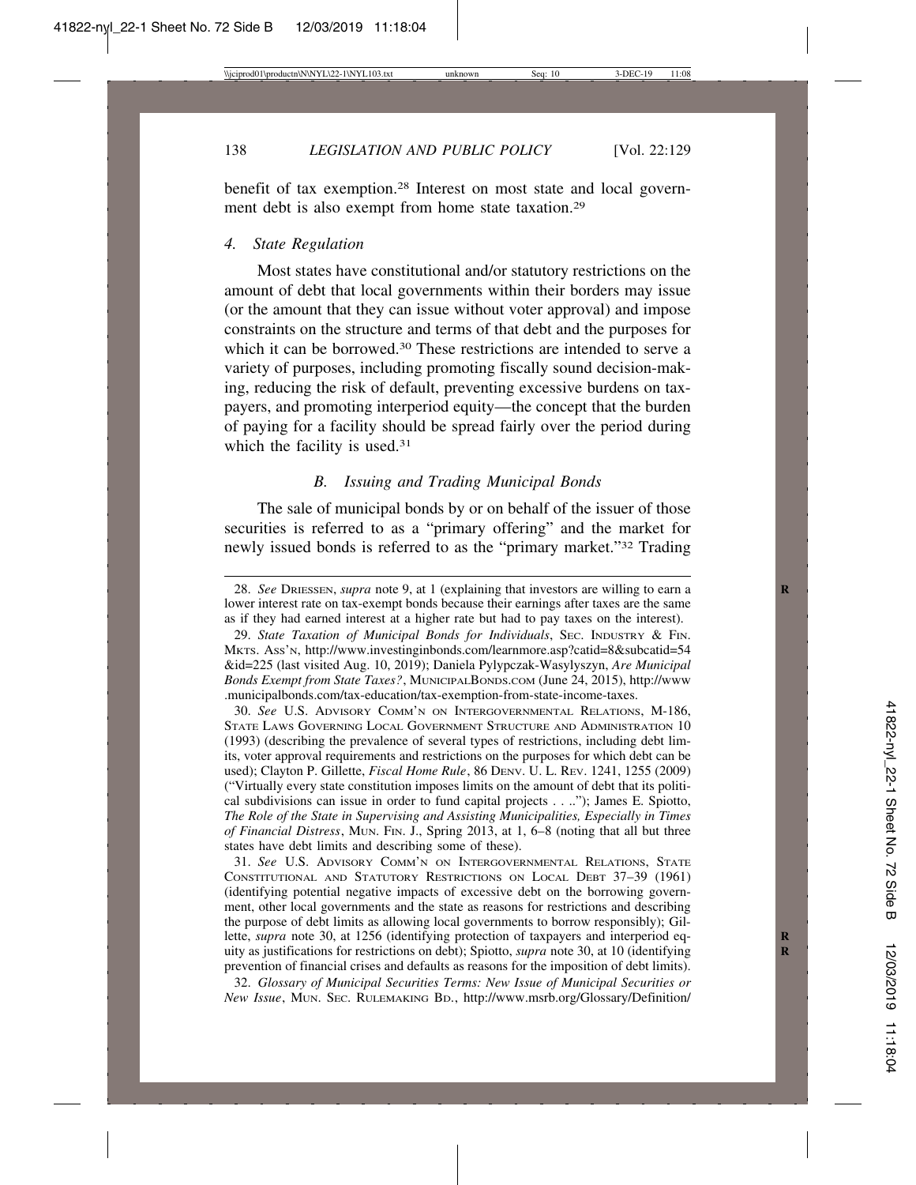benefit of tax exemption.[28] Interest on most state and local government debt is also exempt from home state taxation.[29]

#### *4. State Regulation*

Most states have constitutional and/or statutory restrictions on the amount of debt that local governments within their borders may issue (or the amount that they can issue without voter approval) and impose constraints on the structure and terms of that debt and the purposes for which it can be borrowed.[30] These restrictions are intended to serve a variety of purposes, including promoting fiscally sound decision-making, reducing the risk of default, preventing excessive burdens on taxpayers, and promoting interperiod equity—the concept that the burden of paying for a facility should be spread fairly over the period during which the facility is used.[31]

### *B. Issuing and Trading Municipal Bonds*

The sale of municipal bonds by or on behalf of the issuer of those securities is referred to as a "primary offering" and the market for newly issued bonds is referred to as the "primary market."[32] Trading

---

28. *See* DRIESSEN, *supra* note 9, at 1 (explaining that investors are willing to earn a lower interest rate on tax-exempt bonds because their earnings after taxes are the same as if they had earned interest at a higher rate but had to pay taxes on the interest).

29. *State Taxation of Municipal Bonds for Individuals*, SEC. INDUSTRY & FIN. MKTS. ASS'N, http://www.investinginbonds.com/learnmore.asp?catid=8&subcatid=54&id=225 (last visited Aug. 10, 2019); Daniela Pylypczak-Wasylyszyn, *Are Municipal Bonds Exempt from State Taxes?*, MUNICIPALBONDS.COM (June 24, 2015), http://www.municipalbonds.com/tax-education/tax-exemption-from-state-income-taxes.

30. *See* U.S. ADVISORY COMM'N ON INTERGOVERNMENTAL RELATIONS, M-186, STATE LAWS GOVERNING LOCAL GOVERNMENT STRUCTURE AND ADMINISTRATION 10 (1993) (describing the prevalence of several types of restrictions, including debt limits, voter approval requirements and restrictions on the purposes for which debt can be used); Clayton P. Gillette, *Fiscal Home Rule*, 86 DENV. U. L. REV. 1241, 1255 (2009) ("Virtually every state constitution imposes limits on the amount of debt that its political subdivisions can issue in order to fund capital projects . . .."); James E. Spiotto, *The Role of the State in Supervising and Assisting Municipalities, Especially in Times of Financial Distress*, MUN. FIN. J., Spring 2013, at 1, 6–8 (noting that all but three states have debt limits and describing some of these).

31. *See* U.S. ADVISORY COMM'N ON INTERGOVERNMENTAL RELATIONS, STATE CONSTITUTIONAL AND STATUTORY RESTRICTIONS ON LOCAL DEBT 37–39 (1961) (identifying potential negative impacts of excessive debt on the borrowing government, other local governments and the state as reasons for restrictions and describing the purpose of debt limits as allowing local governments to borrow responsibly); Gillette, *supra* note 30, at 1256 (identifying protection of taxpayers and interperiod equity as justifications for restrictions on debt); Spiotto, *supra* note 30, at 10 (identifying prevention of financial crises and defaults as reasons for the imposition of debt limits).

32. *Glossary of Municipal Securities Terms: New Issue of Municipal Securities or New Issue*, MUN. SEC. RULEMAKING BD., http://www.msrb.org/Glossary/Definition/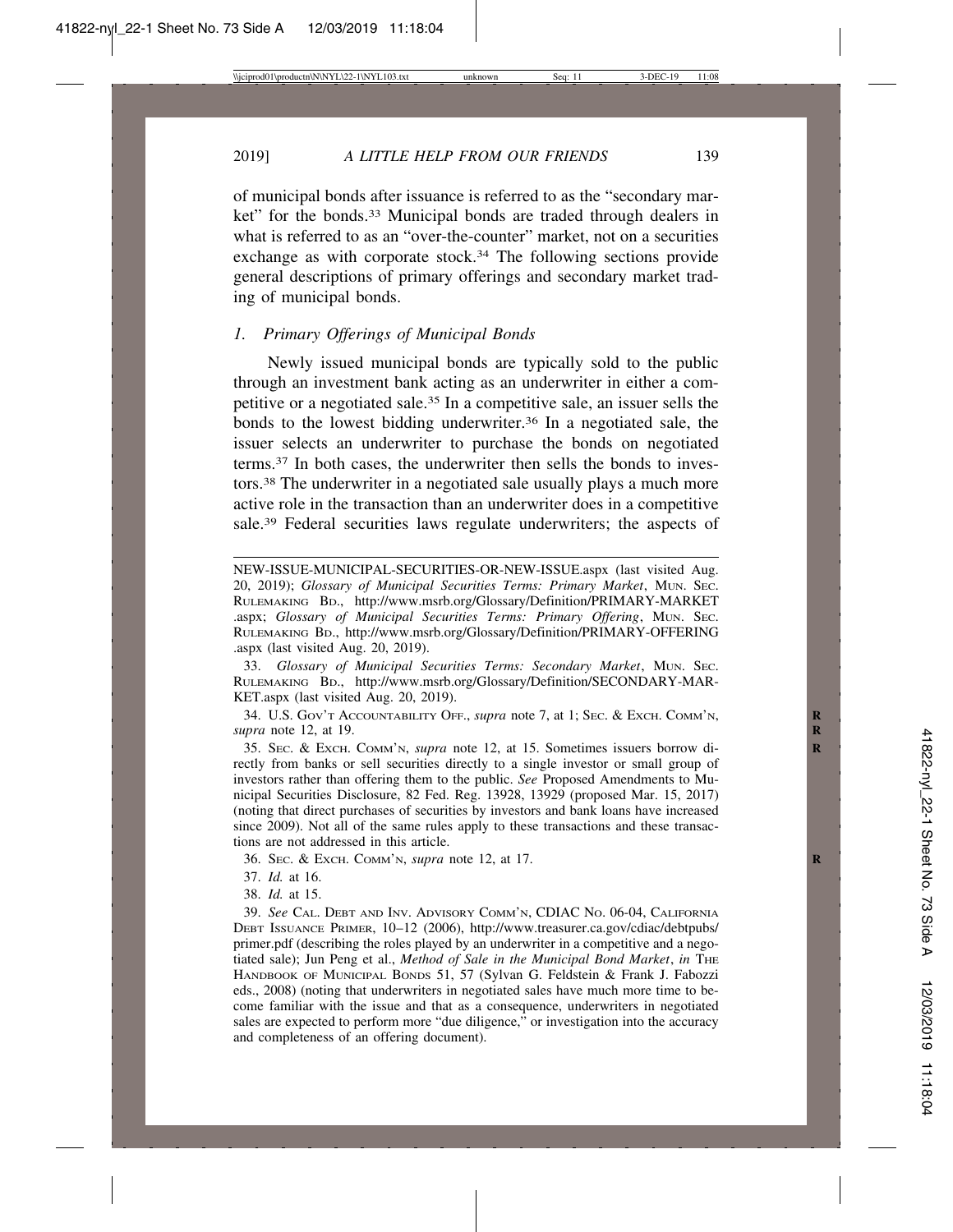of municipal bonds after issuance is referred to as the "secondary market" for the bonds.[33] Municipal bonds are traded through dealers in what is referred to as an "over-the-counter" market, not on a securities exchange as with corporate stock.[34] The following sections provide general descriptions of primary offerings and secondary market trading of municipal bonds.

### *1. Primary Offerings of Municipal Bonds*

Newly issued municipal bonds are typically sold to the public through an investment bank acting as an underwriter in either a competitive or a negotiated sale.[35] In a competitive sale, an issuer sells the bonds to the lowest bidding underwriter.[36] In a negotiated sale, the issuer selects an underwriter to purchase the bonds on negotiated terms.[37] In both cases, the underwriter then sells the bonds to investors.[38] The underwriter in a negotiated sale usually plays a much more active role in the transaction than an underwriter does in a competitive sale.[39] Federal securities laws regulate underwriters; the aspects of

---

NEW-ISSUE-MUNICIPAL-SECURITIES-OR-NEW-ISSUE.aspx (last visited Aug. 20, 2019); *Glossary of Municipal Securities Terms: Primary Market*, MUN. SEC. RULEMAKING BD., http://www.msrb.org/Glossary/Definition/PRIMARY-MARKET.aspx; *Glossary of Municipal Securities Terms: Primary Offering*, MUN. SEC. RULEMAKING BD., http://www.msrb.org/Glossary/Definition/PRIMARY-OFFERING.aspx (last visited Aug. 20, 2019).

33. *Glossary of Municipal Securities Terms: Secondary Market*, MUN. SEC. RULEMAKING BD., http://www.msrb.org/Glossary/Definition/SECONDARY-MARKET.aspx (last visited Aug. 20, 2019).

34. U.S. GOV'T ACCOUNTABILITY OFF., *supra* note 7, at 1; SEC. & EXCH. COMM'N, *supra* note 12, at 19.

35. SEC. & EXCH. COMM'N, *supra* note 12, at 15. Sometimes issuers borrow directly from banks or sell securities directly to a single investor or small group of investors rather than offering them to the public. *See* Proposed Amendments to Municipal Securities Disclosure, 82 Fed. Reg. 13928, 13929 (proposed Mar. 15, 2017) (noting that direct purchases of securities by investors and bank loans have increased since 2009). Not all of the same rules apply to these transactions and these transactions are not addressed in this article.

36. SEC. & EXCH. COMM'N, *supra* note 12, at 17.

37. *Id.* at 16.

38. *Id.* at 15.

39. *See* CAL. DEBT AND INV. ADVISORY COMM'N, CDIAC NO. 06-04, CALIFORNIA DEBT ISSUANCE PRIMER, 10–12 (2006), http://www.treasurer.ca.gov/cdiac/debtpubs/primer.pdf (describing the roles played by an underwriter in a competitive and a negotiated sale); Jun Peng et al., *Method of Sale in the Municipal Bond Market*, *in* THE HANDBOOK OF MUNICIPAL BONDS 51, 57 (Sylvan G. Feldstein & Frank J. Fabozzi eds., 2008) (noting that underwriters in negotiated sales have much more time to become familiar with the issue and that as a consequence, underwriters in negotiated sales are expected to perform more "due diligence," or investigation into the accuracy and completeness of an offering document).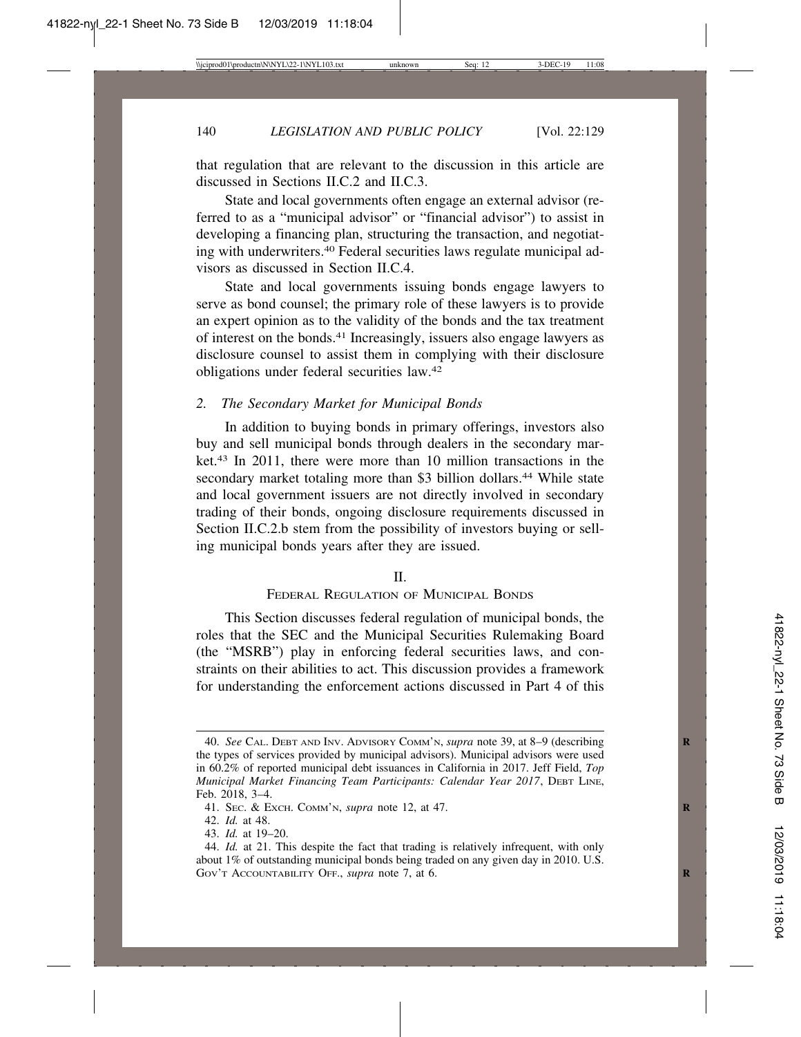that regulation that are relevant to the discussion in this article are discussed in Sections II.C.2 and II.C.3.

State and local governments often engage an external advisor (referred to as a "municipal advisor" or "financial advisor") to assist in developing a financing plan, structuring the transaction, and negotiating with underwriters.[40] Federal securities laws regulate municipal advisors as discussed in Section II.C.4.

State and local governments issuing bonds engage lawyers to serve as bond counsel; the primary role of these lawyers is to provide an expert opinion as to the validity of the bonds and the tax treatment of interest on the bonds.[41] Increasingly, issuers also engage lawyers as disclosure counsel to assist them in complying with their disclosure obligations under federal securities law.[42]

### 2. *The Secondary Market for Municipal Bonds*

In addition to buying bonds in primary offerings, investors also buy and sell municipal bonds through dealers in the secondary market.[43] In 2011, there were more than 10 million transactions in the secondary market totaling more than $3 billion dollars.[44] While state and local government issuers are not directly involved in secondary trading of their bonds, ongoing disclosure requirements discussed in Section II.C.2.b stem from the possibility of investors buying or selling municipal bonds years after they are issued.

## II.
## FEDERAL REGULATION OF MUNICIPAL BONDS

This Section discusses federal regulation of municipal bonds, the roles that the SEC and the Municipal Securities Rulemaking Board (the "MSRB") play in enforcing federal securities laws, and constraints on their abilities to act. This discussion provides a framework for understanding the enforcement actions discussed in Part 4 of this

---

40. *See* CAL. DEBT AND INV. ADVISORY COMM'N, *supra* note 39, at 8–9 (describing the types of services provided by municipal advisors). Municipal advisors were used in 60.2% of reported municipal debt issuances in California in 2017. Jeff Field, *Top Municipal Market Financing Team Participants: Calendar Year 2017*, DEBT LINE, Feb. 2018, 3–4.

41. SEC. & EXCH. COMM'N, *supra* note 12, at 47.

42. *Id.* at 48.

43. *Id.* at 19–20.

44. *Id.* at 21. This despite the fact that trading is relatively infrequent, with only about 1% of outstanding municipal bonds being traded on any given day in 2010. U.S. GOV'T ACCOUNTABILITY OFF., *supra* note 7, at 6.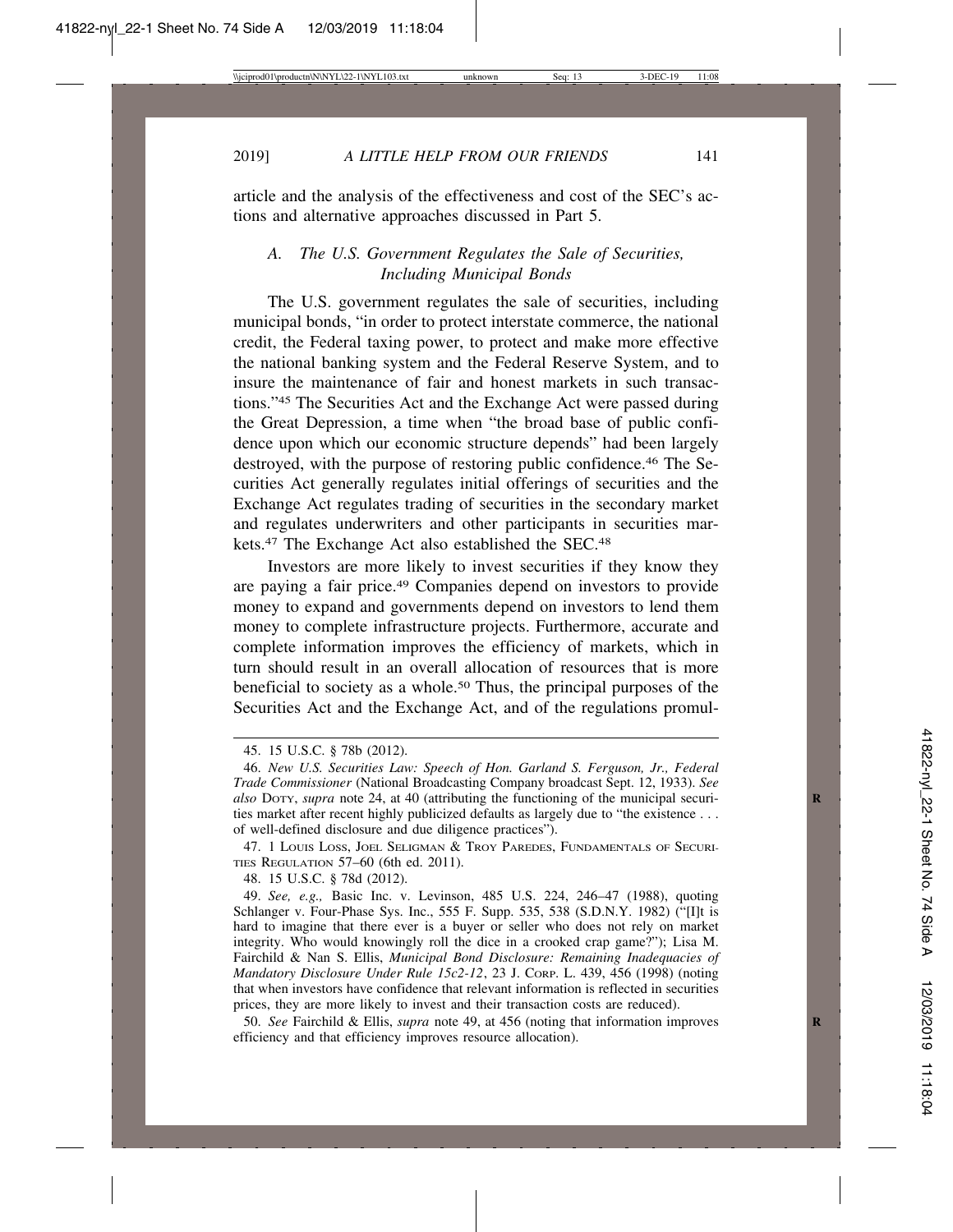article and the analysis of the effectiveness and cost of the SEC's actions and alternative approaches discussed in Part 5.

### *A. The U.S. Government Regulates the Sale of Securities, Including Municipal Bonds*

The U.S. government regulates the sale of securities, including municipal bonds, "in order to protect interstate commerce, the national credit, the Federal taxing power, to protect and make more effective the national banking system and the Federal Reserve System, and to insure the maintenance of fair and honest markets in such transactions."[45] The Securities Act and the Exchange Act were passed during the Great Depression, a time when "the broad base of public confidence upon which our economic structure depends" had been largely destroyed, with the purpose of restoring public confidence.[46] The Securities Act generally regulates initial offerings of securities and the Exchange Act regulates trading of securities in the secondary market and regulates underwriters and other participants in securities markets.[47] The Exchange Act also established the SEC.[48]

Investors are more likely to invest securities if they know they are paying a fair price.[49] Companies depend on investors to provide money to expand and governments depend on investors to lend them money to complete infrastructure projects. Furthermore, accurate and complete information improves the efficiency of markets, which in turn should result in an overall allocation of resources that is more beneficial to society as a whole.[50] Thus, the principal purposes of the Securities Act and the Exchange Act, and of the regulations promul-

---

45. 15 U.S.C. § 78b (2012).

46. *New U.S. Securities Law: Speech of Hon. Garland S. Ferguson, Jr., Federal Trade Commissioner* (National Broadcasting Company broadcast Sept. 12, 1933). *See also* DOTY, *supra* note 24, at 40 (attributing the functioning of the municipal securities market after recent highly publicized defaults as largely due to "the existence . . . of well-defined disclosure and due diligence practices").

47. 1 LOUIS LOSS, JOEL SELIGMAN & TROY PAREDES, FUNDAMENTALS OF SECURITIES REGULATION 57–60 (6th ed. 2011).

48. 15 U.S.C. § 78d (2012).

49. *See, e.g.,* Basic Inc. v. Levinson, 485 U.S. 224, 246–47 (1988), quoting Schlanger v. Four-Phase Sys. Inc., 555 F. Supp. 535, 538 (S.D.N.Y. 1982) ("[I]t is hard to imagine that there ever is a buyer or seller who does not rely on market integrity. Who would knowingly roll the dice in a crooked crap game?"); Lisa M. Fairchild & Nan S. Ellis, *Municipal Bond Disclosure: Remaining Inadequacies of Mandatory Disclosure Under Rule 15c2-12*, 23 J. CORP. L. 439, 456 (1998) (noting that when investors have confidence that relevant information is reflected in securities prices, they are more likely to invest and their transaction costs are reduced).

50. *See* Fairchild & Ellis, *supra* note 49, at 456 (noting that information improves efficiency and that efficiency improves resource allocation).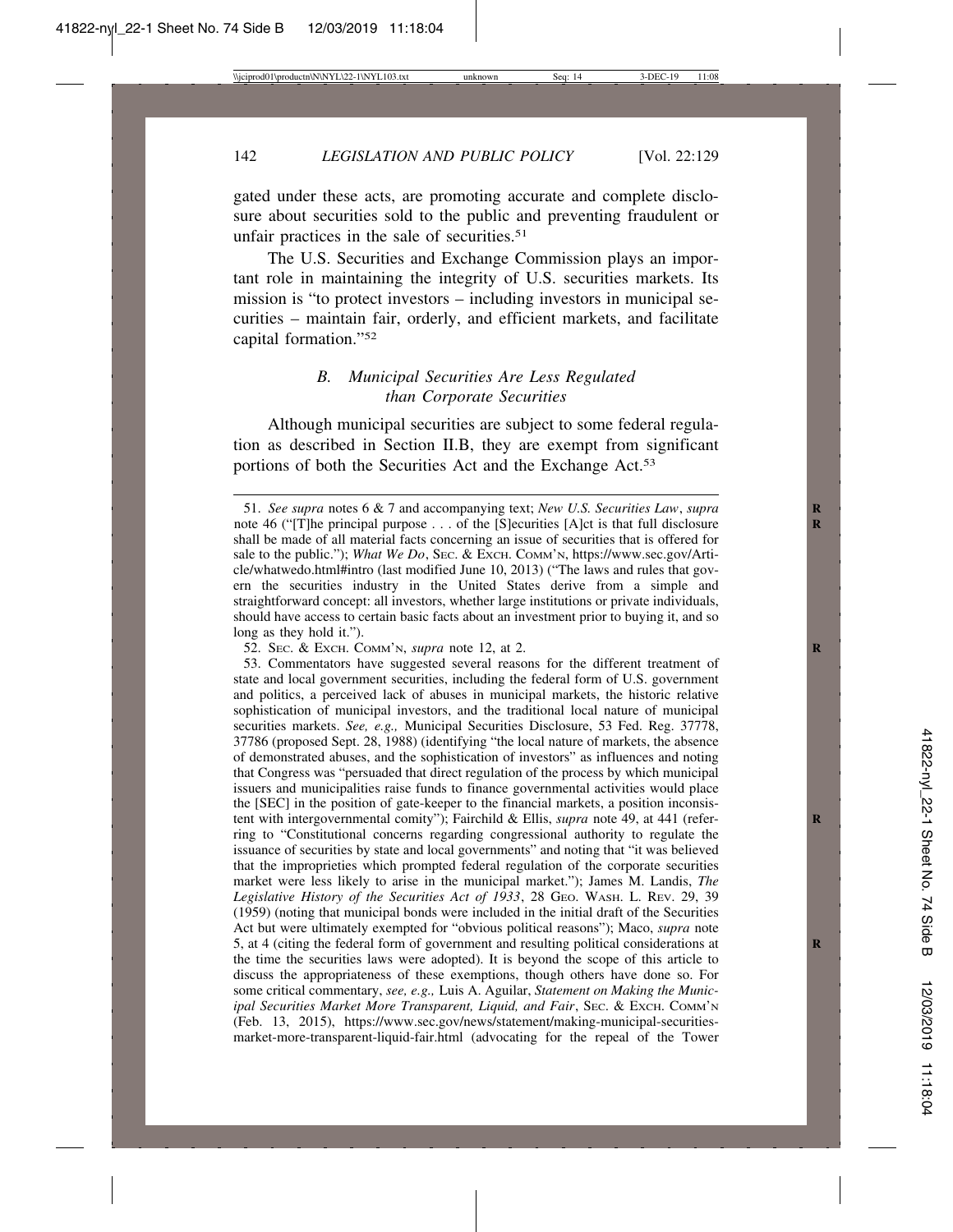gated under these acts, are promoting accurate and complete disclosure about securities sold to the public and preventing fraudulent or unfair practices in the sale of securities.[51]

The U.S. Securities and Exchange Commission plays an important role in maintaining the integrity of U.S. securities markets. Its mission is "to protect investors – including investors in municipal securities – maintain fair, orderly, and efficient markets, and facilitate capital formation."[52]

### *B. Municipal Securities Are Less Regulated than Corporate Securities*

Although municipal securities are subject to some federal regulation as described in Section II.B, they are exempt from significant portions of both the Securities Act and the Exchange Act.[53]

---

51. *See supra* notes 6 & 7 and accompanying text; *New U.S. Securities Law*, *supra* note 46 ("[T]he principal purpose . . . of the [S]ecurities [A]ct is that full disclosure shall be made of all material facts concerning an issue of securities that is offered for sale to the public."); *What We Do*, SEC. & EXCH. COMM'N, https://www.sec.gov/Article/whatwedo.html#intro (last modified June 10, 2013) ("The laws and rules that govern the securities industry in the United States derive from a simple and straightforward concept: all investors, whether large institutions or private individuals, should have access to certain basic facts about an investment prior to buying it, and so long as they hold it.").

52. SEC. & EXCH. COMM'N, *supra* note 12, at 2.

53. Commentators have suggested several reasons for the different treatment of state and local government securities, including the federal form of U.S. government and politics, a perceived lack of abuses in municipal markets, the historic relative sophistication of municipal investors, and the traditional local nature of municipal securities markets. *See, e.g.,* Municipal Securities Disclosure, 53 Fed. Reg. 37778, 37786 (proposed Sept. 28, 1988) (identifying "the local nature of markets, the absence of demonstrated abuses, and the sophistication of investors" as influences and noting that Congress was "persuaded that direct regulation of the process by which municipal issuers and municipalities raise funds to finance governmental activities would place the [SEC] in the position of gate-keeper to the financial markets, a position inconsistent with intergovernmental comity"); Fairchild & Ellis, *supra* note 49, at 441 (referring to "Constitutional concerns regarding congressional authority to regulate the issuance of securities by state and local governments" and noting that "it was believed that the improprieties which prompted federal regulation of the corporate securities market were less likely to arise in the municipal market."); James M. Landis, *The Legislative History of the Securities Act of 1933*, 28 GEO. WASH. L. REV. 29, 39 (1959) (noting that municipal bonds were included in the initial draft of the Securities Act but were ultimately exempted for "obvious political reasons"); Maco, *supra* note 5, at 4 (citing the federal form of government and resulting political considerations at the time the securities laws were adopted). It is beyond the scope of this article to discuss the appropriateness of these exemptions, though others have done so. For some critical commentary, *see, e.g.,* Luis A. Aguilar, *Statement on Making the Municipal Securities Market More Transparent, Liquid, and Fair*, SEC. & EXCH. COMM'N (Feb. 13, 2015), https://www.sec.gov/news/statement/making-municipal-securities-market-more-transparent-liquid-fair.html (advocating for the repeal of the Tower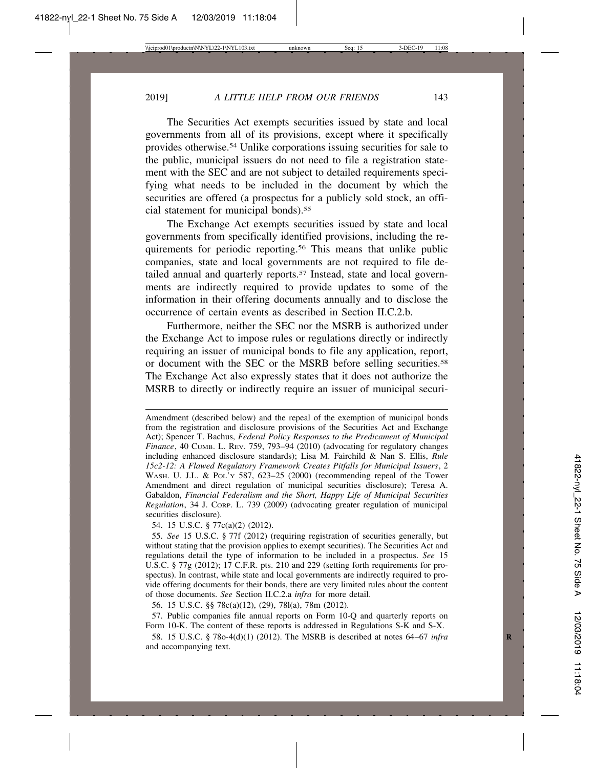The Securities Act exempts securities issued by state and local governments from all of its provisions, except where it specifically provides otherwise.[54] Unlike corporations issuing securities for sale to the public, municipal issuers do not need to file a registration statement with the SEC and are not subject to detailed requirements specifying what needs to be included in the document by which the securities are offered (a prospectus for a publicly sold stock, an official statement for municipal bonds).[55]

The Exchange Act exempts securities issued by state and local governments from specifically identified provisions, including the requirements for periodic reporting.[56] This means that unlike public companies, state and local governments are not required to file detailed annual and quarterly reports.[57] Instead, state and local governments are indirectly required to provide updates to some of the information in their offering documents annually and to disclose the occurrence of certain events as described in Section II.C.2.b.

Furthermore, neither the SEC nor the MSRB is authorized under the Exchange Act to impose rules or regulations directly or indirectly requiring an issuer of municipal bonds to file any application, report, or document with the SEC or the MSRB before selling securities.[58] The Exchange Act also expressly states that it does not authorize the MSRB to directly or indirectly require an issuer of municipal securi-

---

Amendment (described below) and the repeal of the exemption of municipal bonds from the registration and disclosure provisions of the Securities Act and Exchange Act); Spencer T. Bachus, *Federal Policy Responses to the Predicament of Municipal Finance*, 40 CUMB. L. REV. 759, 793–94 (2010) (advocating for regulatory changes including enhanced disclosure standards); Lisa M. Fairchild & Nan S. Ellis, *Rule 15c2-12: A Flawed Regulatory Framework Creates Pitfalls for Municipal Issuers*, 2 WASH. U. J.L. & POL'Y 587, 623–25 (2000) (recommending repeal of the Tower Amendment and direct regulation of municipal securities disclosure); Teresa A. Gabaldon, *Financial Federalism and the Short, Happy Life of Municipal Securities Regulation*, 34 J. CORP. L. 739 (2009) (advocating greater regulation of municipal securities disclosure).

54. 15 U.S.C. § 77c(a)(2) (2012).

55. *See* 15 U.S.C. § 77f (2012) (requiring registration of securities generally, but without stating that the provision applies to exempt securities). The Securities Act and regulations detail the type of information to be included in a prospectus. *See* 15 U.S.C. § 77g (2012); 17 C.F.R. pts. 210 and 229 (setting forth requirements for prospectus). In contrast, while state and local governments are indirectly required to provide offering documents for their bonds, there are very limited rules about the content of those documents. *See* Section II.C.2.a *infra* for more detail.

56. 15 U.S.C. §§ 78c(a)(12), (29), 78l(a), 78m (2012).

57. Public companies file annual reports on Form 10-Q and quarterly reports on Form 10-K. The content of these reports is addressed in Regulations S-K and S-X.

58. 15 U.S.C. § 78o-4(d)(1) (2012). The MSRB is described at notes 64–67 *infra* and accompanying text.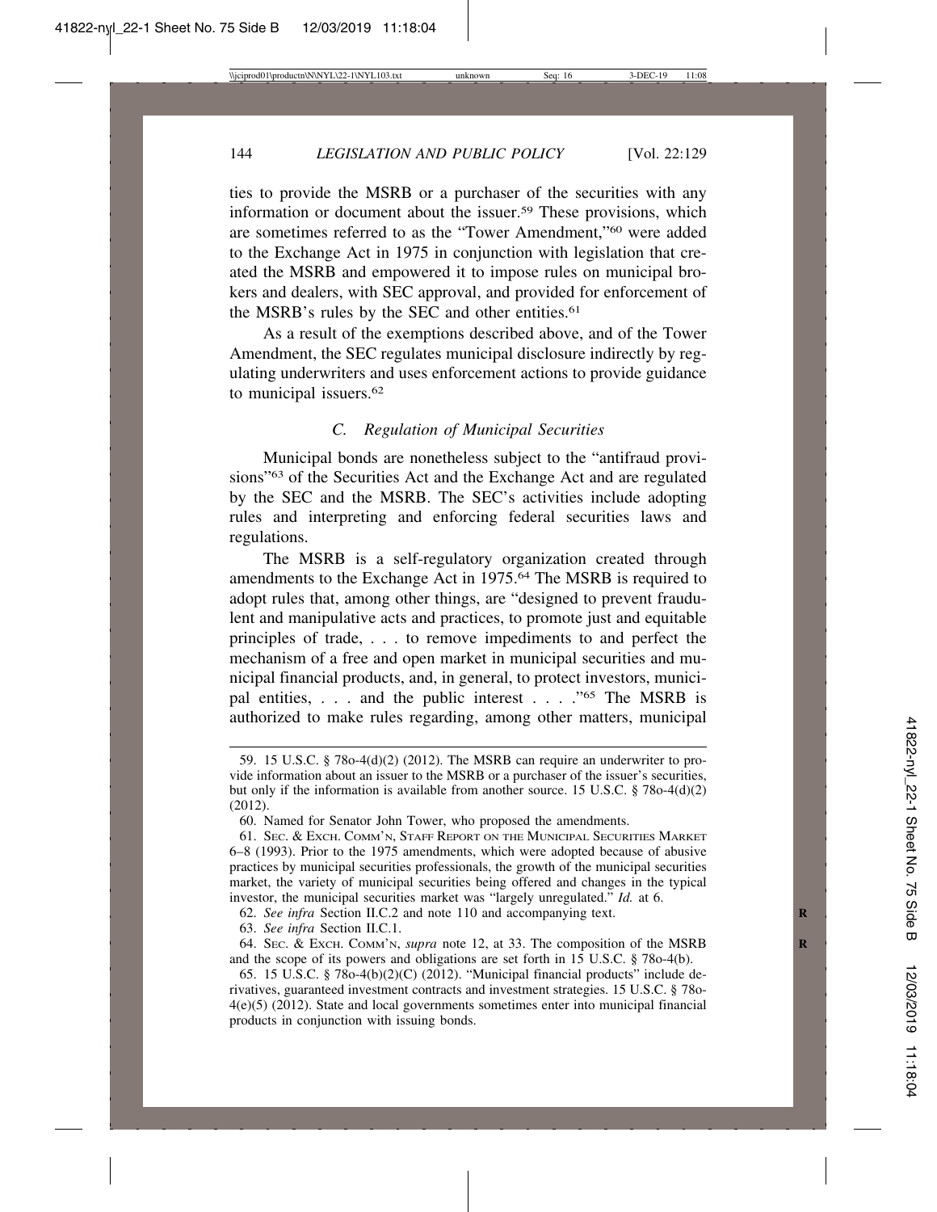ties to provide the MSRB or a purchaser of the securities with any information or document about the issuer.[59] These provisions, which are sometimes referred to as the "Tower Amendment,"[60] were added to the Exchange Act in 1975 in conjunction with legislation that created the MSRB and empowered it to impose rules on municipal brokers and dealers, with SEC approval, and provided for enforcement of the MSRB's rules by the SEC and other entities.[61]

As a result of the exemptions described above, and of the Tower Amendment, the SEC regulates municipal disclosure indirectly by regulating underwriters and uses enforcement actions to provide guidance to municipal issuers.[62]

### *C. Regulation of Municipal Securities*

Municipal bonds are nonetheless subject to the "antifraud provisions"[63] of the Securities Act and the Exchange Act and are regulated by the SEC and the MSRB. The SEC's activities include adopting rules and interpreting and enforcing federal securities laws and regulations.

The MSRB is a self-regulatory organization created through amendments to the Exchange Act in 1975.[64] The MSRB is required to adopt rules that, among other things, are "designed to prevent fraudulent and manipulative acts and practices, to promote just and equitable principles of trade, . . . to remove impediments to and perfect the mechanism of a free and open market in municipal securities and municipal financial products, and, in general, to protect investors, municipal entities, . . . and the public interest . . . ."[65] The MSRB is authorized to make rules regarding, among other matters, municipal

---

59. 15 U.S.C. § 78o-4(d)(2) (2012). The MSRB can require an underwriter to provide information about an issuer to the MSRB or a purchaser of the issuer's securities, but only if the information is available from another source. 15 U.S.C. § 78o-4(d)(2) (2012).

60. Named for Senator John Tower, who proposed the amendments.

61. SEC. & EXCH. COMM'N, STAFF REPORT ON THE MUNICIPAL SECURITIES MARKET 6–8 (1993). Prior to the 1975 amendments, which were adopted because of abusive practices by municipal securities professionals, the growth of the municipal securities market, the variety of municipal securities being offered and changes in the typical investor, the municipal securities market was "largely unregulated." *Id.* at 6.

62. *See infra* Section II.C.2 and note 110 and accompanying text.

63. *See infra* Section II.C.1.

64. SEC. & EXCH. COMM'N, *supra* note 12, at 33. The composition of the MSRB and the scope of its powers and obligations are set forth in 15 U.S.C. § 78o-4(b).

65. 15 U.S.C. § 78o-4(b)(2)(C) (2012). "Municipal financial products" include derivatives, guaranteed investment contracts and investment strategies. 15 U.S.C. § 78o-4(e)(5) (2012). State and local governments sometimes enter into municipal financial products in conjunction with issuing bonds.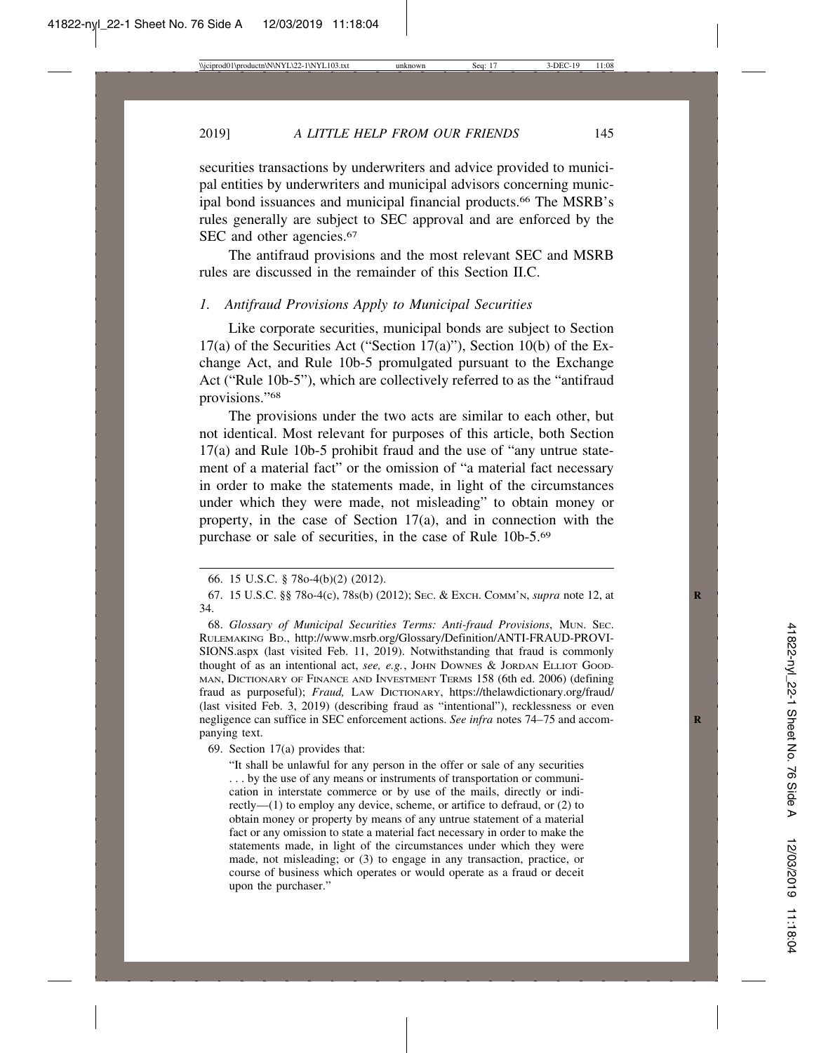securities transactions by underwriters and advice provided to municipal entities by underwriters and municipal advisors concerning municipal bond issuances and municipal financial products.[66] The MSRB's rules generally are subject to SEC approval and are enforced by the SEC and other agencies.[67]

The antifraud provisions and the most relevant SEC and MSRB rules are discussed in the remainder of this Section II.C.

### *1. Antifraud Provisions Apply to Municipal Securities*

Like corporate securities, municipal bonds are subject to Section 17(a) of the Securities Act ("Section 17(a)"), Section 10(b) of the Exchange Act, and Rule 10b-5 promulgated pursuant to the Exchange Act ("Rule 10b-5"), which are collectively referred to as the "antifraud provisions."[68]

The provisions under the two acts are similar to each other, but not identical. Most relevant for purposes of this article, both Section 17(a) and Rule 10b-5 prohibit fraud and the use of "any untrue statement of a material fact" or the omission of "a material fact necessary in order to make the statements made, in light of the circumstances under which they were made, not misleading" to obtain money or property, in the case of Section 17(a), and in connection with the purchase or sale of securities, in the case of Rule 10b-5.[69]

---

66. 15 U.S.C. § 78o-4(b)(2) (2012).

67. 15 U.S.C. §§ 78o-4(c), 78s(b) (2012); Sec. & Exch. Comm'n, *supra* note 12, at 34.

68. *Glossary of Municipal Securities Terms: Anti-fraud Provisions*, Mun. Sec. Rulemaking Bd., http://www.msrb.org/Glossary/Definition/ANTI-FRAUD-PROVISIONS.aspx (last visited Feb. 11, 2019). Notwithstanding that fraud is commonly thought of as an intentional act, *see, e.g.*, John Downes & Jordan Elliot Goodman, Dictionary of Finance and Investment Terms 158 (6th ed. 2006) (defining fraud as purposeful); *Fraud,* Law Dictionary, https://thelawdictionary.org/fraud/ (last visited Feb. 3, 2019) (describing fraud as "intentional"), recklessness or even negligence can suffice in SEC enforcement actions. *See infra* notes 74–75 and accompanying text.

69. Section 17(a) provides that:

> "It shall be unlawful for any person in the offer or sale of any securities . . . by the use of any means or instruments of transportation or communication in interstate commerce or by use of the mails, directly or indirectly—(1) to employ any device, scheme, or artifice to defraud, or (2) to obtain money or property by means of any untrue statement of a material fact or any omission to state a material fact necessary in order to make the statements made, in light of the circumstances under which they were made, not misleading; or (3) to engage in any transaction, practice, or course of business which operates or would operate as a fraud or deceit upon the purchaser."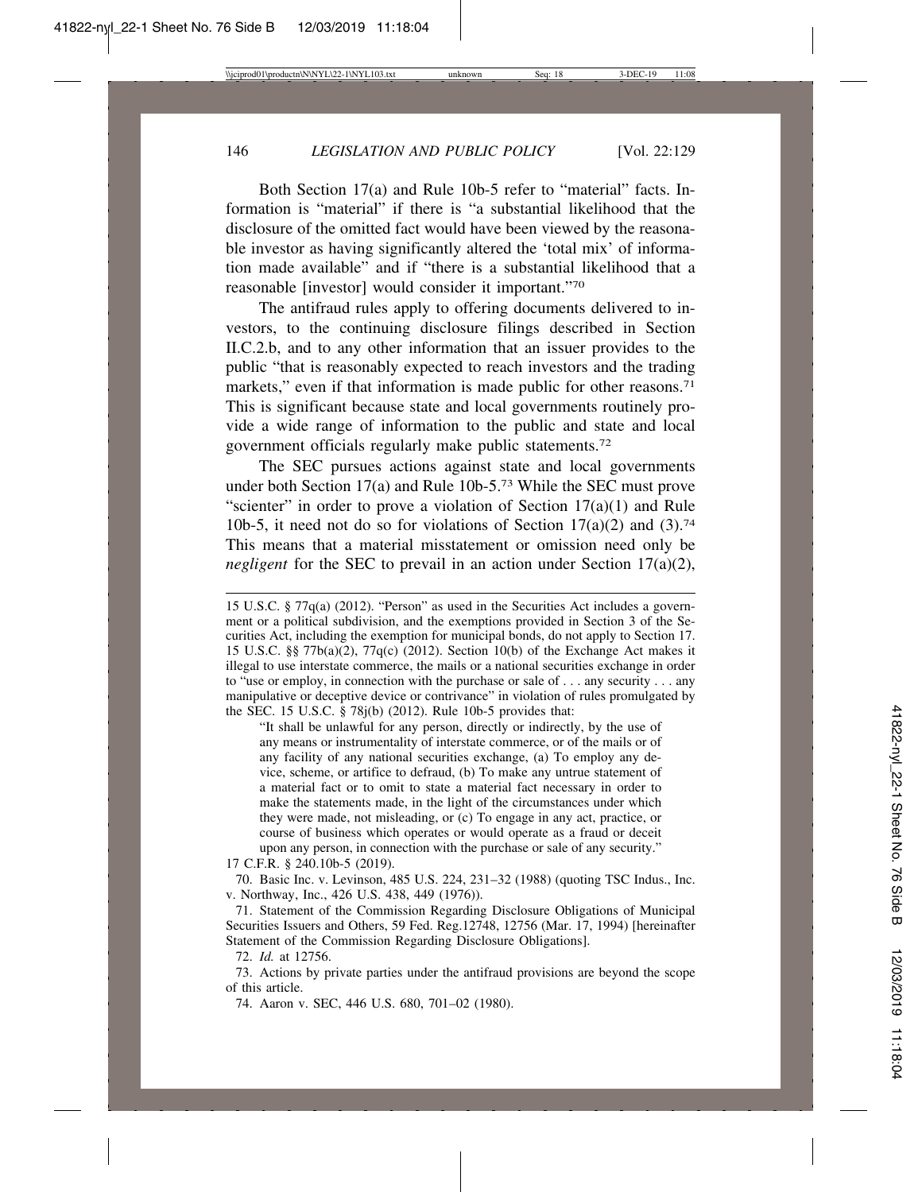Both Section 17(a) and Rule 10b-5 refer to "material" facts. Information is "material" if there is "a substantial likelihood that the disclosure of the omitted fact would have been viewed by the reasonable investor as having significantly altered the 'total mix' of information made available" and if "there is a substantial likelihood that a reasonable [investor] would consider it important."[70]

The antifraud rules apply to offering documents delivered to investors, to the continuing disclosure filings described in Section II.C.2.b, and to any other information that an issuer provides to the public "that is reasonably expected to reach investors and the trading markets," even if that information is made public for other reasons.[71] This is significant because state and local governments routinely provide a wide range of information to the public and state and local government officials regularly make public statements.[72]

The SEC pursues actions against state and local governments under both Section 17(a) and Rule 10b-5.[73] While the SEC must prove "scienter" in order to prove a violation of Section 17(a)(1) and Rule 10b-5, it need not do so for violations of Section 17(a)(2) and (3).[74] This means that a material misstatement or omission need only be *negligent* for the SEC to prevail in an action under Section 17(a)(2),

---

15 U.S.C. § 77q(a) (2012). "Person" as used in the Securities Act includes a government or a political subdivision, and the exemptions provided in Section 3 of the Securities Act, including the exemption for municipal bonds, do not apply to Section 17. 15 U.S.C. §§ 77b(a)(2), 77q(c) (2012). Section 10(b) of the Exchange Act makes it illegal to use interstate commerce, the mails or a national securities exchange in order to "use or employ, in connection with the purchase or sale of . . . any security . . . any manipulative or deceptive device or contrivance" in violation of rules promulgated by the SEC. 15 U.S.C. § 78j(b) (2012). Rule 10b-5 provides that:

> "It shall be unlawful for any person, directly or indirectly, by the use of any means or instrumentality of interstate commerce, or of the mails or of any facility of any national securities exchange, (a) To employ any device, scheme, or artifice to defraud, (b) To make any untrue statement of a material fact or to omit to state a material fact necessary in order to make the statements made, in the light of the circumstances under which they were made, not misleading, or (c) To engage in any act, practice, or course of business which operates or would operate as a fraud or deceit upon any person, in connection with the purchase or sale of any security."

17 C.F.R. § 240.10b-5 (2019).

70. Basic Inc. v. Levinson, 485 U.S. 224, 231–32 (1988) (quoting TSC Indus., Inc. v. Northway, Inc., 426 U.S. 438, 449 (1976)).

71. Statement of the Commission Regarding Disclosure Obligations of Municipal Securities Issuers and Others, 59 Fed. Reg.12748, 12756 (Mar. 17, 1994) [hereinafter Statement of the Commission Regarding Disclosure Obligations].

72. *Id.* at 12756.

73. Actions by private parties under the antifraud provisions are beyond the scope of this article.

74. Aaron v. SEC, 446 U.S. 680, 701–02 (1980).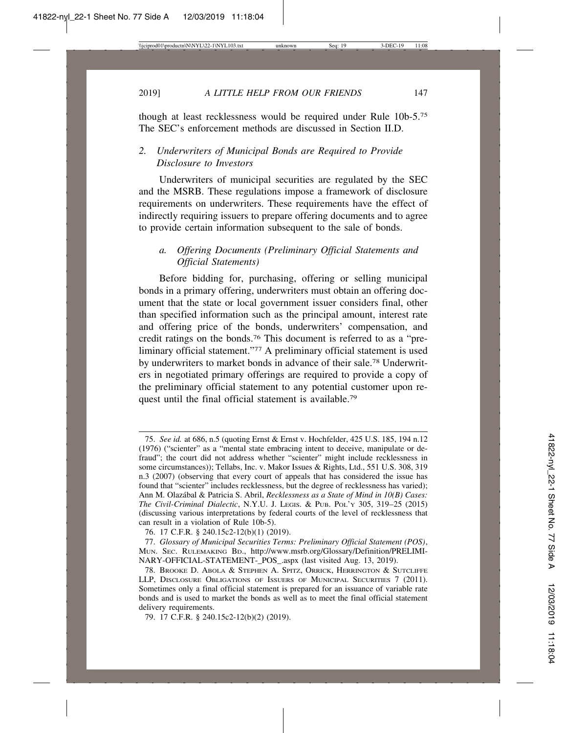though at least recklessness would be required under Rule 10b-5.[75] The SEC's enforcement methods are discussed in Section II.D.

### 2. *Underwriters of Municipal Bonds are Required to Provide Disclosure to Investors*

Underwriters of municipal securities are regulated by the SEC and the MSRB. These regulations impose a framework of disclosure requirements on underwriters. These requirements have the effect of indirectly requiring issuers to prepare offering documents and to agree to provide certain information subsequent to the sale of bonds.

#### a. *Offering Documents (Preliminary Official Statements and Official Statements)*

Before bidding for, purchasing, offering or selling municipal bonds in a primary offering, underwriters must obtain an offering document that the state or local government issuer considers final, other than specified information such as the principal amount, interest rate and offering price of the bonds, underwriters' compensation, and credit ratings on the bonds.[76] This document is referred to as a "preliminary official statement."[77] A preliminary official statement is used by underwriters to market bonds in advance of their sale.[78] Underwriters in negotiated primary offerings are required to provide a copy of the preliminary official statement to any potential customer upon request until the final official statement is available.[79]

---

75. *See id.* at 686, n.5 (quoting Ernst & Ernst v. Hochfelder, 425 U.S. 185, 194 n.12 (1976) ("scienter" as a "mental state embracing intent to deceive, manipulate or defraud"; the court did not address whether "scienter" might include recklessness in some circumstances)); Tellabs, Inc. v. Makor Issues & Rights, Ltd., 551 U.S. 308, 319 n.3 (2007) (observing that every court of appeals that has considered the issue has found that "scienter" includes recklessness, but the degree of recklessness has varied); Ann M. Olazábal & Patricia S. Abril, *Recklessness as a State of Mind in 10(B) Cases: The Civil-Criminal Dialectic*, N.Y.U. J. LEGIS. & PUB. POL'Y 305, 319–25 (2015) (discussing various interpretations by federal courts of the level of recklessness that can result in a violation of Rule 10b-5).

76. 17 C.F.R. § 240.15c2-12(b)(1) (2019).

77. *Glossary of Municipal Securities Terms: Preliminary Official Statement (POS)*, MUN. SEC. RULEMAKING BD., http://www.msrb.org/Glossary/Definition/PRELIMINARY-OFFICIAL-STATEMENT-_POS_.aspx (last visited Aug. 13, 2019).

78. BROOKE D. ABOLA & STEPHEN A. SPITZ, ORRICK, HERRINGTON & SUTCLIFFE LLP, DISCLOSURE OBLIGATIONS OF ISSUERS OF MUNICIPAL SECURITIES 7 (2011). Sometimes only a final official statement is prepared for an issuance of variable rate bonds and is used to market the bonds as well as to meet the final official statement delivery requirements.

79. 17 C.F.R. § 240.15c2-12(b)(2) (2019).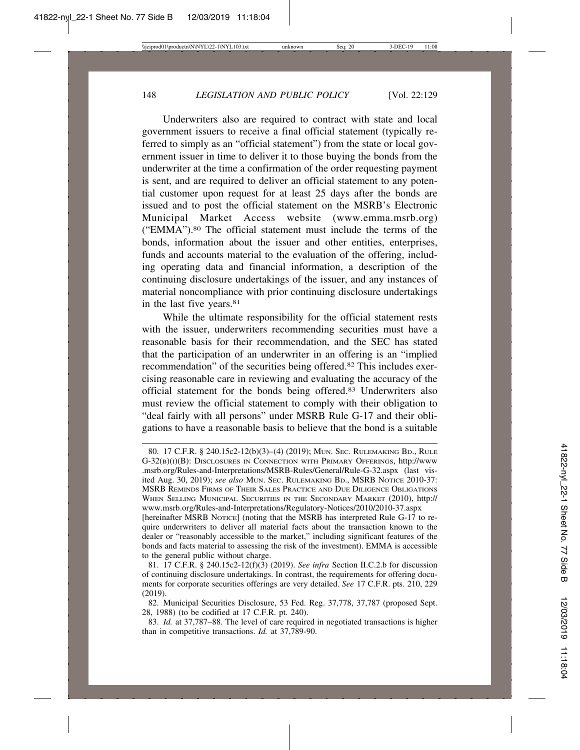Underwriters also are required to contract with state and local government issuers to receive a final official statement (typically referred to simply as an "official statement") from the state or local government issuer in time to deliver it to those buying the bonds from the underwriter at the time a confirmation of the order requesting payment is sent, and are required to deliver an official statement to any potential customer upon request for at least 25 days after the bonds are issued and to post the official statement on the MSRB's Electronic Municipal Market Access website (www.emma.msrb.org) ("EMMA").[80] The official statement must include the terms of the bonds, information about the issuer and other entities, enterprises, funds and accounts material to the evaluation of the offering, including operating data and financial information, a description of the continuing disclosure undertakings of the issuer, and any instances of material noncompliance with prior continuing disclosure undertakings in the last five years.[81]

While the ultimate responsibility for the official statement rests with the issuer, underwriters recommending securities must have a reasonable basis for their recommendation, and the SEC has stated that the participation of an underwriter in an offering is an "implied recommendation" of the securities being offered.[82] This includes exercising reasonable care in reviewing and evaluating the accuracy of the official statement for the bonds being offered.[83] Underwriters also must review the official statement to comply with their obligation to "deal fairly with all persons" under MSRB Rule G-17 and their obligations to have a reasonable basis to believe that the bond is a suitable

---

80. 17 C.F.R. § 240.15c2-12(b)(3)–(4) (2019); Mun. Sec. Rulemaking Bd., Rule G-32(b)(i)(B): Disclosures in Connection with Primary Offerings, http://www.msrb.org/Rules-and-Interpretations/MSRB-Rules/General/Rule-G-32.aspx (last visited Aug. 30, 2019); *see also* Mun. Sec. Rulemaking Bd., MSRB Notice 2010-37: MSRB Reminds Firms of Their Sales Practice and Due Diligence Obligations When Selling Municipal Securities in the Secondary Market (2010), http://www.msrb.org/Rules-and-Interpretations/Regulatory-Notices/2010/2010-37.aspx [hereinafter MSRB Notice] (noting that the MSRB has interpreted Rule G-17 to require underwriters to deliver all material facts about the transaction known to the dealer or "reasonably accessible to the market," including significant features of the bonds and facts material to assessing the risk of the investment). EMMA is accessible to the general public without charge.

81. 17 C.F.R. § 240.15c2-12(f)(3) (2019). *See infra* Section II.C.2.b for discussion of continuing disclosure undertakings. In contrast, the requirements for offering documents for corporate securities offerings are very detailed. *See* 17 C.F.R. pts. 210, 229 (2019).

82. Municipal Securities Disclosure, 53 Fed. Reg. 37,778, 37,787 (proposed Sept. 28, 1988) (to be codified at 17 C.F.R. pt. 240).

83. *Id.* at 37,787–88. The level of care required in negotiated transactions is higher than in competitive transactions. *Id.* at 37,789-90.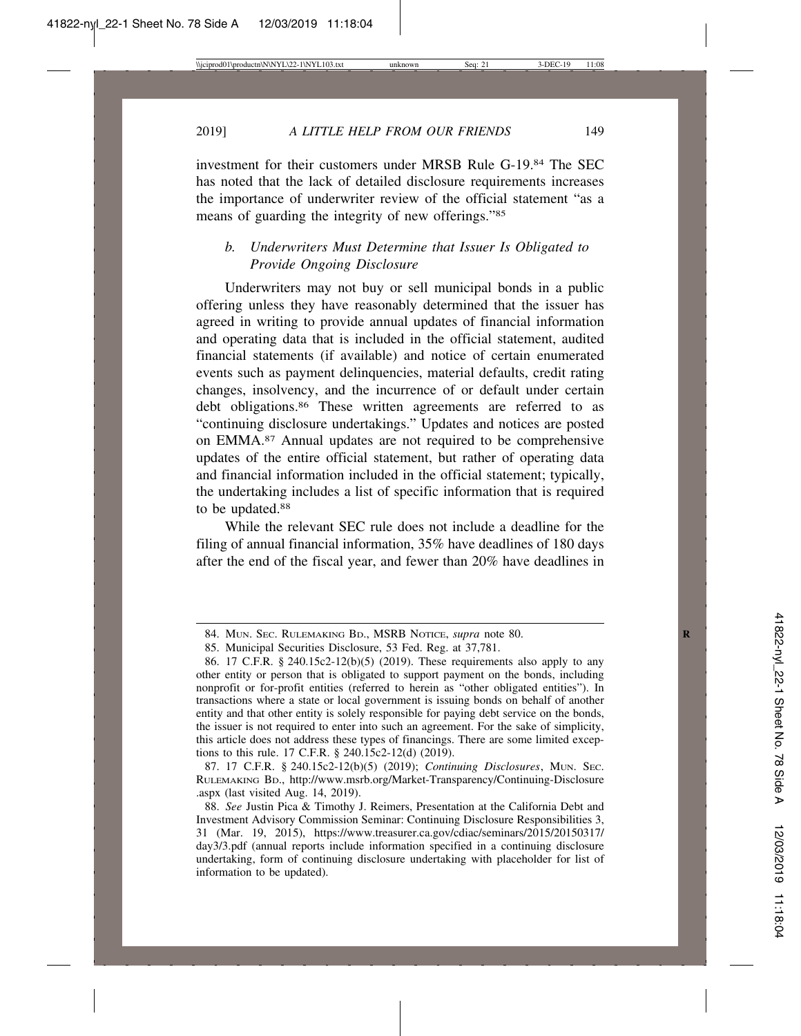investment for their customers under MRSB Rule G-19.[84] The SEC has noted that the lack of detailed disclosure requirements increases the importance of underwriter review of the official statement "as a means of guarding the integrity of new offerings."[85]

### *b. Underwriters Must Determine that Issuer Is Obligated to Provide Ongoing Disclosure*

Underwriters may not buy or sell municipal bonds in a public offering unless they have reasonably determined that the issuer has agreed in writing to provide annual updates of financial information and operating data that is included in the official statement, audited financial statements (if available) and notice of certain enumerated events such as payment delinquencies, material defaults, credit rating changes, insolvency, and the incurrence of or default under certain debt obligations.[86] These written agreements are referred to as "continuing disclosure undertakings." Updates and notices are posted on EMMA.[87] Annual updates are not required to be comprehensive updates of the entire official statement, but rather of operating data and financial information included in the official statement; typically, the undertaking includes a list of specific information that is required to be updated.[88]

While the relevant SEC rule does not include a deadline for the filing of annual financial information, 35% have deadlines of 180 days after the end of the fiscal year, and fewer than 20% have deadlines in

---

84. MUN. SEC. RULEMAKING BD., MSRB NOTICE, *supra* note 80.

85. Municipal Securities Disclosure, 53 Fed. Reg. at 37,781.

86. 17 C.F.R. § 240.15c2-12(b)(5) (2019). These requirements also apply to any other entity or person that is obligated to support payment on the bonds, including nonprofit or for-profit entities (referred to herein as "other obligated entities"). In transactions where a state or local government is issuing bonds on behalf of another entity and that other entity is solely responsible for paying debt service on the bonds, the issuer is not required to enter into such an agreement. For the sake of simplicity, this article does not address these types of financings. There are some limited exceptions to this rule. 17 C.F.R. § 240.15c2-12(d) (2019).

87. 17 C.F.R. § 240.15c2-12(b)(5) (2019); *Continuing Disclosures*, MUN. SEC. RULEMAKING BD., http://www.msrb.org/Market-Transparency/Continuing-Disclosure.aspx (last visited Aug. 14, 2019).

88. *See* Justin Pica & Timothy J. Reimers, Presentation at the California Debt and Investment Advisory Commission Seminar: Continuing Disclosure Responsibilities 3, 31 (Mar. 19, 2015), https://www.treasurer.ca.gov/cdiac/seminars/2015/20150317/day3/3.pdf (annual reports include information specified in a continuing disclosure undertaking, form of continuing disclosure undertaking with placeholder for list of information to be updated).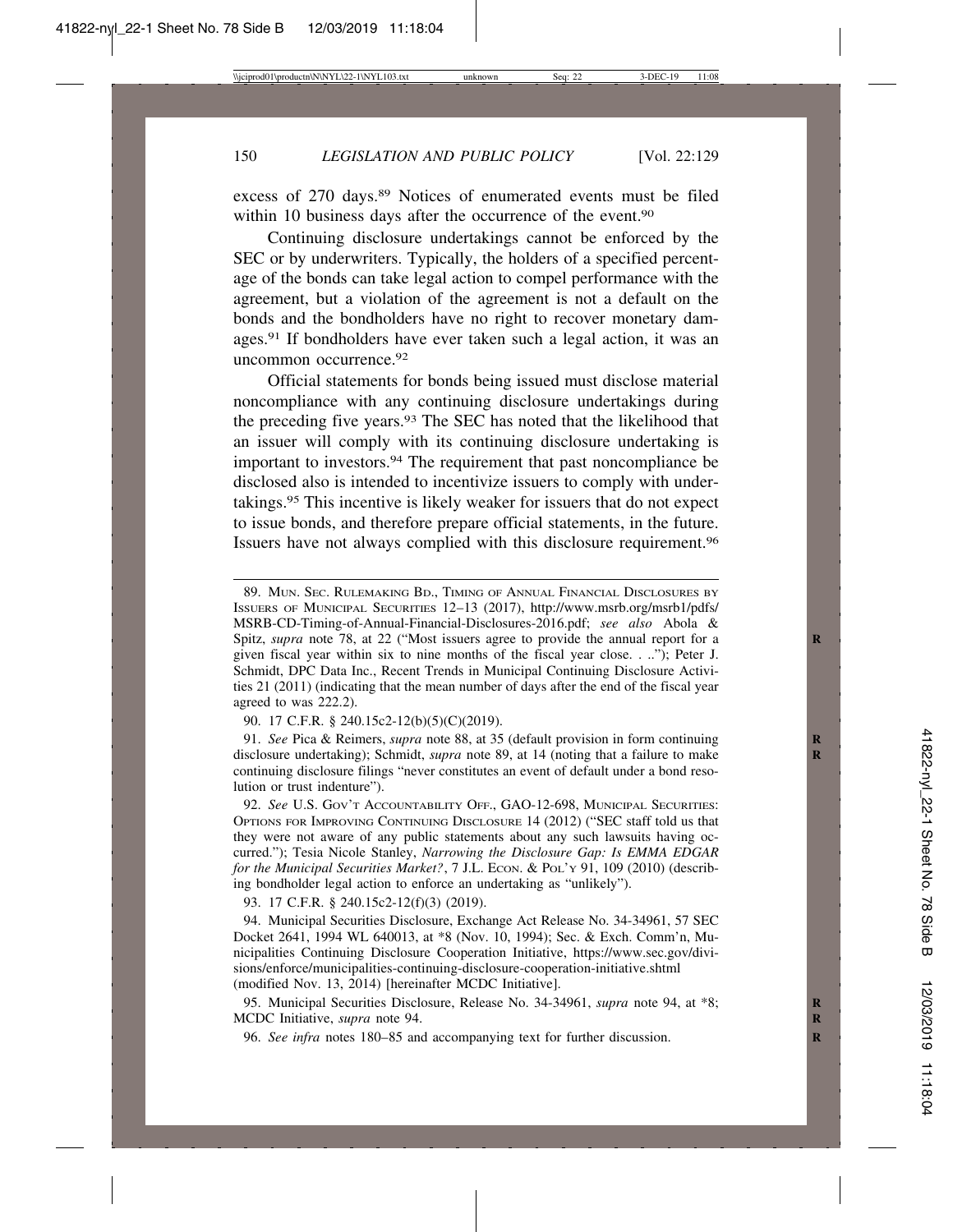excess of 270 days.[89] Notices of enumerated events must be filed within 10 business days after the occurrence of the event.[90]

Continuing disclosure undertakings cannot be enforced by the SEC or by underwriters. Typically, the holders of a specified percentage of the bonds can take legal action to compel performance with the agreement, but a violation of the agreement is not a default on the bonds and the bondholders have no right to recover monetary damages.[91] If bondholders have ever taken such a legal action, it was an uncommon occurrence.[92]

Official statements for bonds being issued must disclose material noncompliance with any continuing disclosure undertakings during the preceding five years.[93] The SEC has noted that the likelihood that an issuer will comply with its continuing disclosure undertaking is important to investors.[94] The requirement that past noncompliance be disclosed also is intended to incentivize issuers to comply with undertakings.[95] This incentive is likely weaker for issuers that do not expect to issue bonds, and therefore prepare official statements, in the future. Issuers have not always complied with this disclosure requirement.[96]

---

89. Mun. Sec. Rulemaking Bd., Timing of Annual Financial Disclosures by Issuers of Municipal Securities 12–13 (2017), http://www.msrb.org/msrb1/pdfs/MSRB-CD-Timing-of-Annual-Financial-Disclosures-2016.pdf; *see also* Abola & Spitz, *supra* note 78, at 22 ("Most issuers agree to provide the annual report for a given fiscal year within six to nine months of the fiscal year close. . .."); Peter J. Schmidt, DPC Data Inc., Recent Trends in Municipal Continuing Disclosure Activities 21 (2011) (indicating that the mean number of days after the end of the fiscal year agreed to was 222.2).

90. 17 C.F.R. § 240.15c2-12(b)(5)(C)(2019).

91. *See* Pica & Reimers, *supra* note 88, at 35 (default provision in form continuing disclosure undertaking); Schmidt, *supra* note 89, at 14 (noting that a failure to make continuing disclosure filings "never constitutes an event of default under a bond resolution or trust indenture").

92. *See* U.S. Gov't Accountability Off., GAO-12-698, Municipal Securities: Options for Improving Continuing Disclosure 14 (2012) ("SEC staff told us that they were not aware of any public statements about any such lawsuits having occurred."); Tesia Nicole Stanley, *Narrowing the Disclosure Gap: Is EMMA EDGAR for the Municipal Securities Market?*, 7 J.L. Econ. & Pol'y 91, 109 (2010) (describing bondholder legal action to enforce an undertaking as "unlikely").

93. 17 C.F.R. § 240.15c2-12(f)(3) (2019).

94. Municipal Securities Disclosure, Exchange Act Release No. 34-34961, 57 SEC Docket 2641, 1994 WL 640013, at *8 (Nov. 10, 1994); Sec. & Exch. Comm'n, Municipalities Continuing Disclosure Cooperation Initiative, https://www.sec.gov/divisions/enforce/municipalities-continuing-disclosure-cooperation-initiative.shtml (modified Nov. 13, 2014) [hereinafter MCDC Initiative].

95. Municipal Securities Disclosure, Release No. 34-34961, *supra* note 94, at *8; MCDC Initiative, *supra* note 94.

96. *See infra* notes 180–85 and accompanying text for further discussion.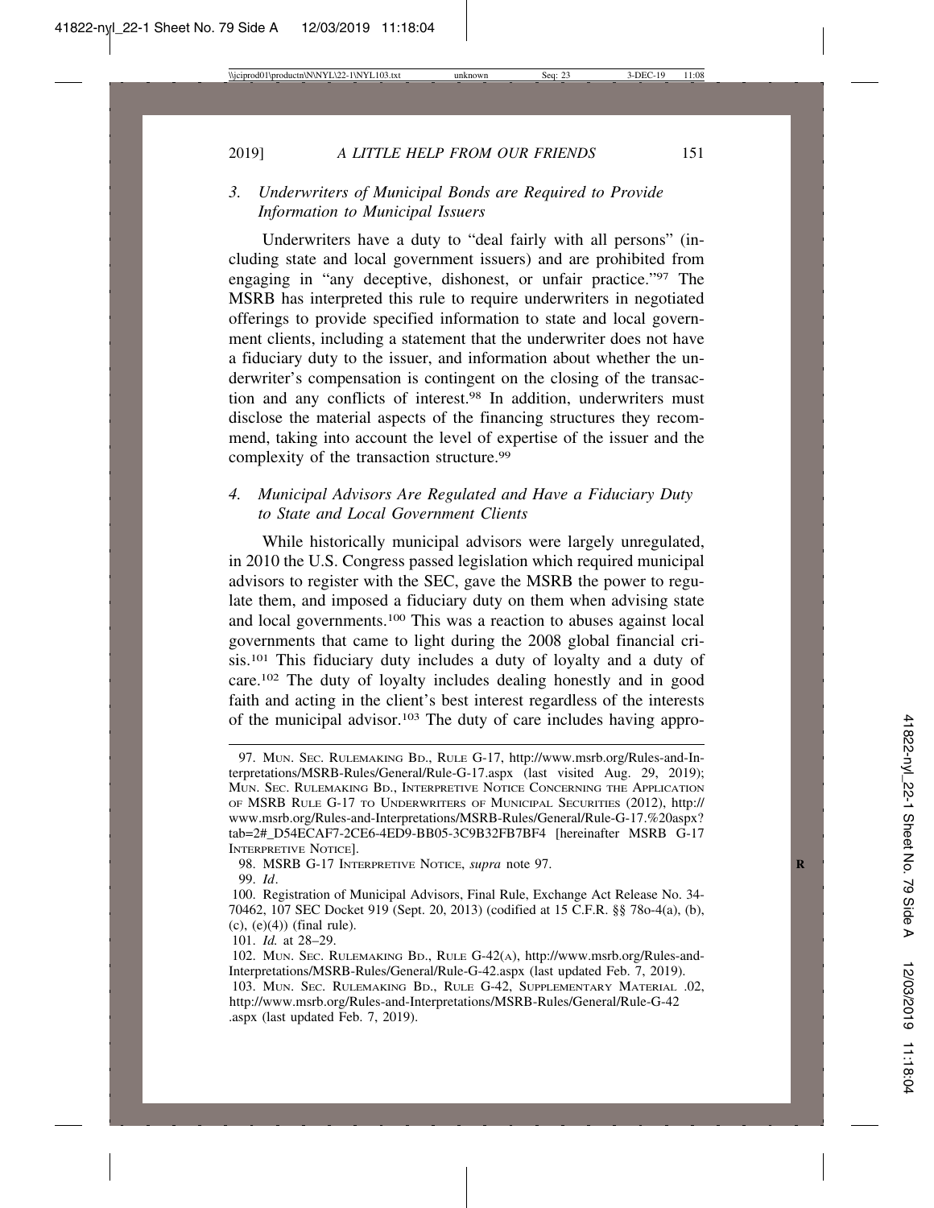### *3. Underwriters of Municipal Bonds are Required to Provide Information to Municipal Issuers*

Underwriters have a duty to "deal fairly with all persons" (including state and local government issuers) and are prohibited from engaging in "any deceptive, dishonest, or unfair practice."[97] The MSRB has interpreted this rule to require underwriters in negotiated offerings to provide specified information to state and local government clients, including a statement that the underwriter does not have a fiduciary duty to the issuer, and information about whether the underwriter's compensation is contingent on the closing of the transaction and any conflicts of interest.[98] In addition, underwriters must disclose the material aspects of the financing structures they recommend, taking into account the level of expertise of the issuer and the complexity of the transaction structure.[99]

### *4. Municipal Advisors Are Regulated and Have a Fiduciary Duty to State and Local Government Clients*

While historically municipal advisors were largely unregulated, in 2010 the U.S. Congress passed legislation which required municipal advisors to register with the SEC, gave the MSRB the power to regulate them, and imposed a fiduciary duty on them when advising state and local governments.[100] This was a reaction to abuses against local governments that came to light during the 2008 global financial crisis.[101] This fiduciary duty includes a duty of loyalty and a duty of care.[102] The duty of loyalty includes dealing honestly and in good faith and acting in the client's best interest regardless of the interests of the municipal advisor.[103] The duty of care includes having appro-

---

97. MUN. SEC. RULEMAKING BD., RULE G-17, http://www.msrb.org/Rules-and-Interpretations/MSRB-Rules/General/Rule-G-17.aspx (last visited Aug. 29, 2019); MUN. SEC. RULEMAKING BD., INTERPRETIVE NOTICE CONCERNING THE APPLICATION OF MSRB RULE G-17 TO UNDERWRITERS OF MUNICIPAL SECURITIES (2012), http://www.msrb.org/Rules-and-Interpretations/MSRB-Rules/General/Rule-G-17.%20aspx?tab=2#_D54ECAF7-2CE6-4ED9-BB05-3C9B32FB7BF4 [hereinafter MSRB G-17 INTERPRETIVE NOTICE].

98. MSRB G-17 INTERPRETIVE NOTICE, *supra* note 97.

99. *Id*.

100. Registration of Municipal Advisors, Final Rule, Exchange Act Release No. 34-70462, 107 SEC Docket 919 (Sept. 20, 2013) (codified at 15 C.F.R. §§ 78o-4(a), (b), (c), (e)(4)) (final rule).

101. *Id.* at 28–29.

102. MUN. SEC. RULEMAKING BD., RULE G-42(A), http://www.msrb.org/Rules-and-Interpretations/MSRB-Rules/General/Rule-G-42.aspx (last updated Feb. 7, 2019).

103. MUN. SEC. RULEMAKING BD., RULE G-42, SUPPLEMENTARY MATERIAL .02, http://www.msrb.org/Rules-and-Interpretations/MSRB-Rules/General/Rule-G-42.aspx (last updated Feb. 7, 2019).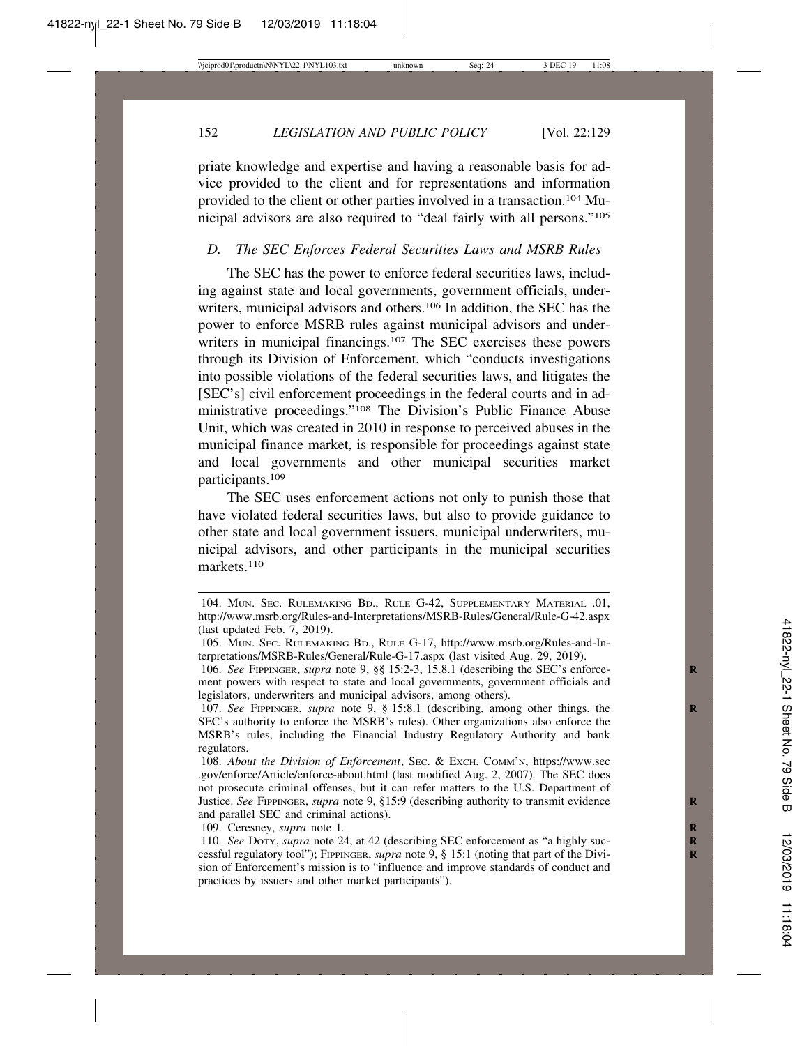priate knowledge and expertise and having a reasonable basis for advice provided to the client and for representations and information provided to the client or other parties involved in a transaction.[104] Municipal advisors are also required to "deal fairly with all persons."[105]

### *D. The SEC Enforces Federal Securities Laws and MSRB Rules*

The SEC has the power to enforce federal securities laws, including against state and local governments, government officials, underwriters, municipal advisors and others.[106] In addition, the SEC has the power to enforce MSRB rules against municipal advisors and underwriters in municipal financings.[107] The SEC exercises these powers through its Division of Enforcement, which "conducts investigations into possible violations of the federal securities laws, and litigates the [SEC's] civil enforcement proceedings in the federal courts and in administrative proceedings."[108] The Division's Public Finance Abuse Unit, which was created in 2010 in response to perceived abuses in the municipal finance market, is responsible for proceedings against state and local governments and other municipal securities market participants.[109]

The SEC uses enforcement actions not only to punish those that have violated federal securities laws, but also to provide guidance to other state and local government issuers, municipal underwriters, municipal advisors, and other participants in the municipal securities markets.[110]

---

104. MUN. SEC. RULEMAKING BD., RULE G-42, SUPPLEMENTARY MATERIAL .01, http://www.msrb.org/Rules-and-Interpretations/MSRB-Rules/General/Rule-G-42.aspx (last updated Feb. 7, 2019).

105. MUN. SEC. RULEMAKING BD., RULE G-17, http://www.msrb.org/Rules-and-Interpretations/MSRB-Rules/General/Rule-G-17.aspx (last visited Aug. 29, 2019).

106. *See* FIPPINGER, *supra* note 9, §§ 15:2-3, 15.8.1 (describing the SEC's enforcement powers with respect to state and local governments, government officials and legislators, underwriters and municipal advisors, among others).

107. *See* FIPPINGER, *supra* note 9, § 15:8.1 (describing, among other things, the SEC's authority to enforce the MSRB's rules). Other organizations also enforce the MSRB's rules, including the Financial Industry Regulatory Authority and bank regulators.

108. *About the Division of Enforcement*, SEC. & EXCH. COMM'N, https://www.sec.gov/enforce/Article/enforce-about.html (last modified Aug. 2, 2007). The SEC does not prosecute criminal offenses, but it can refer matters to the U.S. Department of Justice. *See* FIPPINGER, *supra* note 9, §15:9 (describing authority to transmit evidence and parallel SEC and criminal actions).

109. Ceresney, *supra* note 1.

110. *See* DOTY, *supra* note 24, at 42 (describing SEC enforcement as "a highly successful regulatory tool"); FIPPINGER, *supra* note 9, § 15:1 (noting that part of the Division of Enforcement's mission is to "influence and improve standards of conduct and practices by issuers and other market participants").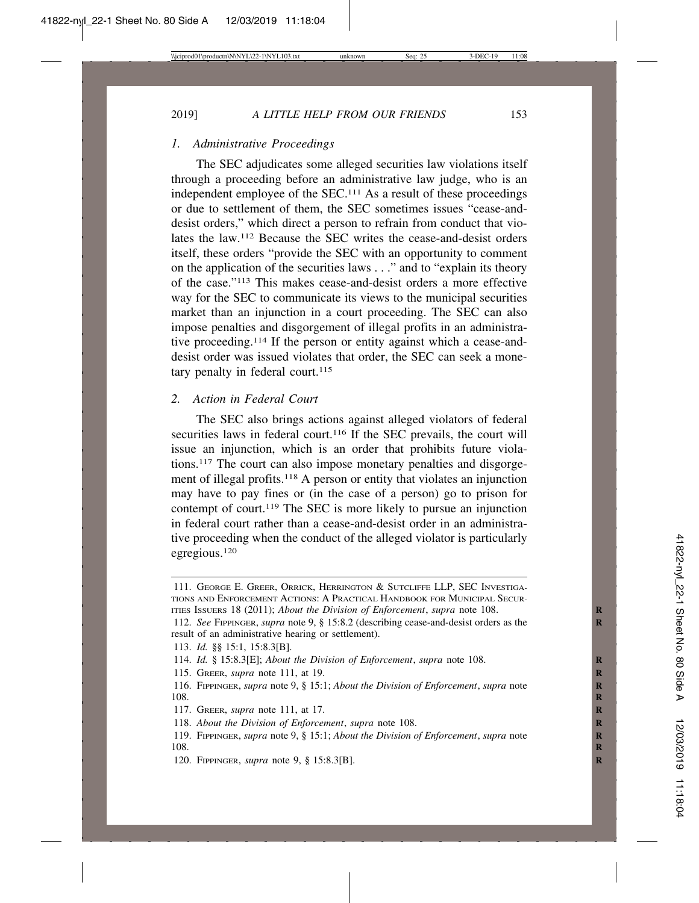### *1. Administrative Proceedings*

The SEC adjudicates some alleged securities law violations itself through a proceeding before an administrative law judge, who is an independent employee of the SEC.[111] As a result of these proceedings or due to settlement of them, the SEC sometimes issues "cease-and-desist orders," which direct a person to refrain from conduct that violates the law.[112] Because the SEC writes the cease-and-desist orders itself, these orders "provide the SEC with an opportunity to comment on the application of the securities laws . . ." and to "explain its theory of the case."[113] This makes cease-and-desist orders a more effective way for the SEC to communicate its views to the municipal securities market than an injunction in a court proceeding. The SEC can also impose penalties and disgorgement of illegal profits in an administrative proceeding.[114] If the person or entity against which a cease-and-desist order was issued violates that order, the SEC can seek a monetary penalty in federal court.[115]

### *2. Action in Federal Court*

The SEC also brings actions against alleged violators of federal securities laws in federal court.[116] If the SEC prevails, the court will issue an injunction, which is an order that prohibits future violations.[117] The court can also impose monetary penalties and disgorgement of illegal profits.[118] A person or entity that violates an injunction may have to pay fines or (in the case of a person) go to prison for contempt of court.[119] The SEC is more likely to pursue an injunction in federal court rather than a cease-and-desist order in an administrative proceeding when the conduct of the alleged violator is particularly egregious.[120]

---

111. George E. Greer, Orrick, Herrington & Sutcliffe LLP, SEC Investigations and Enforcement Actions: A Practical Handbook for Municipal Securities Issuers 18 (2011); *About the Division of Enforcement*, *supra* note 108.

112. *See* Fippinger, *supra* note 9, § 15:8.2 (describing cease-and-desist orders as the result of an administrative hearing or settlement).

113. *Id.* §§ 15:1, 15:8.3[B].

114. *Id.* § 15:8.3[E]; *About the Division of Enforcement*, *supra* note 108.

115. Greer, *supra* note 111, at 19.

116. Fippinger, *supra* note 9, § 15:1; *About the Division of Enforcement*, *supra* note 108.

117. Greer, *supra* note 111, at 17.

118. *About the Division of Enforcement*, *supra* note 108.

119. Fippinger, *supra* note 9, § 15:1; *About the Division of Enforcement*, *supra* note 108.

120. Fippinger, *supra* note 9, § 15:8.3[B].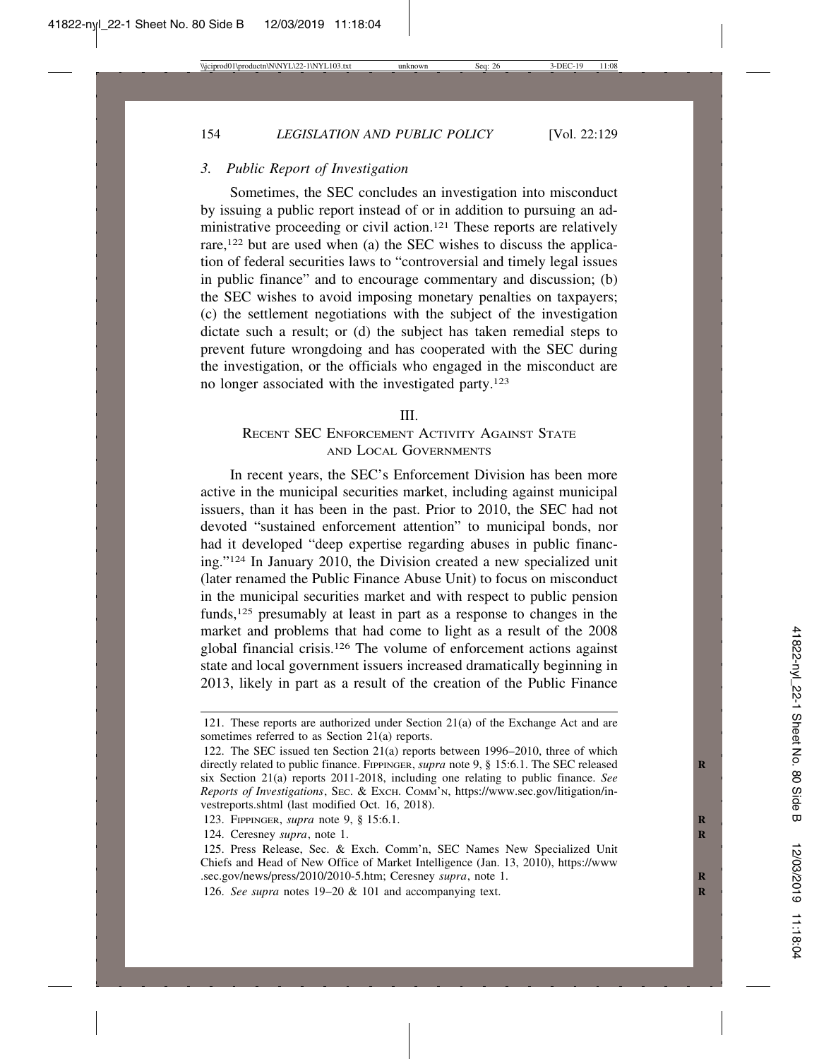### 3. *Public Report of Investigation*

Sometimes, the SEC concludes an investigation into misconduct by issuing a public report instead of or in addition to pursuing an administrative proceeding or civil action.[121] These reports are relatively rare,[122] but are used when (a) the SEC wishes to discuss the application of federal securities laws to "controversial and timely legal issues in public finance" and to encourage commentary and discussion; (b) the SEC wishes to avoid imposing monetary penalties on taxpayers; (c) the settlement negotiations with the subject of the investigation dictate such a result; or (d) the subject has taken remedial steps to prevent future wrongdoing and has cooperated with the SEC during the investigation, or the officials who engaged in the misconduct are no longer associated with the investigated party.[123]

## III.
## RECENT SEC ENFORCEMENT ACTIVITY AGAINST STATE AND LOCAL GOVERNMENTS

In recent years, the SEC's Enforcement Division has been more active in the municipal securities market, including against municipal issuers, than it has been in the past. Prior to 2010, the SEC had not devoted "sustained enforcement attention" to municipal bonds, nor had it developed "deep expertise regarding abuses in public financing."[124] In January 2010, the Division created a new specialized unit (later renamed the Public Finance Abuse Unit) to focus on misconduct in the municipal securities market and with respect to public pension funds,[125] presumably at least in part as a response to changes in the market and problems that had come to light as a result of the 2008 global financial crisis.[126] The volume of enforcement actions against state and local government issuers increased dramatically beginning in 2013, likely in part as a result of the creation of the Public Finance

---

121. These reports are authorized under Section 21(a) of the Exchange Act and are sometimes referred to as Section 21(a) reports.

122. The SEC issued ten Section 21(a) reports between 1996–2010, three of which directly related to public finance. FIPPINGER, *supra* note 9, § 15:6.1. The SEC released six Section 21(a) reports 2011-2018, including one relating to public finance. *See Reports of Investigations*, SEC. & EXCH. COMM'N, https://www.sec.gov/litigation/investreports.shtml (last modified Oct. 16, 2018).

123. FIPPINGER, *supra* note 9, § 15:6.1.

124. Ceresney *supra*, note 1.

125. Press Release, Sec. & Exch. Comm'n, SEC Names New Specialized Unit Chiefs and Head of New Office of Market Intelligence (Jan. 13, 2010), https://www.sec.gov/news/press/2010/2010-5.htm; Ceresney *supra*, note 1.

126. *See supra* notes 19–20 & 101 and accompanying text.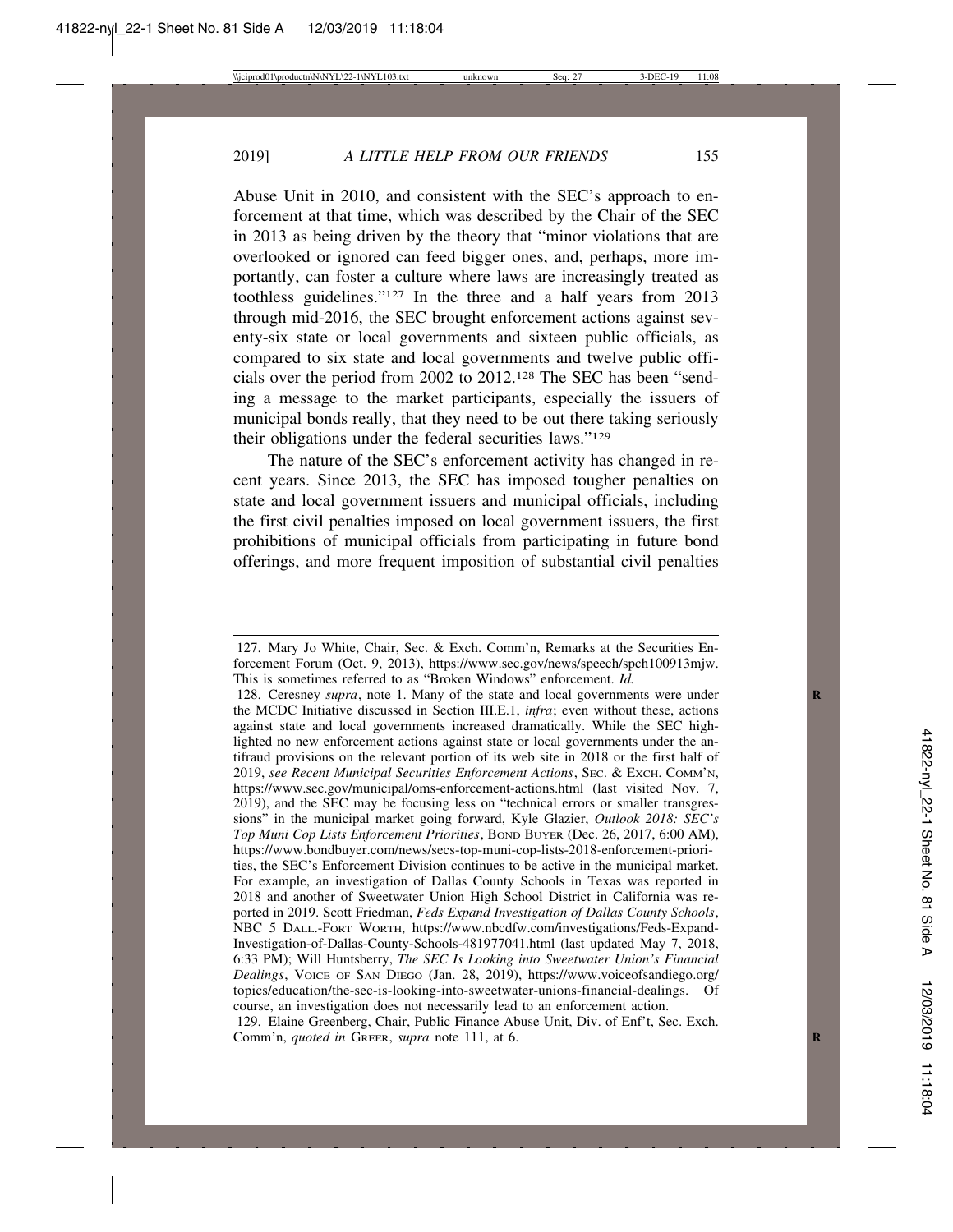Abuse Unit in 2010, and consistent with the SEC's approach to enforcement at that time, which was described by the Chair of the SEC in 2013 as being driven by the theory that "minor violations that are overlooked or ignored can feed bigger ones, and, perhaps, more importantly, can foster a culture where laws are increasingly treated as toothless guidelines."[127] In the three and a half years from 2013 through mid-2016, the SEC brought enforcement actions against seventy-six state or local governments and sixteen public officials, as compared to six state and local governments and twelve public officials over the period from 2002 to 2012.[128] The SEC has been "sending a message to the market participants, especially the issuers of municipal bonds really, that they need to be out there taking seriously their obligations under the federal securities laws."[129]

The nature of the SEC's enforcement activity has changed in recent years. Since 2013, the SEC has imposed tougher penalties on state and local government issuers and municipal officials, including the first civil penalties imposed on local government issuers, the first prohibitions of municipal officials from participating in future bond offerings, and more frequent imposition of substantial civil penalties

---

127. Mary Jo White, Chair, Sec. & Exch. Comm'n, Remarks at the Securities Enforcement Forum (Oct. 9, 2013), https://www.sec.gov/news/speech/spch100913mjw. This is sometimes referred to as "Broken Windows" enforcement. *Id.*

128. Ceresney *supra*, note 1. Many of the state and local governments were under the MCDC Initiative discussed in Section III.E.1, *infra*; even without these, actions against state and local governments increased dramatically. While the SEC highlighted no new enforcement actions against state or local governments under the antifraud provisions on the relevant portion of its web site in 2018 or the first half of 2019, *see Recent Municipal Securities Enforcement Actions*, SEC. & EXCH. COMM'N, https://www.sec.gov/municipal/oms-enforcement-actions.html (last visited Nov. 7, 2019), and the SEC may be focusing less on "technical errors or smaller transgressions" in the municipal market going forward, Kyle Glazier, *Outlook 2018: SEC's Top Muni Cop Lists Enforcement Priorities*, BOND BUYER (Dec. 26, 2017, 6:00 AM), https://www.bondbuyer.com/news/secs-top-muni-cop-lists-2018-enforcement-priorities, the SEC's Enforcement Division continues to be active in the municipal market. For example, an investigation of Dallas County Schools in Texas was reported in 2018 and another of Sweetwater Union High School District in California was reported in 2019. Scott Friedman, *Feds Expand Investigation of Dallas County Schools*, NBC 5 DALL.-FORT WORTH, https://www.nbcdfw.com/investigations/Feds-Expand-Investigation-of-Dallas-County-Schools-481977041.html (last updated May 7, 2018, 6:33 PM); Will Huntsberry, *The SEC Is Looking into Sweetwater Union's Financial Dealings*, VOICE OF SAN DIEGO (Jan. 28, 2019), https://www.voiceofsandiego.org/topics/education/the-sec-is-looking-into-sweetwater-unions-financial-dealings. Of course, an investigation does not necessarily lead to an enforcement action.

129. Elaine Greenberg, Chair, Public Finance Abuse Unit, Div. of Enf't, Sec. Exch. Comm'n, *quoted in* GREER, *supra* note 111, at 6.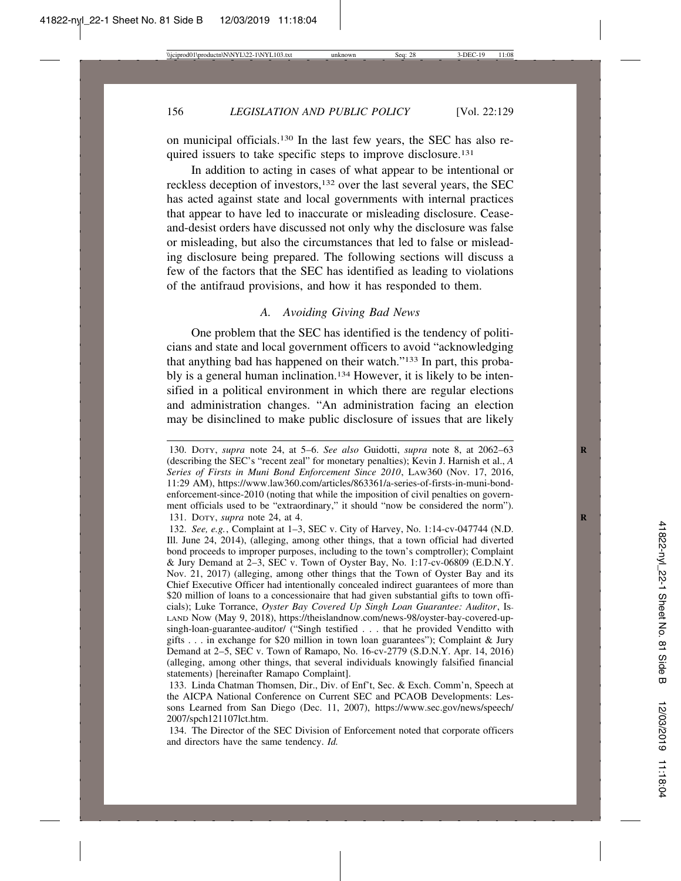on municipal officials.[130] In the last few years, the SEC has also required issuers to take specific steps to improve disclosure.[131]

In addition to acting in cases of what appear to be intentional or reckless deception of investors,[132] over the last several years, the SEC has acted against state and local governments with internal practices that appear to have led to inaccurate or misleading disclosure. Cease-and-desist orders have discussed not only why the disclosure was false or misleading, but also the circumstances that led to false or misleading disclosure being prepared. The following sections will discuss a few of the factors that the SEC has identified as leading to violations of the antifraud provisions, and how it has responded to them.

### *A. Avoiding Giving Bad News*

One problem that the SEC has identified is the tendency of politicians and state and local government officers to avoid "acknowledging that anything bad has happened on their watch."[133] In part, this probably is a general human inclination.[134] However, it is likely to be intensified in a political environment in which there are regular elections and administration changes. "An administration facing an election may be disinclined to make public disclosure of issues that are likely

---

130. DOTY, *supra* note 24, at 5–6. *See also* Guidotti, *supra* note 8, at 2062–63 (describing the SEC's "recent zeal" for monetary penalties); Kevin J. Harnish et al., *A Series of Firsts in Muni Bond Enforcement Since 2010*, LAW360 (Nov. 17, 2016, 11:29 AM), https://www.law360.com/articles/863361/a-series-of-firsts-in-muni-bond-enforcement-since-2010 (noting that while the imposition of civil penalties on government officials used to be "extraordinary," it should "now be considered the norm").

131. DOTY, *supra* note 24, at 4.

132. *See, e.g.*, Complaint at 1–3, SEC v. City of Harvey, No. 1:14-cv-047744 (N.D. Ill. June 24, 2014), (alleging, among other things, that a town official had diverted bond proceeds to improper purposes, including to the town's comptroller); Complaint & Jury Demand at 2–3, SEC v. Town of Oyster Bay, No. 1:17-cv-06809 (E.D.N.Y. Nov. 21, 2017) (alleging, among other things that the Town of Oyster Bay and its Chief Executive Officer had intentionally concealed indirect guarantees of more than $20 million of loans to a concessionaire that had given substantial gifts to town officials); Luke Torrance, *Oyster Bay Covered Up Singh Loan Guarantee: Auditor*, ISLAND NOW (May 9, 2018), https://theislandnow.com/news-98/oyster-bay-covered-up-singh-loan-guarantee-auditor/ ("Singh testified . . . that he provided Venditto with gifts . . . in exchange for $20 million in town loan guarantees"); Complaint & Jury Demand at 2–5, SEC v. Town of Ramapo, No. 16-cv-2779 (S.D.N.Y. Apr. 14, 2016) (alleging, among other things, that several individuals knowingly falsified financial statements) [hereinafter Ramapo Complaint].

133. Linda Chatman Thomsen, Dir., Div. of Enf't, Sec. & Exch. Comm'n, Speech at the AICPA National Conference on Current SEC and PCAOB Developments: Lessons Learned from San Diego (Dec. 11, 2007), https://www.sec.gov/news/speech/2007/spch121107lct.htm.

134. The Director of the SEC Division of Enforcement noted that corporate officers and directors have the same tendency. *Id.*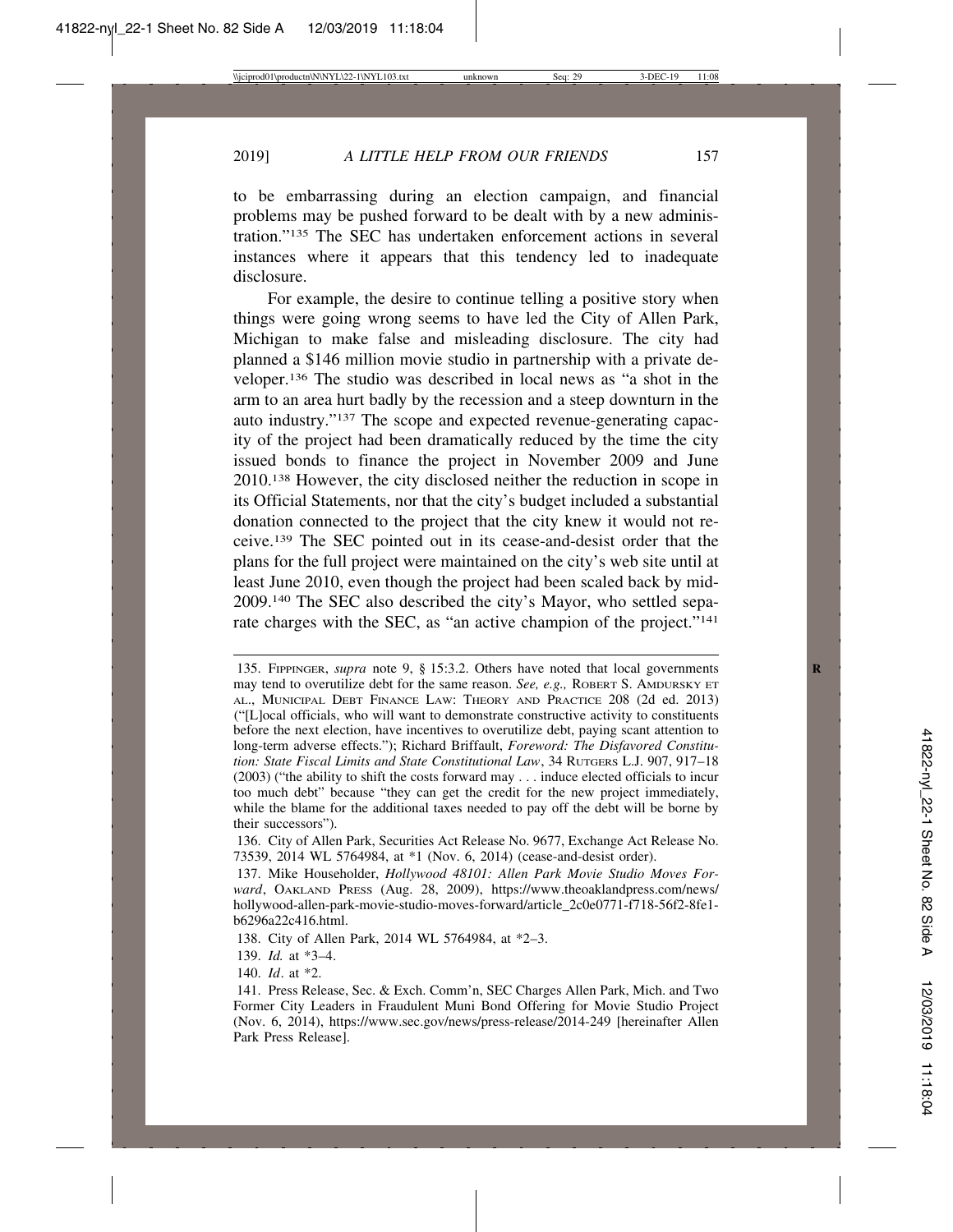to be embarrassing during an election campaign, and financial problems may be pushed forward to be dealt with by a new administration."[135] The SEC has undertaken enforcement actions in several instances where it appears that this tendency led to inadequate disclosure.

For example, the desire to continue telling a positive story when things were going wrong seems to have led the City of Allen Park, Michigan to make false and misleading disclosure. The city had planned a $146 million movie studio in partnership with a private developer.[136] The studio was described in local news as "a shot in the arm to an area hurt badly by the recession and a steep downturn in the auto industry."[137] The scope and expected revenue-generating capacity of the project had been dramatically reduced by the time the city issued bonds to finance the project in November 2009 and June 2010.[138] However, the city disclosed neither the reduction in scope in its Official Statements, nor that the city's budget included a substantial donation connected to the project that the city knew it would not receive.[139] The SEC pointed out in its cease-and-desist order that the plans for the full project were maintained on the city's web site until at least June 2010, even though the project had been scaled back by mid-2009.[140] The SEC also described the city's Mayor, who settled separate charges with the SEC, as "an active champion of the project."[141]

---

135. FIPPINGER, *supra* note 9, § 15:3.2. Others have noted that local governments may tend to overutilize debt for the same reason. *See, e.g.,* ROBERT S. AMDURSKY ET AL., MUNICIPAL DEBT FINANCE LAW: THEORY AND PRACTICE 208 (2d ed. 2013) ("[L]ocal officials, who will want to demonstrate constructive activity to constituents before the next election, have incentives to overutilize debt, paying scant attention to long-term adverse effects."); Richard Briffault, *Foreword: The Disfavored Constitution: State Fiscal Limits and State Constitutional Law*, 34 RUTGERS L.J. 907, 917–18 (2003) ("the ability to shift the costs forward may . . . induce elected officials to incur too much debt" because "they can get the credit for the new project immediately, while the blame for the additional taxes needed to pay off the debt will be borne by their successors").

136. City of Allen Park, Securities Act Release No. 9677, Exchange Act Release No. 73539, 2014 WL 5764984, at *1 (Nov. 6, 2014) (cease-and-desist order).

137. Mike Householder, *Hollywood 48101: Allen Park Movie Studio Moves Forward*, OAKLAND PRESS (Aug. 28, 2009), https://www.theoaklandpress.com/news/hollywood-allen-park-movie-studio-moves-forward/article_2c0e0771-f718-56f2-8fe1-b6296a22c416.html.

138. City of Allen Park, 2014 WL 5764984, at *2–3.

139. *Id.* at *3–4.

140. *Id*. at *2.

141. Press Release, Sec. & Exch. Comm'n, SEC Charges Allen Park, Mich. and Two Former City Leaders in Fraudulent Muni Bond Offering for Movie Studio Project (Nov. 6, 2014), https://www.sec.gov/news/press-release/2014-249 [hereinafter Allen Park Press Release].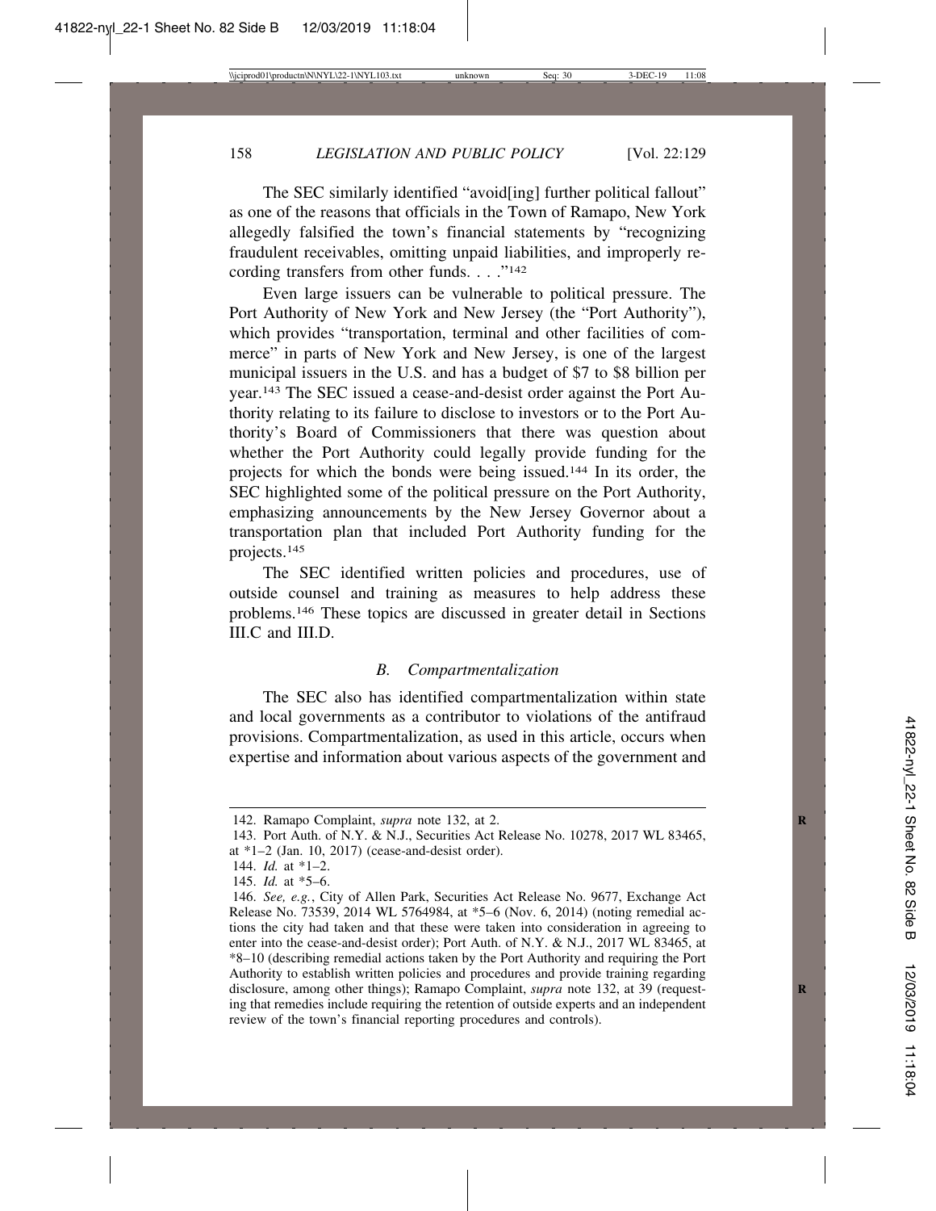The SEC similarly identified "avoid[ing] further political fallout" as one of the reasons that officials in the Town of Ramapo, New York allegedly falsified the town's financial statements by "recognizing fraudulent receivables, omitting unpaid liabilities, and improperly recording transfers from other funds. . . ."[142]

Even large issuers can be vulnerable to political pressure. The Port Authority of New York and New Jersey (the "Port Authority"), which provides "transportation, terminal and other facilities of commerce" in parts of New York and New Jersey, is one of the largest municipal issuers in the U.S. and has a budget of $7 to $8 billion per year.[143] The SEC issued a cease-and-desist order against the Port Authority relating to its failure to disclose to investors or to the Port Authority's Board of Commissioners that there was question about whether the Port Authority could legally provide funding for the projects for which the bonds were being issued.[144] In its order, the SEC highlighted some of the political pressure on the Port Authority, emphasizing announcements by the New Jersey Governor about a transportation plan that included Port Authority funding for the projects.[145]

The SEC identified written policies and procedures, use of outside counsel and training as measures to help address these problems.[146] These topics are discussed in greater detail in Sections III.C and III.D.

### *B. Compartmentalization*

The SEC also has identified compartmentalization within state and local governments as a contributor to violations of the antifraud provisions. Compartmentalization, as used in this article, occurs when expertise and information about various aspects of the government and

---

142. Ramapo Complaint, *supra* note 132, at 2.

143. Port Auth. of N.Y. & N.J., Securities Act Release No. 10278, 2017 WL 83465, at *1–2 (Jan. 10, 2017) (cease-and-desist order).

144. *Id.* at *1–2.

145. *Id.* at *5–6.

146. *See, e.g.*, City of Allen Park, Securities Act Release No. 9677, Exchange Act Release No. 73539, 2014 WL 5764984, at *5–6 (Nov. 6, 2014) (noting remedial actions the city had taken and that these were taken into consideration in agreeing to enter into the cease-and-desist order); Port Auth. of N.Y. & N.J., 2017 WL 83465, at *8–10 (describing remedial actions taken by the Port Authority and requiring the Port Authority to establish written policies and procedures and provide training regarding disclosure, among other things); Ramapo Complaint, *supra* note 132, at 39 (requesting that remedies include requiring the retention of outside experts and an independent review of the town's financial reporting procedures and controls).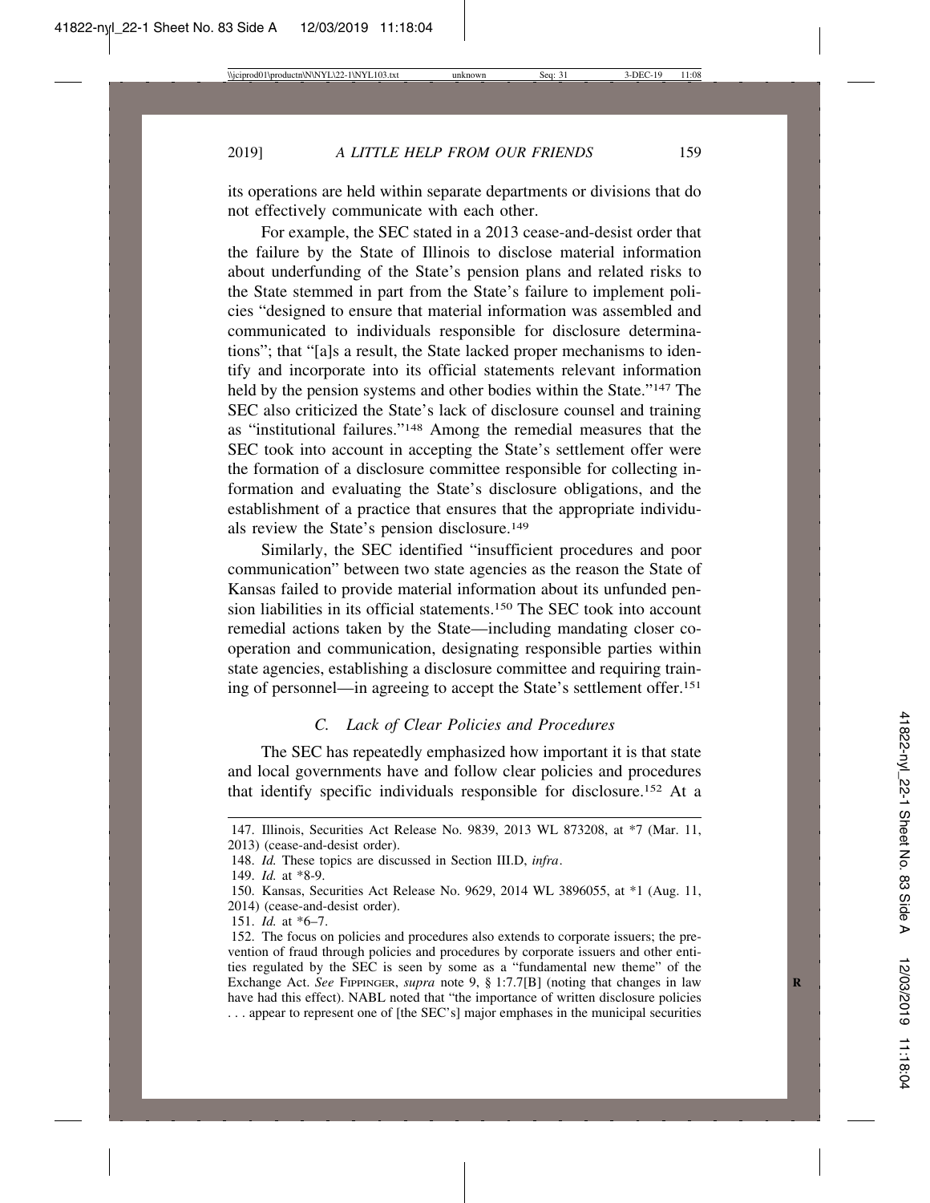its operations are held within separate departments or divisions that do not effectively communicate with each other.

For example, the SEC stated in a 2013 cease-and-desist order that the failure by the State of Illinois to disclose material information about underfunding of the State's pension plans and related risks to the State stemmed in part from the State's failure to implement policies "designed to ensure that material information was assembled and communicated to individuals responsible for disclosure determinations"; that "[a]s a result, the State lacked proper mechanisms to identify and incorporate into its official statements relevant information held by the pension systems and other bodies within the State."[147] The SEC also criticized the State's lack of disclosure counsel and training as "institutional failures."[148] Among the remedial measures that the SEC took into account in accepting the State's settlement offer were the formation of a disclosure committee responsible for collecting information and evaluating the State's disclosure obligations, and the establishment of a practice that ensures that the appropriate individuals review the State's pension disclosure.[149]

Similarly, the SEC identified "insufficient procedures and poor communication" between two state agencies as the reason the State of Kansas failed to provide material information about its unfunded pension liabilities in its official statements.[150] The SEC took into account remedial actions taken by the State—including mandating closer cooperation and communication, designating responsible parties within state agencies, establishing a disclosure committee and requiring training of personnel—in agreeing to accept the State's settlement offer.[151]

### *C. Lack of Clear Policies and Procedures*

The SEC has repeatedly emphasized how important it is that state and local governments have and follow clear policies and procedures that identify specific individuals responsible for disclosure.[152] At a

---

147. Illinois, Securities Act Release No. 9839, 2013 WL 873208, at *7 (Mar. 11, 2013) (cease-and-desist order).

148. *Id.* These topics are discussed in Section III.D, *infra*.

149. *Id.* at *8-9.

150. Kansas, Securities Act Release No. 9629, 2014 WL 3896055, at *1 (Aug. 11, 2014) (cease-and-desist order).

151. *Id.* at *6–7.

152. The focus on policies and procedures also extends to corporate issuers; the prevention of fraud through policies and procedures by corporate issuers and other entities regulated by the SEC is seen by some as a "fundamental new theme" of the Exchange Act. *See* FIPPINGER, *supra* note 9, § 1:7.7[B] (noting that changes in law have had this effect). NABL noted that "the importance of written disclosure policies . . . appear to represent one of [the SEC's] major emphases in the municipal securities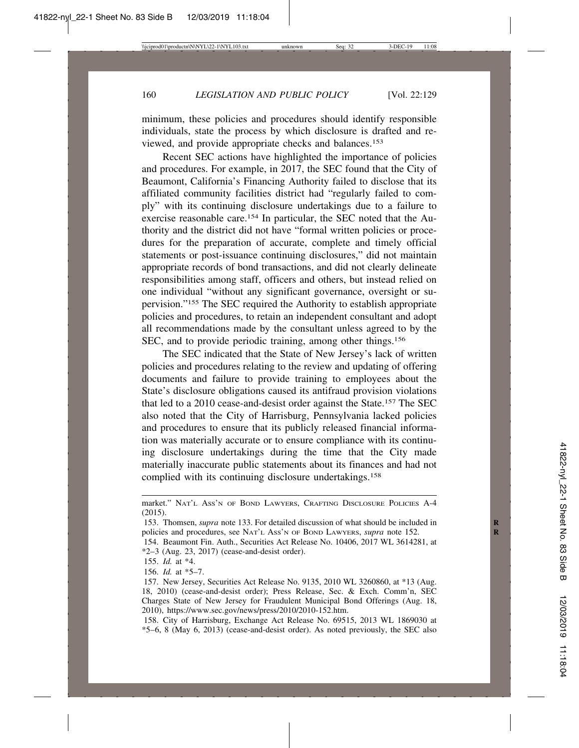minimum, these policies and procedures should identify responsible individuals, state the process by which disclosure is drafted and reviewed, and provide appropriate checks and balances.[153]

Recent SEC actions have highlighted the importance of policies and procedures. For example, in 2017, the SEC found that the City of Beaumont, California's Financing Authority failed to disclose that its affiliated community facilities district had "regularly failed to comply" with its continuing disclosure undertakings due to a failure to exercise reasonable care.[154] In particular, the SEC noted that the Authority and the district did not have "formal written policies or procedures for the preparation of accurate, complete and timely official statements or post-issuance continuing disclosures," did not maintain appropriate records of bond transactions, and did not clearly delineate responsibilities among staff, officers and others, but instead relied on one individual "without any significant governance, oversight or supervision."[155] The SEC required the Authority to establish appropriate policies and procedures, to retain an independent consultant and adopt all recommendations made by the consultant unless agreed to by the SEC, and to provide periodic training, among other things.[156]

The SEC indicated that the State of New Jersey's lack of written policies and procedures relating to the review and updating of offering documents and failure to provide training to employees about the State's disclosure obligations caused its antifraud provision violations that led to a 2010 cease-and-desist order against the State.[157] The SEC also noted that the City of Harrisburg, Pennsylvania lacked policies and procedures to ensure that its publicly released financial information was materially accurate or to ensure compliance with its continuing disclosure undertakings during the time that the City made materially inaccurate public statements about its finances and had not complied with its continuing disclosure undertakings.[158]

---

market." NAT'L ASS'N OF BOND LAWYERS, CRAFTING DISCLOSURE POLICIES A-4 (2015).

153. Thomsen, *supra* note 133. For detailed discussion of what should be included in policies and procedures, see NAT'L ASS'N OF BOND LAWYERS, *supra* note 152.

154. Beaumont Fin. Auth., Securities Act Release No. 10406, 2017 WL 3614281, at *2–3 (Aug. 23, 2017) (cease-and-desist order).

155. *Id.* at *4.

156. *Id.* at *5–7.

157. New Jersey, Securities Act Release No. 9135, 2010 WL 3260860, at *13 (Aug. 18, 2010) (cease-and-desist order); Press Release, Sec. & Exch. Comm'n, SEC Charges State of New Jersey for Fraudulent Municipal Bond Offerings (Aug. 18, 2010), https://www.sec.gov/news/press/2010/2010-152.htm.

158. City of Harrisburg, Exchange Act Release No. 69515, 2013 WL 1869030 at *5–6, 8 (May 6, 2013) (cease-and-desist order). As noted previously, the SEC also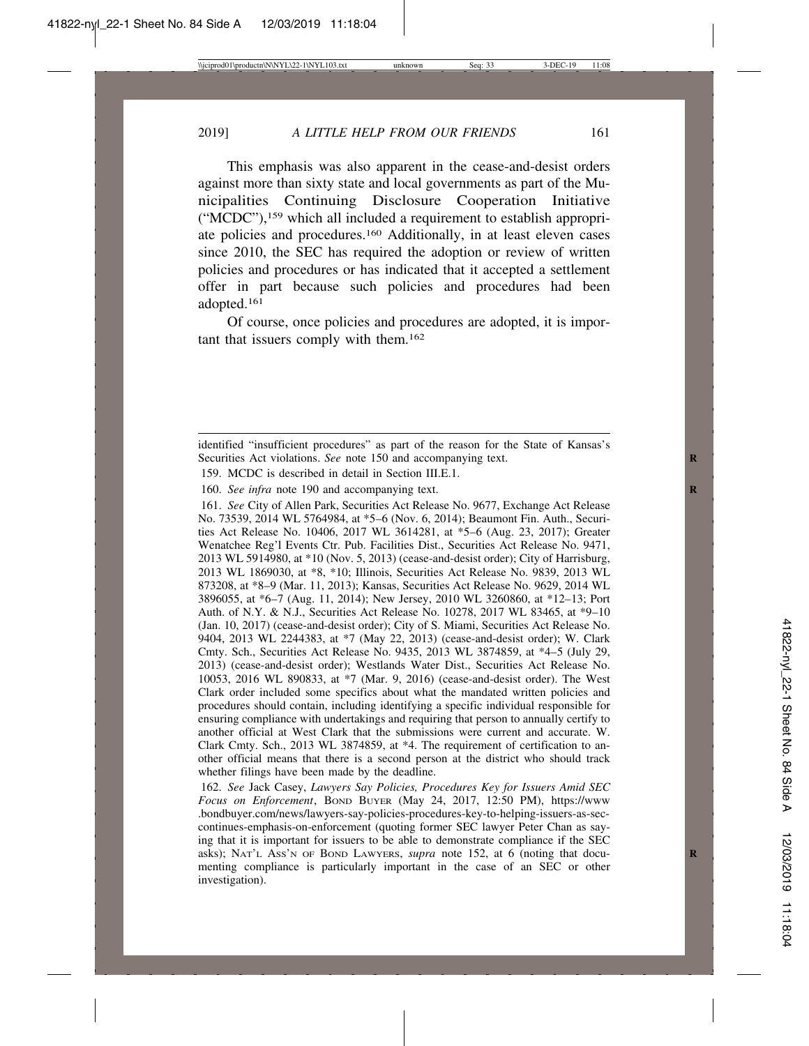This emphasis was also apparent in the cease-and-desist orders against more than sixty state and local governments as part of the Municipalities Continuing Disclosure Cooperation Initiative ("MCDC"),[159] which all included a requirement to establish appropriate policies and procedures.[160] Additionally, in at least eleven cases since 2010, the SEC has required the adoption or review of written policies and procedures or has indicated that it accepted a settlement offer in part because such policies and procedures had been adopted.[161]

Of course, once policies and procedures are adopted, it is important that issuers comply with them.[162]

---

identified "insufficient procedures" as part of the reason for the State of Kansas's Securities Act violations. *See* note 150 and accompanying text.

159. MCDC is described in detail in Section III.E.1.

160. *See infra* note 190 and accompanying text.

161. *See* City of Allen Park, Securities Act Release No. 9677, Exchange Act Release No. 73539, 2014 WL 5764984, at *5–6 (Nov. 6, 2014); Beaumont Fin. Auth., Securities Act Release No. 10406, 2017 WL 3614281, at *5–6 (Aug. 23, 2017); Greater Wenatchee Reg'l Events Ctr. Pub. Facilities Dist., Securities Act Release No. 9471, 2013 WL 5914980, at *10 (Nov. 5, 2013) (cease-and-desist order); City of Harrisburg, 2013 WL 1869030, at *8, *10; Illinois, Securities Act Release No. 9839, 2013 WL 873208, at *8–9 (Mar. 11, 2013); Kansas, Securities Act Release No. 9629, 2014 WL 3896055, at *6–7 (Aug. 11, 2014); New Jersey, 2010 WL 3260860, at *12–13; Port Auth. of N.Y. & N.J., Securities Act Release No. 10278, 2017 WL 83465, at *9–10 (Jan. 10, 2017) (cease-and-desist order); City of S. Miami, Securities Act Release No. 9404, 2013 WL 2244383, at *7 (May 22, 2013) (cease-and-desist order); W. Clark Cmty. Sch., Securities Act Release No. 9435, 2013 WL 3874859, at *4–5 (July 29, 2013) (cease-and-desist order); Westlands Water Dist., Securities Act Release No. 10053, 2016 WL 890833, at *7 (Mar. 9, 2016) (cease-and-desist order). The West Clark order included some specifics about what the mandated written policies and procedures should contain, including identifying a specific individual responsible for ensuring compliance with undertakings and requiring that person to annually certify to another official at West Clark that the submissions were current and accurate. W. Clark Cmty. Sch., 2013 WL 3874859, at *4. The requirement of certification to another official means that there is a second person at the district who should track whether filings have been made by the deadline.

162. *See* Jack Casey, *Lawyers Say Policies, Procedures Key for Issuers Amid SEC Focus on Enforcement*, BOND BUYER (May 24, 2017, 12:50 PM), https://www.bondbuyer.com/news/lawyers-say-policies-procedures-key-to-helping-issuers-as-sec-continues-emphasis-on-enforcement (quoting former SEC lawyer Peter Chan as saying that it is important for issuers to be able to demonstrate compliance if the SEC asks); NAT'L ASS'N OF BOND LAWYERS, *supra* note 152, at 6 (noting that documenting compliance is particularly important in the case of an SEC or other investigation).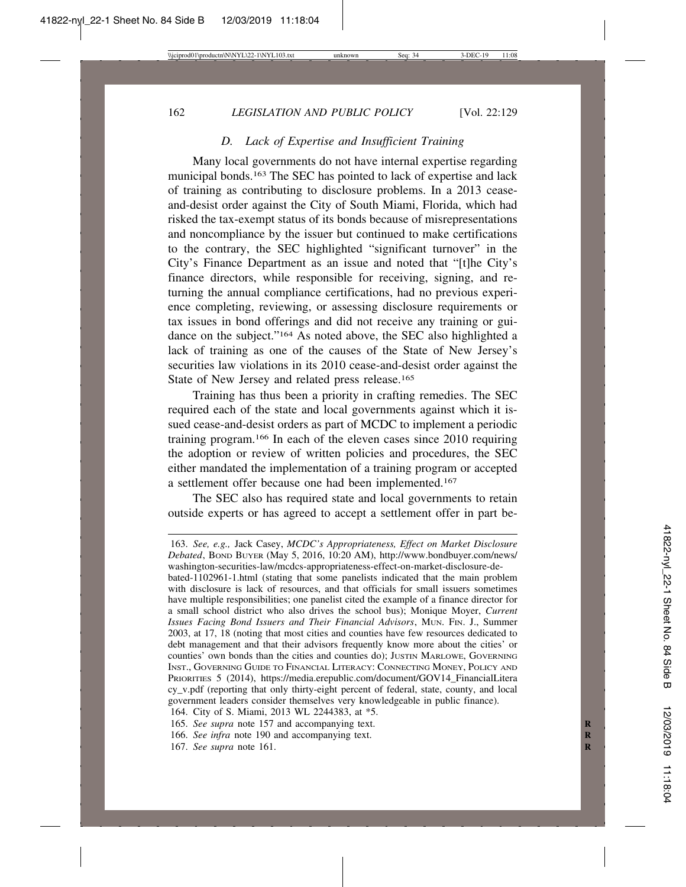### *D. Lack of Expertise and Insufficient Training*

Many local governments do not have internal expertise regarding municipal bonds.[163] The SEC has pointed to lack of expertise and lack of training as contributing to disclosure problems. In a 2013 cease-and-desist order against the City of South Miami, Florida, which had risked the tax-exempt status of its bonds because of misrepresentations and noncompliance by the issuer but continued to make certifications to the contrary, the SEC highlighted "significant turnover" in the City's Finance Department as an issue and noted that "[t]he City's finance directors, while responsible for receiving, signing, and returning the annual compliance certifications, had no previous experience completing, reviewing, or assessing disclosure requirements or tax issues in bond offerings and did not receive any training or guidance on the subject."[164] As noted above, the SEC also highlighted a lack of training as one of the causes of the State of New Jersey's securities law violations in its 2010 cease-and-desist order against the State of New Jersey and related press release.[165]

Training has thus been a priority in crafting remedies. The SEC required each of the state and local governments against which it issued cease-and-desist orders as part of MCDC to implement a periodic training program.[166] In each of the eleven cases since 2010 requiring the adoption or review of written policies and procedures, the SEC either mandated the implementation of a training program or accepted a settlement offer because one had been implemented.[167]

The SEC also has required state and local governments to retain outside experts or has agreed to accept a settlement offer in part be-

---

163. *See, e.g.,* Jack Casey, *MCDC's Appropriateness, Effect on Market Disclosure Debated*, BOND BUYER (May 5, 2016, 10:20 AM), http://www.bondbuyer.com/news/washington-securities-law/mcdcs-appropriateness-effect-on-market-disclosure-debated-1102961-1.html (stating that some panelists indicated that the main problem with disclosure is lack of resources, and that officials for small issuers sometimes have multiple responsibilities; one panelist cited the example of a finance director for a small school district who also drives the school bus); Monique Moyer, *Current Issues Facing Bond Issuers and Their Financial Advisors*, MUN. FIN. J., Summer 2003, at 17, 18 (noting that most cities and counties have few resources dedicated to debt management and that their advisors frequently know more about the cities' or counties' own bonds than the cities and counties do); JUSTIN MARLOWE, GOVERNING INST., GOVERNING GUIDE TO FINANCIAL LITERACY: CONNECTING MONEY, POLICY AND PRIORITIES 5 (2014), https://media.erepublic.com/document/GOV14_FinancialLiteracy_v.pdf (reporting that only thirty-eight percent of federal, state, county, and local government leaders consider themselves very knowledgeable in public finance).

164. City of S. Miami, 2013 WL 2244383, at *5.

165. *See supra* note 157 and accompanying text.

166. *See infra* note 190 and accompanying text.

167. *See supra* note 161.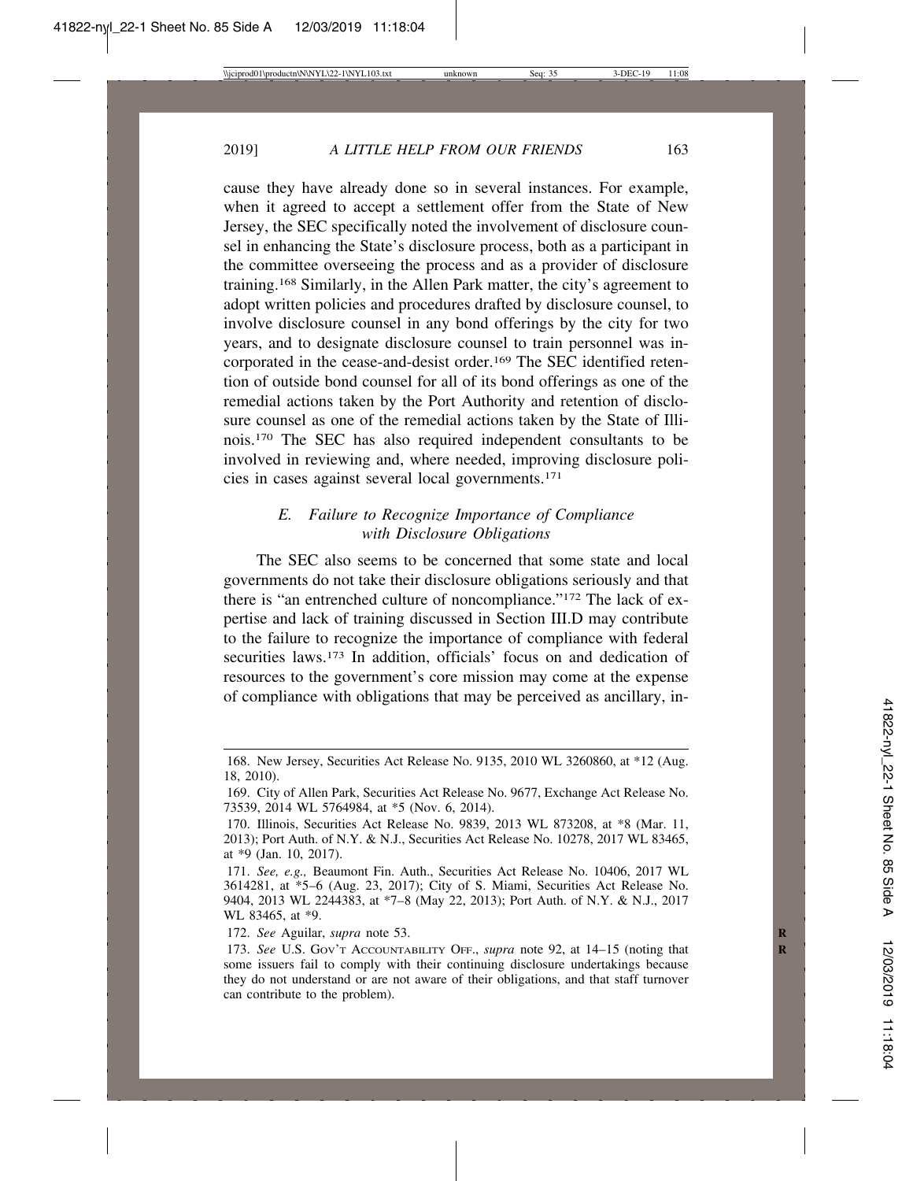cause they have already done so in several instances. For example, when it agreed to accept a settlement offer from the State of New Jersey, the SEC specifically noted the involvement of disclosure counsel in enhancing the State's disclosure process, both as a participant in the committee overseeing the process and as a provider of disclosure training.[168] Similarly, in the Allen Park matter, the city's agreement to adopt written policies and procedures drafted by disclosure counsel, to involve disclosure counsel in any bond offerings by the city for two years, and to designate disclosure counsel to train personnel was incorporated in the cease-and-desist order.[169] The SEC identified retention of outside bond counsel for all of its bond offerings as one of the remedial actions taken by the Port Authority and retention of disclosure counsel as one of the remedial actions taken by the State of Illinois.[170] The SEC has also required independent consultants to be involved in reviewing and, where needed, improving disclosure policies in cases against several local governments.[171]

### *E. Failure to Recognize Importance of Compliance with Disclosure Obligations*

The SEC also seems to be concerned that some state and local governments do not take their disclosure obligations seriously and that there is "an entrenched culture of noncompliance."[172] The lack of expertise and lack of training discussed in Section III.D may contribute to the failure to recognize the importance of compliance with federal securities laws.[173] In addition, officials' focus on and dedication of resources to the government's core mission may come at the expense of compliance with obligations that may be perceived as ancillary, in-

---

168. New Jersey, Securities Act Release No. 9135, 2010 WL 3260860, at *12 (Aug. 18, 2010).

169. City of Allen Park, Securities Act Release No. 9677, Exchange Act Release No. 73539, 2014 WL 5764984, at *5 (Nov. 6, 2014).

170. Illinois, Securities Act Release No. 9839, 2013 WL 873208, at *8 (Mar. 11, 2013); Port Auth. of N.Y. & N.J., Securities Act Release No. 10278, 2017 WL 83465, at *9 (Jan. 10, 2017).

171. *See, e.g.,* Beaumont Fin. Auth., Securities Act Release No. 10406, 2017 WL 3614281, at *5–6 (Aug. 23, 2017); City of S. Miami, Securities Act Release No. 9404, 2013 WL 2244383, at *7–8 (May 22, 2013); Port Auth. of N.Y. & N.J., 2017 WL 83465, at *9.

172. *See* Aguilar, *supra* note 53.

173. *See* U.S. GOV'T ACCOUNTABILITY OFF., *supra* note 92, at 14–15 (noting that some issuers fail to comply with their continuing disclosure undertakings because they do not understand or are not aware of their obligations, and that staff turnover can contribute to the problem).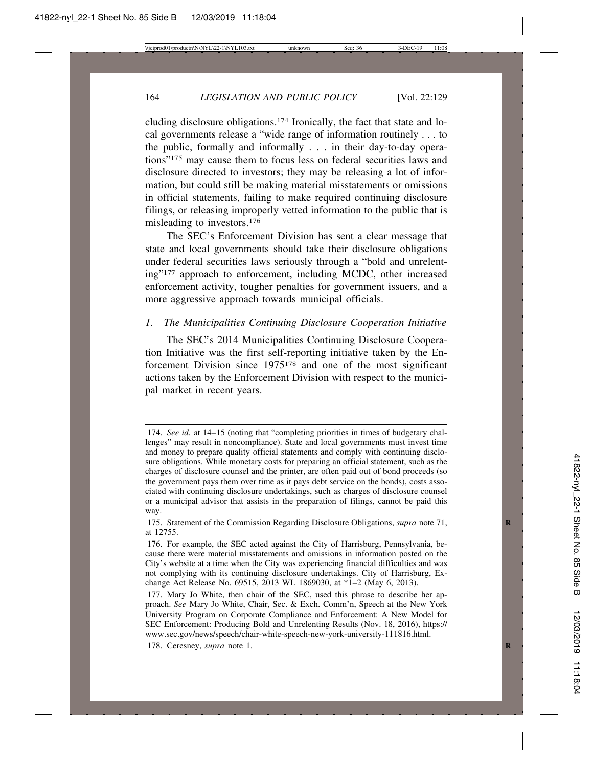cluding disclosure obligations.[174] Ironically, the fact that state and local governments release a "wide range of information routinely . . . to the public, formally and informally . . . in their day-to-day operations"[175] may cause them to focus less on federal securities laws and disclosure directed to investors; they may be releasing a lot of information, but could still be making material misstatements or omissions in official statements, failing to make required continuing disclosure filings, or releasing improperly vetted information to the public that is misleading to investors.[176]

The SEC's Enforcement Division has sent a clear message that state and local governments should take their disclosure obligations under federal securities laws seriously through a "bold and unrelenting"[177] approach to enforcement, including MCDC, other increased enforcement activity, tougher penalties for government issuers, and a more aggressive approach towards municipal officials.

### *1. The Municipalities Continuing Disclosure Cooperation Initiative*

The SEC's 2014 Municipalities Continuing Disclosure Cooperation Initiative was the first self-reporting initiative taken by the Enforcement Division since 1975[178] and one of the most significant actions taken by the Enforcement Division with respect to the municipal market in recent years.

---

174. *See id.* at 14–15 (noting that "completing priorities in times of budgetary challenges" may result in noncompliance). State and local governments must invest time and money to prepare quality official statements and comply with continuing disclosure obligations. While monetary costs for preparing an official statement, such as the charges of disclosure counsel and the printer, are often paid out of bond proceeds (so the government pays them over time as it pays debt service on the bonds), costs associated with continuing disclosure undertakings, such as charges of disclosure counsel or a municipal advisor that assists in the preparation of filings, cannot be paid this way.

175. Statement of the Commission Regarding Disclosure Obligations, *supra* note 71, at 12755.

176. For example, the SEC acted against the City of Harrisburg, Pennsylvania, because there were material misstatements and omissions in information posted on the City's website at a time when the City was experiencing financial difficulties and was not complying with its continuing disclosure undertakings. City of Harrisburg, Exchange Act Release No. 69515, 2013 WL 1869030, at *1–2 (May 6, 2013).

177. Mary Jo White, then chair of the SEC, used this phrase to describe her approach. *See* Mary Jo White, Chair, Sec. & Exch. Comm'n, Speech at the New York University Program on Corporate Compliance and Enforcement: A New Model for SEC Enforcement: Producing Bold and Unrelenting Results (Nov. 18, 2016), https://www.sec.gov/news/speech/chair-white-speech-new-york-university-111816.html.

178. Ceresney, *supra* note 1.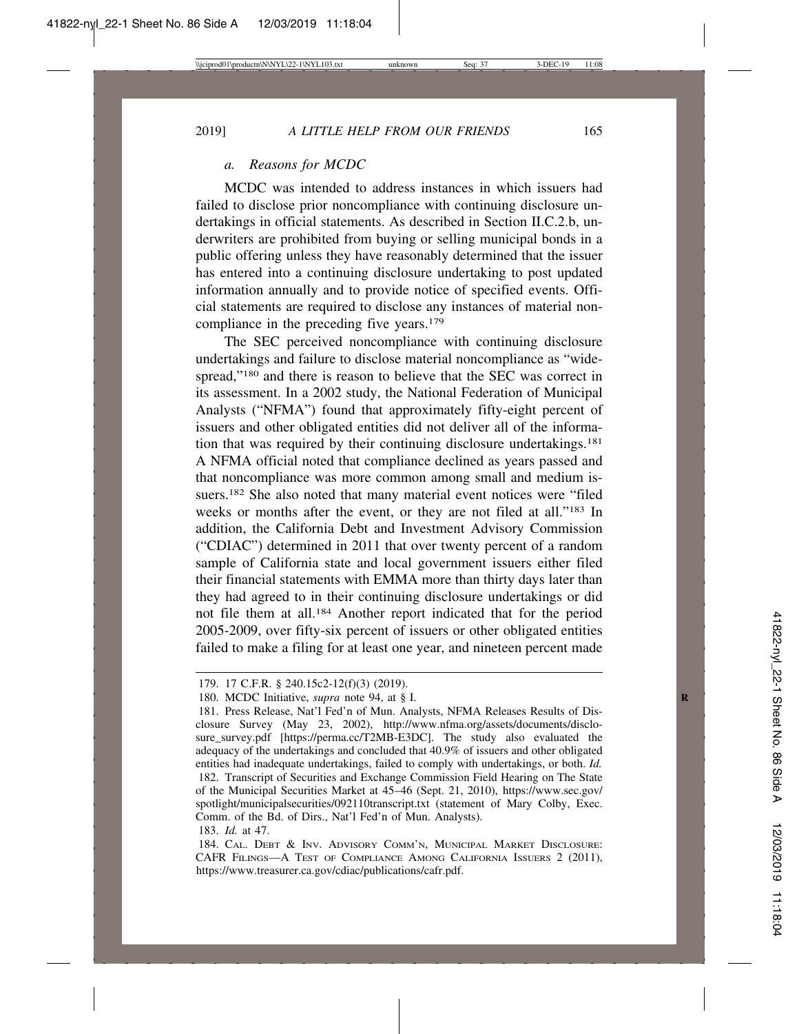#### *a. Reasons for MCDC*

MCDC was intended to address instances in which issuers had failed to disclose prior noncompliance with continuing disclosure undertakings in official statements. As described in Section II.C.2.b, underwriters are prohibited from buying or selling municipal bonds in a public offering unless they have reasonably determined that the issuer has entered into a continuing disclosure undertaking to post updated information annually and to provide notice of specified events. Official statements are required to disclose any instances of material noncompliance in the preceding five years.[179]

The SEC perceived noncompliance with continuing disclosure undertakings and failure to disclose material noncompliance as "widespread,"[180] and there is reason to believe that the SEC was correct in its assessment. In a 2002 study, the National Federation of Municipal Analysts ("NFMA") found that approximately fifty-eight percent of issuers and other obligated entities did not deliver all of the information that was required by their continuing disclosure undertakings.[181] A NFMA official noted that compliance declined as years passed and that noncompliance was more common among small and medium issuers.[182] She also noted that many material event notices were "filed weeks or months after the event, or they are not filed at all."[183] In addition, the California Debt and Investment Advisory Commission ("CDIAC") determined in 2011 that over twenty percent of a random sample of California state and local government issuers either filed their financial statements with EMMA more than thirty days later than they had agreed to in their continuing disclosure undertakings or did not file them at all.[184] Another report indicated that for the period 2005-2009, over fifty-six percent of issuers or other obligated entities failed to make a filing for at least one year, and nineteen percent made

---

179. 17 C.F.R. § 240.15c2-12(f)(3) (2019).

180. MCDC Initiative, *supra* note 94, at § I.

181. Press Release, Nat'l Fed'n of Mun. Analysts, NFMA Releases Results of Disclosure Survey (May 23, 2002), http://www.nfma.org/assets/documents/disclosure_survey.pdf [https://perma.cc/T2MB-E3DC]. The study also evaluated the adequacy of the undertakings and concluded that 40.9% of issuers and other obligated entities had inadequate undertakings, failed to comply with undertakings, or both. *Id.*

182. Transcript of Securities and Exchange Commission Field Hearing on The State of the Municipal Securities Market at 45–46 (Sept. 21, 2010), https://www.sec.gov/spotlight/municipalsecurities/092110transcript.txt (statement of Mary Colby, Exec. Comm. of the Bd. of Dirs., Nat'l Fed'n of Mun. Analysts).

183. *Id.* at 47.

184. CAL. DEBT & INV. ADVISORY COMM'N, MUNICIPAL MARKET DISCLOSURE: CAFR FILINGS—A TEST OF COMPLIANCE AMONG CALIFORNIA ISSUERS 2 (2011), https://www.treasurer.ca.gov/cdiac/publications/cafr.pdf.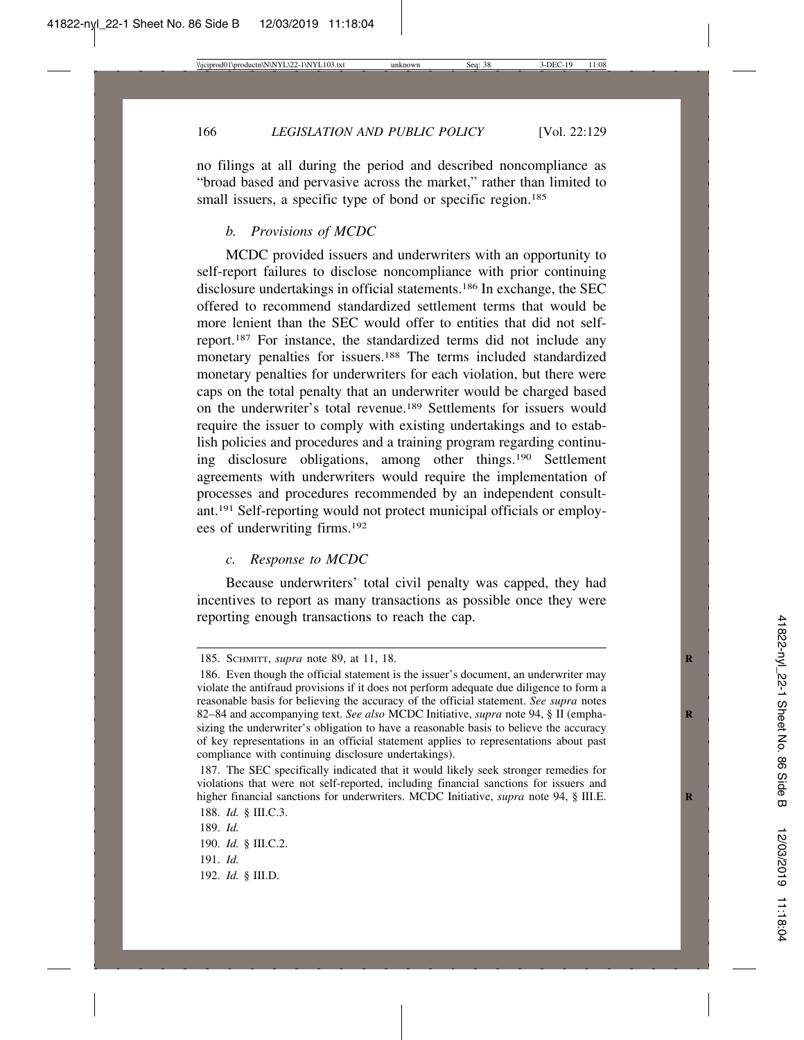no filings at all during the period and described noncompliance as "broad based and pervasive across the market," rather than limited to small issuers, a specific type of bond or specific region.[185]

#### *b. Provisions of MCDC*

MCDC provided issuers and underwriters with an opportunity to self-report failures to disclose noncompliance with prior continuing disclosure undertakings in official statements.[186] In exchange, the SEC offered to recommend standardized settlement terms that would be more lenient than the SEC would offer to entities that did not self-report.[187] For instance, the standardized terms did not include any monetary penalties for issuers.[188] The terms included standardized monetary penalties for underwriters for each violation, but there were caps on the total penalty that an underwriter would be charged based on the underwriter's total revenue.[189] Settlements for issuers would require the issuer to comply with existing undertakings and to establish policies and procedures and a training program regarding continuing disclosure obligations, among other things.[190] Settlement agreements with underwriters would require the implementation of processes and procedures recommended by an independent consultant.[191] Self-reporting would not protect municipal officials or employees of underwriting firms.[192]

#### *c. Response to MCDC*

Because underwriters' total civil penalty was capped, they had incentives to report as many transactions as possible once they were reporting enough transactions to reach the cap.

---

185. SCHMITT, *supra* note 89, at 11, 18.

186. Even though the official statement is the issuer's document, an underwriter may violate the antifraud provisions if it does not perform adequate due diligence to form a reasonable basis for believing the accuracy of the official statement. *See supra* notes 82–84 and accompanying text. *See also* MCDC Initiative, *supra* note 94, § II (emphasizing the underwriter's obligation to have a reasonable basis to believe the accuracy of key representations in an official statement applies to representations about past compliance with continuing disclosure undertakings).

187. The SEC specifically indicated that it would likely seek stronger remedies for violations that were not self-reported, including financial sanctions for issuers and higher financial sanctions for underwriters. MCDC Initiative, *supra* note 94, § III.E.

188. *Id.* § III.C.3.

189. *Id.*

190. *Id.* § III.C.2.

191. *Id.*

192. *Id.* § III.D.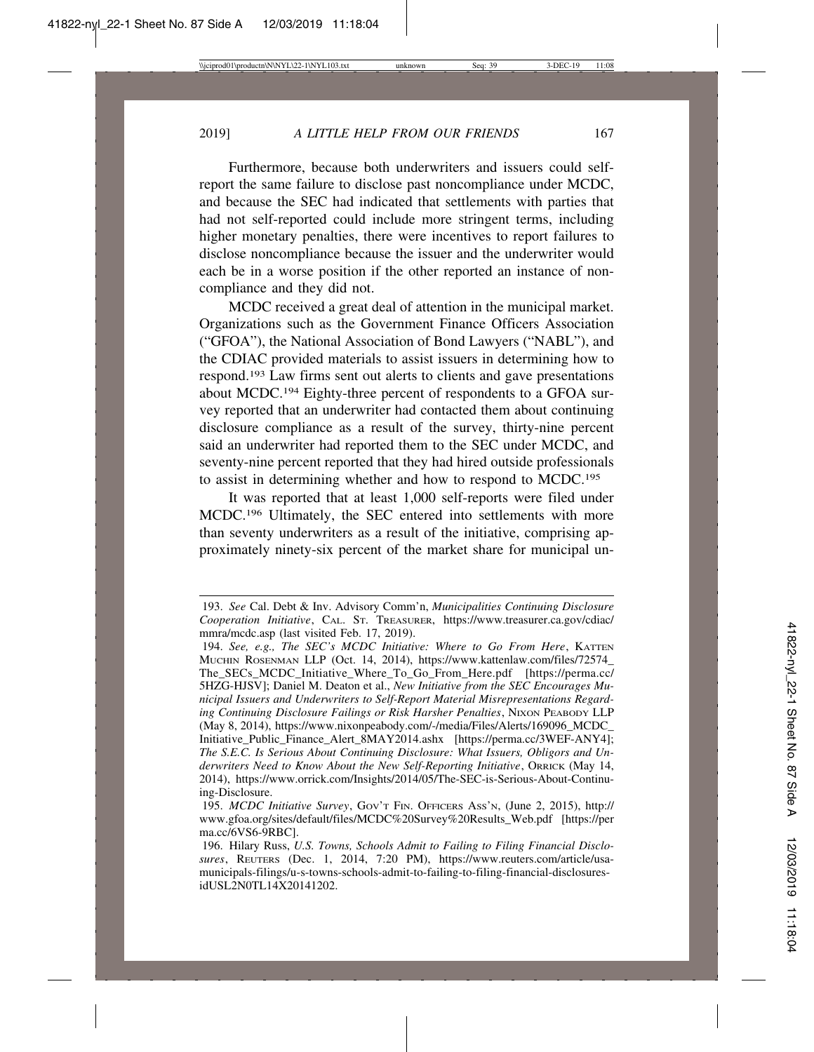Furthermore, because both underwriters and issuers could self-report the same failure to disclose past noncompliance under MCDC, and because the SEC had indicated that settlements with parties that had not self-reported could include more stringent terms, including higher monetary penalties, there were incentives to report failures to disclose noncompliance because the issuer and the underwriter would each be in a worse position if the other reported an instance of noncompliance and they did not.

MCDC received a great deal of attention in the municipal market. Organizations such as the Government Finance Officers Association ("GFOA"), the National Association of Bond Lawyers ("NABL"), and the CDIAC provided materials to assist issuers in determining how to respond.[193] Law firms sent out alerts to clients and gave presentations about MCDC.[194] Eighty-three percent of respondents to a GFOA survey reported that an underwriter had contacted them about continuing disclosure compliance as a result of the survey, thirty-nine percent said an underwriter had reported them to the SEC under MCDC, and seventy-nine percent reported that they had hired outside professionals to assist in determining whether and how to respond to MCDC.[195]

It was reported that at least 1,000 self-reports were filed under MCDC.[196] Ultimately, the SEC entered into settlements with more than seventy underwriters as a result of the initiative, comprising approximately ninety-six percent of the market share for municipal un-

---

193. *See* Cal. Debt & Inv. Advisory Comm'n, *Municipalities Continuing Disclosure Cooperation Initiative*, CAL. ST. TREASURER, https://www.treasurer.ca.gov/cdiac/mmra/mcdc.asp (last visited Feb. 17, 2019).

194. *See, e.g., The SEC's MCDC Initiative: Where to Go From Here*, KATTEN MUCHIN ROSENMAN LLP (Oct. 14, 2014), https://www.kattenlaw.com/files/72574_The_SECs_MCDC_Initiative_Where_To_Go_From_Here.pdf [https://perma.cc/5HZG-HJSV]; Daniel M. Deaton et al., *New Initiative from the SEC Encourages Municipal Issuers and Underwriters to Self-Report Material Misrepresentations Regarding Continuing Disclosure Failings or Risk Harsher Penalties*, NIXON PEABODY LLP (May 8, 2014), https://www.nixonpeabody.com/-/media/Files/Alerts/169096_MCDC_Initiative_Public_Finance_Alert_8MAY2014.ashx [https://perma.cc/3WEF-ANY4]; *The S.E.C. Is Serious About Continuing Disclosure: What Issuers, Obligors and Underwriters Need to Know About the New Self-Reporting Initiative*, ORRICK (May 14, 2014), https://www.orrick.com/Insights/2014/05/The-SEC-is-Serious-About-Continuing-Disclosure.

195. *MCDC Initiative Survey*, GOV'T FIN. OFFICERS ASS'N, (June 2, 2015), http://www.gfoa.org/sites/default/files/MCDC%20Survey%20Results_Web.pdf [https://perma.cc/6VS6-9RBC].

196. Hilary Russ, *U.S. Towns, Schools Admit to Failing to Filing Financial Disclosures*, REUTERS (Dec. 1, 2014, 7:20 PM), https://www.reuters.com/article/usa-municipals-filings/u-s-towns-schools-admit-to-failing-to-filing-financial-disclosures-idUSL2N0TL14X20141202.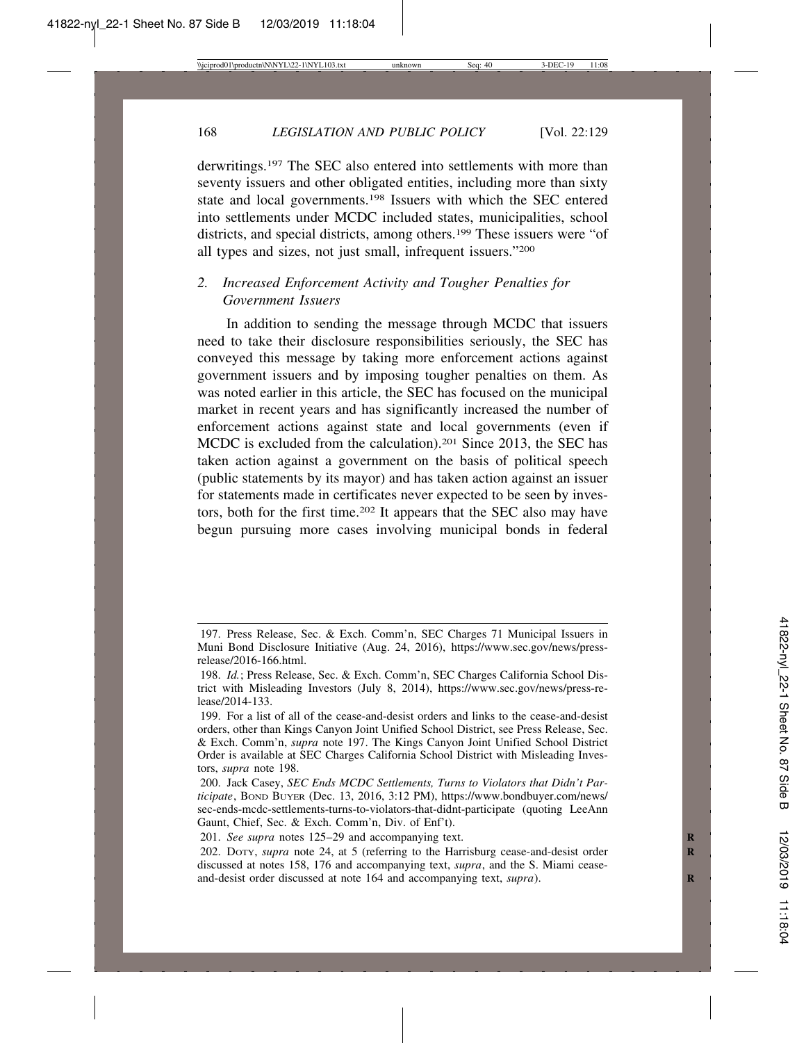derwritings.[197] The SEC also entered into settlements with more than seventy issuers and other obligated entities, including more than sixty state and local governments.[198] Issuers with which the SEC entered into settlements under MCDC included states, municipalities, school districts, and special districts, among others.[199] These issuers were "of all types and sizes, not just small, infrequent issuers."[200]

### 2. *Increased Enforcement Activity and Tougher Penalties for Government Issuers*

In addition to sending the message through MCDC that issuers need to take their disclosure responsibilities seriously, the SEC has conveyed this message by taking more enforcement actions against government issuers and by imposing tougher penalties on them. As was noted earlier in this article, the SEC has focused on the municipal market in recent years and has significantly increased the number of enforcement actions against state and local governments (even if MCDC is excluded from the calculation).[201] Since 2013, the SEC has taken action against a government on the basis of political speech (public statements by its mayor) and has taken action against an issuer for statements made in certificates never expected to be seen by investors, both for the first time.[202] It appears that the SEC also may have begun pursuing more cases involving municipal bonds in federal

---

197. Press Release, Sec. & Exch. Comm'n, SEC Charges 71 Municipal Issuers in Muni Bond Disclosure Initiative (Aug. 24, 2016), https://www.sec.gov/news/press-release/2016-166.html.

198. *Id.*; Press Release, Sec. & Exch. Comm'n, SEC Charges California School District with Misleading Investors (July 8, 2014), https://www.sec.gov/news/press-release/2014-133.

199. For a list of all of the cease-and-desist orders and links to the cease-and-desist orders, other than Kings Canyon Joint Unified School District, see Press Release, Sec. & Exch. Comm'n, *supra* note 197. The Kings Canyon Joint Unified School District Order is available at SEC Charges California School District with Misleading Investors, *supra* note 198.

200. Jack Casey, *SEC Ends MCDC Settlements, Turns to Violators that Didn't Participate*, BOND BUYER (Dec. 13, 2016, 3:12 PM), https://www.bondbuyer.com/news/sec-ends-mcdc-settlements-turns-to-violators-that-didnt-participate (quoting LeeAnn Gaunt, Chief, Sec. & Exch. Comm'n, Div. of Enf't).

201. *See supra* notes 125–29 and accompanying text.

202. DOTY, *supra* note 24, at 5 (referring to the Harrisburg cease-and-desist order discussed at notes 158, 176 and accompanying text, *supra*, and the S. Miami cease-and-desist order discussed at note 164 and accompanying text, *supra*).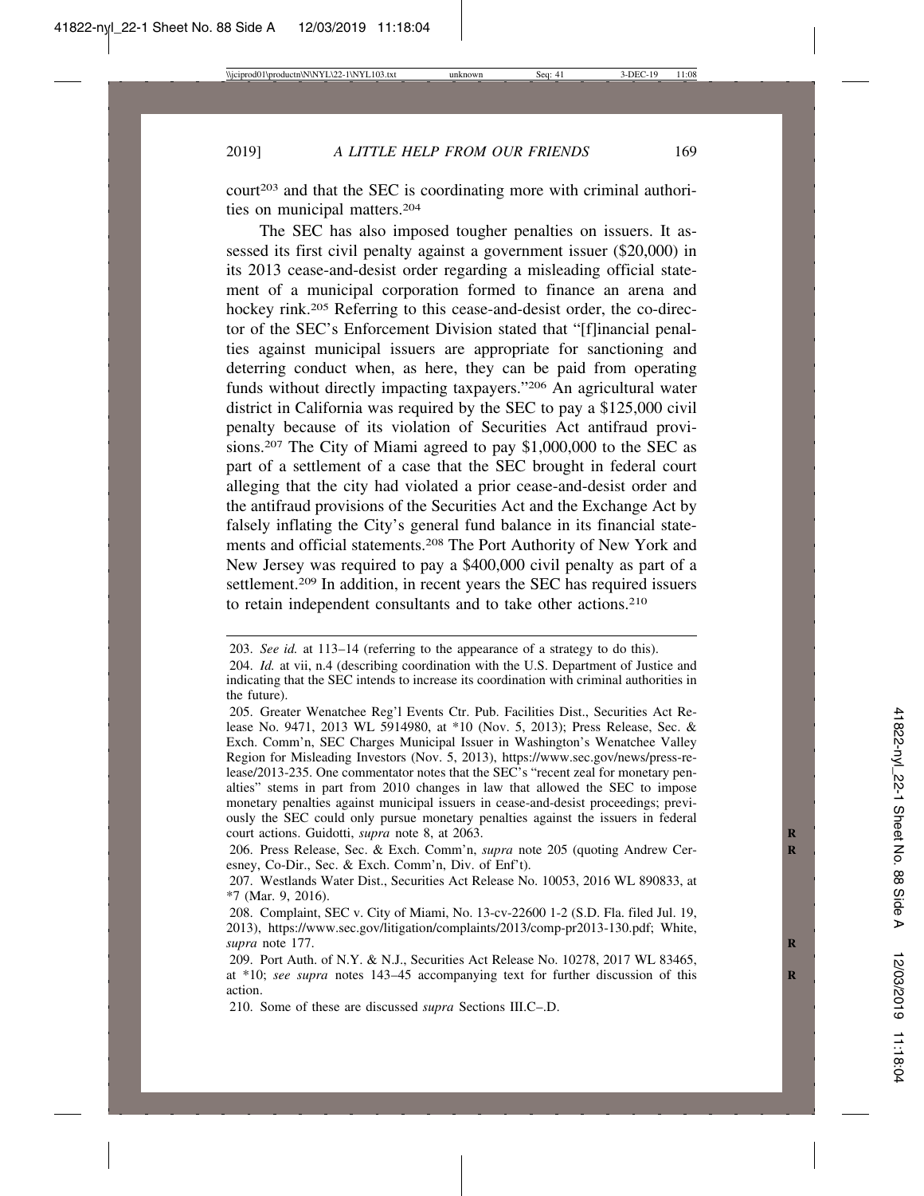court[203] and that the SEC is coordinating more with criminal authorities on municipal matters.[204]

The SEC has also imposed tougher penalties on issuers. It assessed its first civil penalty against a government issuer ($20,000) in its 2013 cease-and-desist order regarding a misleading official statement of a municipal corporation formed to finance an arena and hockey rink.[205] Referring to this cease-and-desist order, the co-director of the SEC's Enforcement Division stated that "[f]inancial penalties against municipal issuers are appropriate for sanctioning and deterring conduct when, as here, they can be paid from operating funds without directly impacting taxpayers."[206] An agricultural water district in California was required by the SEC to pay a $125,000 civil penalty because of its violation of Securities Act antifraud provisions.[207] The City of Miami agreed to pay $1,000,000 to the SEC as part of a settlement of a case that the SEC brought in federal court alleging that the city had violated a prior cease-and-desist order and the antifraud provisions of the Securities Act and the Exchange Act by falsely inflating the City's general fund balance in its financial statements and official statements.[208] The Port Authority of New York and New Jersey was required to pay a $400,000 civil penalty as part of a settlement.[209] In addition, in recent years the SEC has required issuers to retain independent consultants and to take other actions.[210]

---

203. *See id.* at 113–14 (referring to the appearance of a strategy to do this).

204. *Id.* at vii, n.4 (describing coordination with the U.S. Department of Justice and indicating that the SEC intends to increase its coordination with criminal authorities in the future).

205. Greater Wenatchee Reg'l Events Ctr. Pub. Facilities Dist., Securities Act Release No. 9471, 2013 WL 5914980, at *10 (Nov. 5, 2013); Press Release, Sec. & Exch. Comm'n, SEC Charges Municipal Issuer in Washington's Wenatchee Valley Region for Misleading Investors (Nov. 5, 2013), https://www.sec.gov/news/press-release/2013-235. One commentator notes that the SEC's "recent zeal for monetary penalties" stems in part from 2010 changes in law that allowed the SEC to impose monetary penalties against municipal issuers in cease-and-desist proceedings; previously the SEC could only pursue monetary penalties against the issuers in federal court actions. Guidotti, *supra* note 8, at 2063.

206. Press Release, Sec. & Exch. Comm'n, *supra* note 205 (quoting Andrew Ceresney, Co-Dir., Sec. & Exch. Comm'n, Div. of Enf't).

207. Westlands Water Dist., Securities Act Release No. 10053, 2016 WL 890833, at *7 (Mar. 9, 2016).

208. Complaint, SEC v. City of Miami, No. 13-cv-22600 1-2 (S.D. Fla. filed Jul. 19, 2013), https://www.sec.gov/litigation/complaints/2013/comp-pr2013-130.pdf; White, *supra* note 177.

209. Port Auth. of N.Y. & N.J., Securities Act Release No. 10278, 2017 WL 83465, at *10; *see supra* notes 143–45 accompanying text for further discussion of this action.

210. Some of these are discussed *supra* Sections III.C–.D.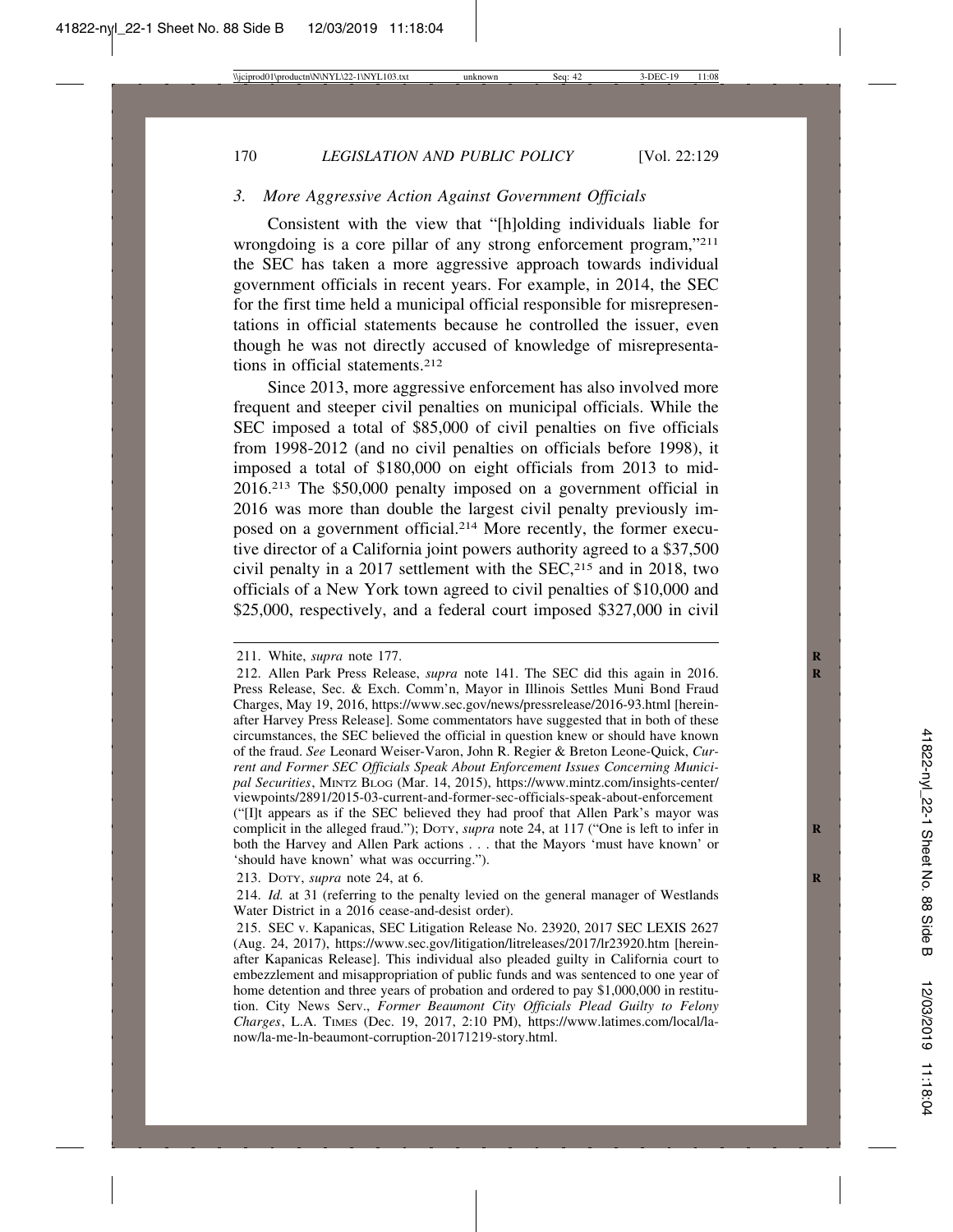### *3. More Aggressive Action Against Government Officials*

Consistent with the view that "[h]olding individuals liable for wrongdoing is a core pillar of any strong enforcement program,"[211] the SEC has taken a more aggressive approach towards individual government officials in recent years. For example, in 2014, the SEC for the first time held a municipal official responsible for misrepresentations in official statements because he controlled the issuer, even though he was not directly accused of knowledge of misrepresentations in official statements.[212]

Since 2013, more aggressive enforcement has also involved more frequent and steeper civil penalties on municipal officials. While the SEC imposed a total of $85,000 of civil penalties on five officials from 1998-2012 (and no civil penalties on officials before 1998), it imposed a total of $180,000 on eight officials from 2013 to mid-2016.[213] The $50,000 penalty imposed on a government official in 2016 was more than double the largest civil penalty previously imposed on a government official.[214] More recently, the former executive director of a California joint powers authority agreed to a $37,500 civil penalty in a 2017 settlement with the SEC,[215] and in 2018, two officials of a New York town agreed to civil penalties of $10,000 and $25,000, respectively, and a federal court imposed $327,000 in civil

---

211. White, *supra* note 177.

212. Allen Park Press Release, *supra* note 141. The SEC did this again in 2016. Press Release, Sec. & Exch. Comm'n, Mayor in Illinois Settles Muni Bond Fraud Charges, May 19, 2016, https://www.sec.gov/news/pressrelease/2016-93.html [hereinafter Harvey Press Release]. Some commentators have suggested that in both of these circumstances, the SEC believed the official in question knew or should have known of the fraud. *See* Leonard Weiser-Varon, John R. Regier & Breton Leone-Quick, *Current and Former SEC Officials Speak About Enforcement Issues Concerning Municipal Securities*, MINTZ BLOG (Mar. 14, 2015), https://www.mintz.com/insights-center/viewpoints/2891/2015-03-current-and-former-sec-officials-speak-about-enforcement ("[I]t appears as if the SEC believed they had proof that Allen Park's mayor was complicit in the alleged fraud."); DOTY, *supra* note 24, at 117 ("One is left to infer in both the Harvey and Allen Park actions . . . that the Mayors 'must have known' or 'should have known' what was occurring.").

213. DOTY, *supra* note 24, at 6.

214. *Id.* at 31 (referring to the penalty levied on the general manager of Westlands Water District in a 2016 cease-and-desist order).

215. SEC v. Kapanicas, SEC Litigation Release No. 23920, 2017 SEC LEXIS 2627 (Aug. 24, 2017), https://www.sec.gov/litigation/litreleases/2017/lr23920.htm [hereinafter Kapanicas Release]. This individual also pleaded guilty in California court to embezzlement and misappropriation of public funds and was sentenced to one year of home detention and three years of probation and ordered to pay $1,000,000 in restitution. City News Serv., *Former Beaumont City Officials Plead Guilty to Felony Charges*, L.A. TIMES (Dec. 19, 2017, 2:10 PM), https://www.latimes.com/local/lanow/la-me-ln-beaumont-corruption-20171219-story.html.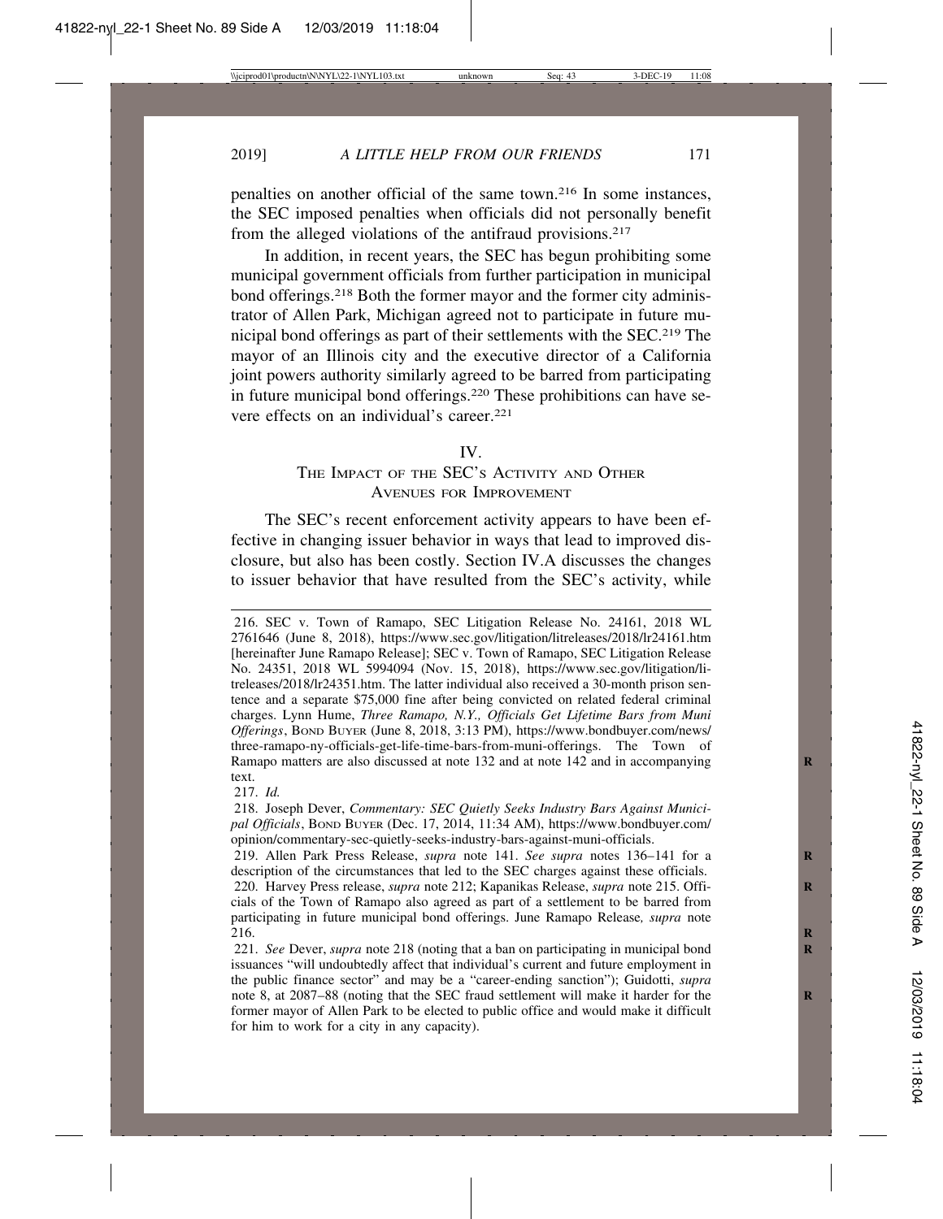penalties on another official of the same town.[216] In some instances, the SEC imposed penalties when officials did not personally benefit from the alleged violations of the antifraud provisions.[217]

In addition, in recent years, the SEC has begun prohibiting some municipal government officials from further participation in municipal bond offerings.[218] Both the former mayor and the former city administrator of Allen Park, Michigan agreed not to participate in future municipal bond offerings as part of their settlements with the SEC.[219] The mayor of an Illinois city and the executive director of a California joint powers authority similarly agreed to be barred from participating in future municipal bond offerings.[220] These prohibitions can have severe effects on an individual's career.[221]

## IV.
## THE IMPACT OF THE SEC'S ACTIVITY AND OTHER AVENUES FOR IMPROVEMENT

The SEC's recent enforcement activity appears to have been effective in changing issuer behavior in ways that lead to improved disclosure, but also has been costly. Section IV.A discusses the changes to issuer behavior that have resulted from the SEC's activity, while

---

216. SEC v. Town of Ramapo, SEC Litigation Release No. 24161, 2018 WL 2761646 (June 8, 2018), https://www.sec.gov/litigation/litreleases/2018/lr24161.htm [hereinafter June Ramapo Release]; SEC v. Town of Ramapo, SEC Litigation Release No. 24351, 2018 WL 5994094 (Nov. 15, 2018), https://www.sec.gov/litigation/litreleases/2018/lr24351.htm. The latter individual also received a 30-month prison sentence and a separate $75,000 fine after being convicted on related federal criminal charges. Lynn Hume, *Three Ramapo, N.Y., Officials Get Lifetime Bars from Muni Offerings*, BOND BUYER (June 8, 2018, 3:13 PM), https://www.bondbuyer.com/news/three-ramapo-ny-officials-get-life-time-bars-from-muni-offerings. The Town of Ramapo matters are also discussed at note 132 and at note 142 and in accompanying text.

217. *Id.*

218. Joseph Dever, *Commentary: SEC Quietly Seeks Industry Bars Against Municipal Officials*, BOND BUYER (Dec. 17, 2014, 11:34 AM), https://www.bondbuyer.com/opinion/commentary-sec-quietly-seeks-industry-bars-against-muni-officials.

219. Allen Park Press Release, *supra* note 141. *See supra* notes 136–141 for a description of the circumstances that led to the SEC charges against these officials.

220. Harvey Press release, *supra* note 212; Kapanikas Release, *supra* note 215. Officials of the Town of Ramapo also agreed as part of a settlement to be barred from participating in future municipal bond offerings. June Ramapo Release*, supra* note 216.

221. *See* Dever, *supra* note 218 (noting that a ban on participating in municipal bond issuances "will undoubtedly affect that individual's current and future employment in the public finance sector" and may be a "career-ending sanction"); Guidotti, *supra* note 8, at 2087–88 (noting that the SEC fraud settlement will make it harder for the former mayor of Allen Park to be elected to public office and would make it difficult for him to work for a city in any capacity).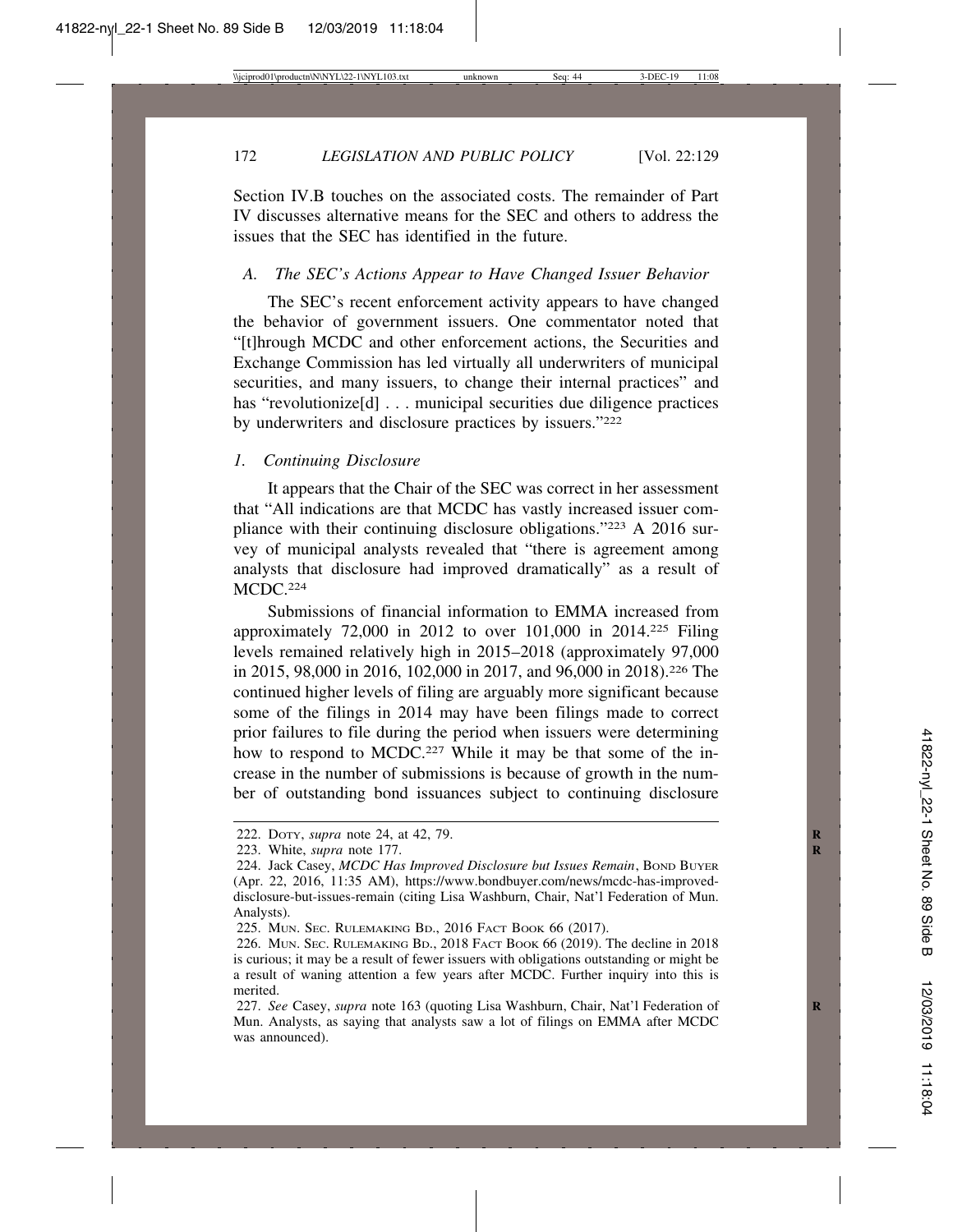Section IV.B touches on the associated costs. The remainder of Part IV discusses alternative means for the SEC and others to address the issues that the SEC has identified in the future.

### *A. The SEC's Actions Appear to Have Changed Issuer Behavior*

The SEC's recent enforcement activity appears to have changed the behavior of government issuers. One commentator noted that "[t]hrough MCDC and other enforcement actions, the Securities and Exchange Commission has led virtually all underwriters of municipal securities, and many issuers, to change their internal practices" and has "revolutionize[d] . . . municipal securities due diligence practices by underwriters and disclosure practices by issuers."[222]

#### *1. Continuing Disclosure*

It appears that the Chair of the SEC was correct in her assessment that "All indications are that MCDC has vastly increased issuer compliance with their continuing disclosure obligations."[223] A 2016 survey of municipal analysts revealed that "there is agreement among analysts that disclosure had improved dramatically" as a result of MCDC.[224]

Submissions of financial information to EMMA increased from approximately 72,000 in 2012 to over 101,000 in 2014.[225] Filing levels remained relatively high in 2015–2018 (approximately 97,000 in 2015, 98,000 in 2016, 102,000 in 2017, and 96,000 in 2018).[226] The continued higher levels of filing are arguably more significant because some of the filings in 2014 may have been filings made to correct prior failures to file during the period when issuers were determining how to respond to MCDC.[227] While it may be that some of the increase in the number of submissions is because of growth in the number of outstanding bond issuances subject to continuing disclosure

---

222. Doty, *supra* note 24, at 42, 79.

223. White, *supra* note 177.

224. Jack Casey, *MCDC Has Improved Disclosure but Issues Remain*, Bond Buyer (Apr. 22, 2016, 11:35 AM), https://www.bondbuyer.com/news/mcdc-has-improved-disclosure-but-issues-remain (citing Lisa Washburn, Chair, Nat'l Federation of Mun. Analysts).

225. Mun. Sec. Rulemaking Bd., 2016 Fact Book 66 (2017).

226. Mun. Sec. Rulemaking Bd., 2018 Fact Book 66 (2019). The decline in 2018 is curious; it may be a result of fewer issuers with obligations outstanding or might be a result of waning attention a few years after MCDC. Further inquiry into this is merited.

227. *See* Casey, *supra* note 163 (quoting Lisa Washburn, Chair, Nat'l Federation of Mun. Analysts, as saying that analysts saw a lot of filings on EMMA after MCDC was announced).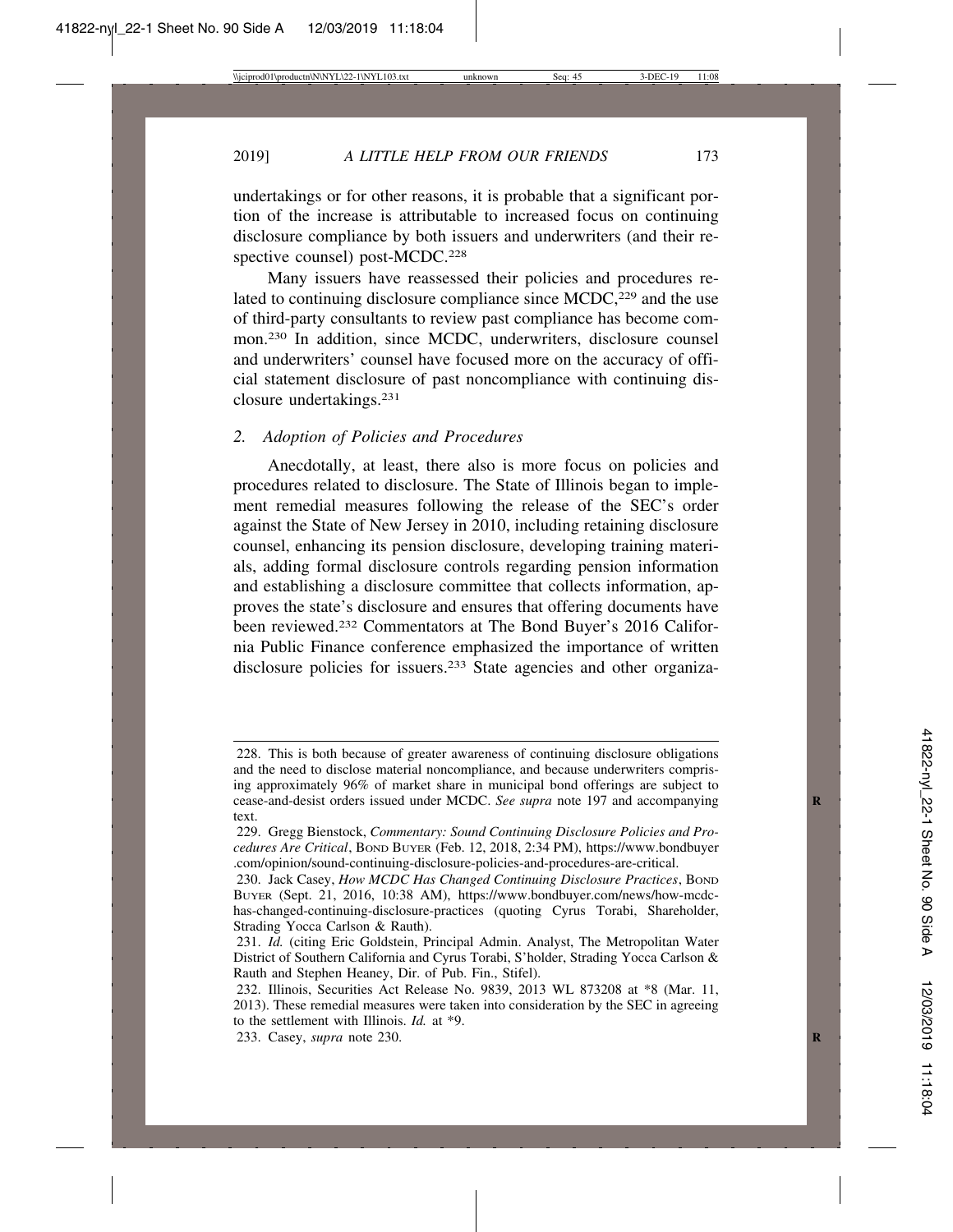undertakings or for other reasons, it is probable that a significant portion of the increase is attributable to increased focus on continuing disclosure compliance by both issuers and underwriters (and their respective counsel) post-MCDC.[228]

Many issuers have reassessed their policies and procedures related to continuing disclosure compliance since MCDC,[229] and the use of third-party consultants to review past compliance has become common.[230] In addition, since MCDC, underwriters, disclosure counsel and underwriters' counsel have focused more on the accuracy of official statement disclosure of past noncompliance with continuing disclosure undertakings.[231]

### *2. Adoption of Policies and Procedures*

Anecdotally, at least, there also is more focus on policies and procedures related to disclosure. The State of Illinois began to implement remedial measures following the release of the SEC's order against the State of New Jersey in 2010, including retaining disclosure counsel, enhancing its pension disclosure, developing training materials, adding formal disclosure controls regarding pension information and establishing a disclosure committee that collects information, approves the state's disclosure and ensures that offering documents have been reviewed.[232] Commentators at The Bond Buyer's 2016 California Public Finance conference emphasized the importance of written disclosure policies for issuers.[233] State agencies and other organiza-

---

228. This is both because of greater awareness of continuing disclosure obligations and the need to disclose material noncompliance, and because underwriters comprising approximately 96% of market share in municipal bond offerings are subject to cease-and-desist orders issued under MCDC. *See supra* note 197 and accompanying text.

229. Gregg Bienstock, *Commentary: Sound Continuing Disclosure Policies and Procedures Are Critical*, BOND BUYER (Feb. 12, 2018, 2:34 PM), https://www.bondbuyer.com/opinion/sound-continuing-disclosure-policies-and-procedures-are-critical.

230. Jack Casey, *How MCDC Has Changed Continuing Disclosure Practices*, BOND BUYER (Sept. 21, 2016, 10:38 AM), https://www.bondbuyer.com/news/how-mcdc-has-changed-continuing-disclosure-practices (quoting Cyrus Torabi, Shareholder, Strading Yocca Carlson & Rauth).

231. *Id.* (citing Eric Goldstein, Principal Admin. Analyst, The Metropolitan Water District of Southern California and Cyrus Torabi, S'holder, Strading Yocca Carlson & Rauth and Stephen Heaney, Dir. of Pub. Fin., Stifel).

232. Illinois, Securities Act Release No. 9839, 2013 WL 873208 at *8 (Mar. 11, 2013). These remedial measures were taken into consideration by the SEC in agreeing to the settlement with Illinois. *Id.* at *9.

233. Casey, *supra* note 230.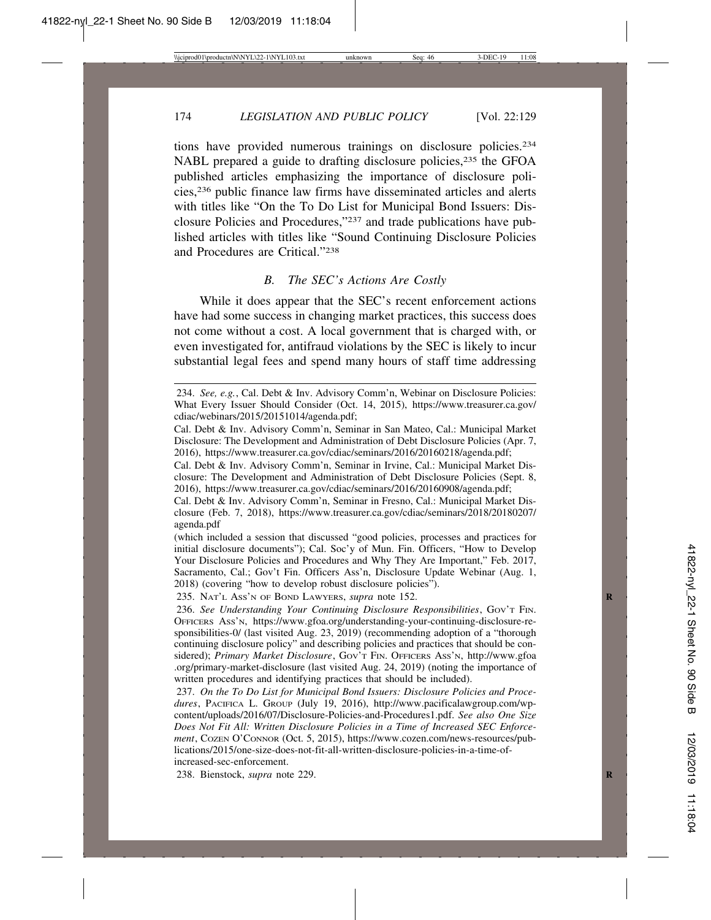tions have provided numerous trainings on disclosure policies.[234] NABL prepared a guide to drafting disclosure policies,[235] the GFOA published articles emphasizing the importance of disclosure policies,[236] public finance law firms have disseminated articles and alerts with titles like "On the To Do List for Municipal Bond Issuers: Disclosure Policies and Procedures,"[237] and trade publications have published articles with titles like "Sound Continuing Disclosure Policies and Procedures are Critical."[238]

### *B. The SEC's Actions Are Costly*

While it does appear that the SEC's recent enforcement actions have had some success in changing market practices, this success does not come without a cost. A local government that is charged with, or even investigated for, antifraud violations by the SEC is likely to incur substantial legal fees and spend many hours of staff time addressing

---

234. *See, e.g.*, Cal. Debt & Inv. Advisory Comm'n, Webinar on Disclosure Policies: What Every Issuer Should Consider (Oct. 14, 2015), https://www.treasurer.ca.gov/cdiac/webinars/2015/20151014/agenda.pdf;

Cal. Debt & Inv. Advisory Comm'n, Seminar in San Mateo, Cal.: Municipal Market Disclosure: The Development and Administration of Debt Disclosure Policies (Apr. 7, 2016), https://www.treasurer.ca.gov/cdiac/seminars/2016/20160218/agenda.pdf;

Cal. Debt & Inv. Advisory Comm'n, Seminar in Irvine, Cal.: Municipal Market Disclosure: The Development and Administration of Debt Disclosure Policies (Sept. 8, 2016), https://www.treasurer.ca.gov/cdiac/seminars/2016/20160908/agenda.pdf;

Cal. Debt & Inv. Advisory Comm'n, Seminar in Fresno, Cal.: Municipal Market Disclosure (Feb. 7, 2018), https://www.treasurer.ca.gov/cdiac/seminars/2018/20180207/agenda.pdf

(which included a session that discussed "good policies, processes and practices for initial disclosure documents"); Cal. Soc'y of Mun. Fin. Officers, "How to Develop Your Disclosure Policies and Procedures and Why They Are Important," Feb. 2017, Sacramento, Cal.; Gov't Fin. Officers Ass'n, Disclosure Update Webinar (Aug. 1, 2018) (covering "how to develop robust disclosure policies").

235. Nat'l Ass'n of Bond Lawyers, *supra* note 152.

236. *See Understanding Your Continuing Disclosure Responsibilities*, Gov't Fin. Officers Ass'n, https://www.gfoa.org/understanding-your-continuing-disclosure-responsibilities-0/ (last visited Aug. 23, 2019) (recommending adoption of a "thorough continuing disclosure policy" and describing policies and practices that should be considered); *Primary Market Disclosure*, Gov't Fin. Officers Ass'n, http://www.gfoa.org/primary-market-disclosure (last visited Aug. 24, 2019) (noting the importance of written procedures and identifying practices that should be included).

237. *On the To Do List for Municipal Bond Issuers: Disclosure Policies and Procedures*, Pacifica L. Group (July 19, 2016), http://www.pacificalawgroup.com/wp-content/uploads/2016/07/Disclosure-Policies-and-Procedures1.pdf. *See also One Size Does Not Fit All: Written Disclosure Policies in a Time of Increased SEC Enforcement*, Cozen O'Connor (Oct. 5, 2015), https://www.cozen.com/news-resources/publications/2015/one-size-does-not-fit-all-written-disclosure-policies-in-a-time-of-increased-sec-enforcement.

238. Bienstock, *supra* note 229.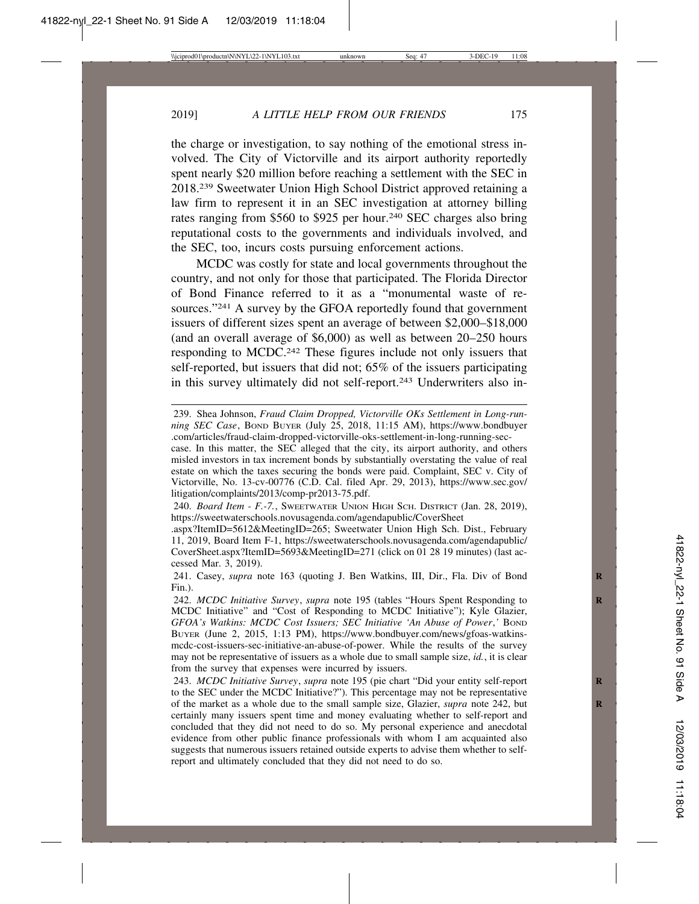the charge or investigation, to say nothing of the emotional stress involved. The City of Victorville and its airport authority reportedly spent nearly $20 million before reaching a settlement with the SEC in 2018.[239] Sweetwater Union High School District approved retaining a law firm to represent it in an SEC investigation at attorney billing rates ranging from $560 to $925 per hour.[240] SEC charges also bring reputational costs to the governments and individuals involved, and the SEC, too, incurs costs pursuing enforcement actions.

MCDC was costly for state and local governments throughout the country, and not only for those that participated. The Florida Director of Bond Finance referred to it as a "monumental waste of resources."[241] A survey by the GFOA reportedly found that government issuers of different sizes spent an average of between $2,000–$18,000 (and an overall average of $6,000) as well as between 20–250 hours responding to MCDC.[242] These figures include not only issuers that self-reported, but issuers that did not; 65% of the issuers participating in this survey ultimately did not self-report.[243] Underwriters also in-

---

239. Shea Johnson, *Fraud Claim Dropped, Victorville OKs Settlement in Long-running SEC Case*, BOND BUYER (July 25, 2018, 11:15 AM), https://www.bondbuyer.com/articles/fraud-claim-dropped-victorville-oks-settlement-in-long-running-sec-case. In this matter, the SEC alleged that the city, its airport authority, and others misled investors in tax increment bonds by substantially overstating the value of real estate on which the taxes securing the bonds were paid. Complaint, SEC v. City of Victorville, No. 13-cv-00776 (C.D. Cal. filed Apr. 29, 2013), https://www.sec.gov/litigation/complaints/2013/comp-pr2013-75.pdf.

240. *Board Item - F.-7.*, SWEETWATER UNION HIGH SCH. DISTRICT (Jan. 28, 2019), https://sweetwaterschools.novusagenda.com/agendapublic/CoverSheet.aspx?ItemID=5612&MeetingID=265; Sweetwater Union High Sch. Dist., February 11, 2019, Board Item F-1, https://sweetwaterschools.novusagenda.com/agendapublic/CoverSheet.aspx?ItemID=5693&MeetingID=271 (click on 01 28 19 minutes) (last accessed Mar. 3, 2019).

241. Casey, *supra* note 163 (quoting J. Ben Watkins, III, Dir., Fla. Div of Bond Fin.).

242. *MCDC Initiative Survey*, *supra* note 195 (tables "Hours Spent Responding to MCDC Initiative" and "Cost of Responding to MCDC Initiative"); Kyle Glazier, *GFOA's Watkins: MCDC Cost Issuers; SEC Initiative 'An Abuse of Power*,*'* BOND BUYER (June 2, 2015, 1:13 PM), https://www.bondbuyer.com/news/gfoas-watkins-mcdc-cost-issuers-sec-initiative-an-abuse-of-power. While the results of the survey may not be representative of issuers as a whole due to small sample size, *id.*, it is clear from the survey that expenses were incurred by issuers.

243. *MCDC Initiative Survey*, *supra* note 195 (pie chart "Did your entity self-report to the SEC under the MCDC Initiative?"). This percentage may not be representative of the market as a whole due to the small sample size, Glazier, *supra* note 242, but certainly many issuers spent time and money evaluating whether to self-report and concluded that they did not need to do so. My personal experience and anecdotal evidence from other public finance professionals with whom I am acquainted also suggests that numerous issuers retained outside experts to advise them whether to self-report and ultimately concluded that they did not need to do so.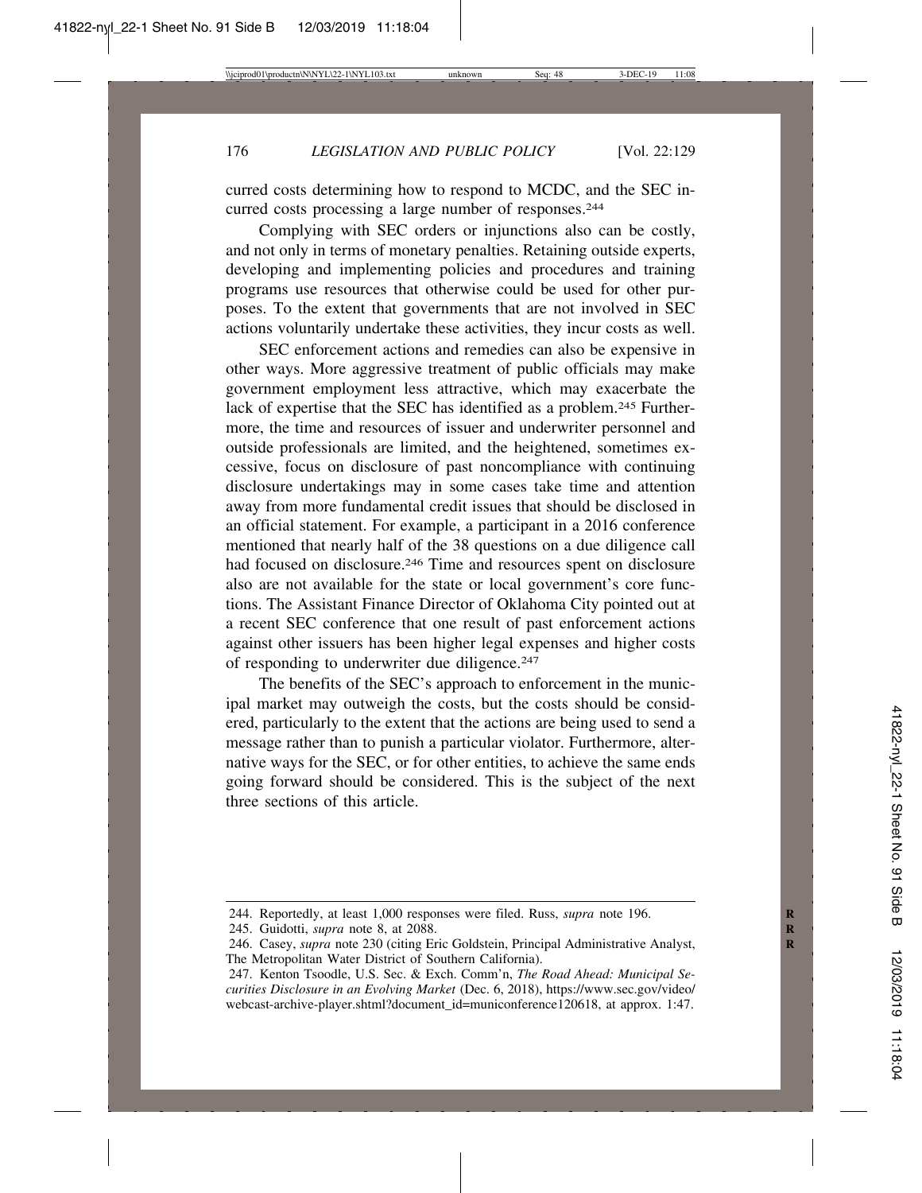curred costs determining how to respond to MCDC, and the SEC incurred costs processing a large number of responses.[244]

Complying with SEC orders or injunctions also can be costly, and not only in terms of monetary penalties. Retaining outside experts, developing and implementing policies and procedures and training programs use resources that otherwise could be used for other purposes. To the extent that governments that are not involved in SEC actions voluntarily undertake these activities, they incur costs as well.

SEC enforcement actions and remedies can also be expensive in other ways. More aggressive treatment of public officials may make government employment less attractive, which may exacerbate the lack of expertise that the SEC has identified as a problem.[245] Furthermore, the time and resources of issuer and underwriter personnel and outside professionals are limited, and the heightened, sometimes excessive, focus on disclosure of past noncompliance with continuing disclosure undertakings may in some cases take time and attention away from more fundamental credit issues that should be disclosed in an official statement. For example, a participant in a 2016 conference mentioned that nearly half of the 38 questions on a due diligence call had focused on disclosure.[246] Time and resources spent on disclosure also are not available for the state or local government's core functions. The Assistant Finance Director of Oklahoma City pointed out at a recent SEC conference that one result of past enforcement actions against other issuers has been higher legal expenses and higher costs of responding to underwriter due diligence.[247]

The benefits of the SEC's approach to enforcement in the municipal market may outweigh the costs, but the costs should be considered, particularly to the extent that the actions are being used to send a message rather than to punish a particular violator. Furthermore, alternative ways for the SEC, or for other entities, to achieve the same ends going forward should be considered. This is the subject of the next three sections of this article.

---

244. Reportedly, at least 1,000 responses were filed. Russ, *supra* note 196.

245. Guidotti, *supra* note 8, at 2088.

246. Casey, *supra* note 230 (citing Eric Goldstein, Principal Administrative Analyst, The Metropolitan Water District of Southern California).

247. Kenton Tsoodle, U.S. Sec. & Exch. Comm'n, *The Road Ahead: Municipal Securities Disclosure in an Evolving Market* (Dec. 6, 2018), https://www.sec.gov/video/webcast-archive-player.shtml?document_id=municonference120618, at approx. 1:47.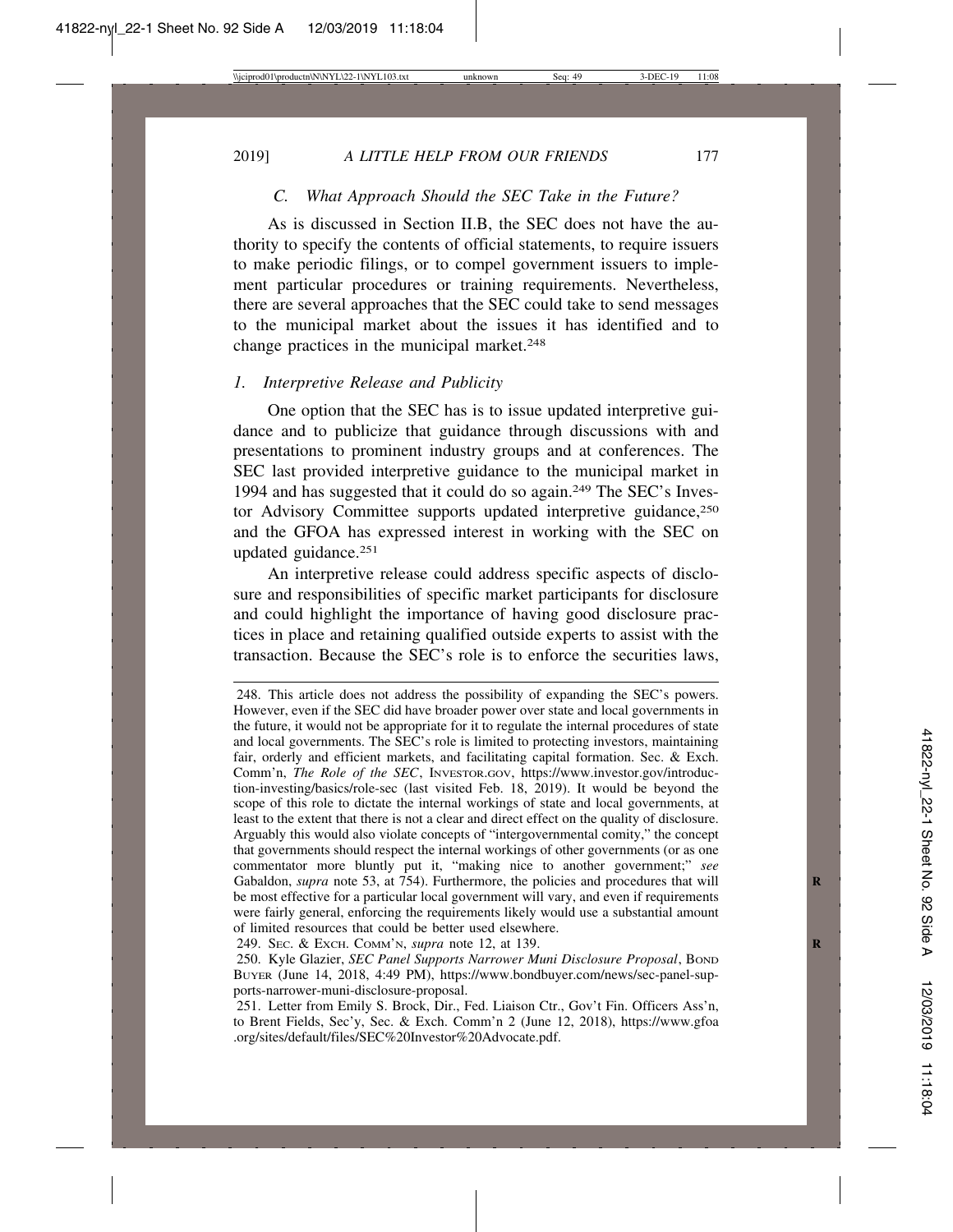### *C. What Approach Should the SEC Take in the Future?*

As is discussed in Section II.B, the SEC does not have the authority to specify the contents of official statements, to require issuers to make periodic filings, or to compel government issuers to implement particular procedures or training requirements. Nevertheless, there are several approaches that the SEC could take to send messages to the municipal market about the issues it has identified and to change practices in the municipal market.[248]

#### *1. Interpretive Release and Publicity*

One option that the SEC has is to issue updated interpretive guidance and to publicize that guidance through discussions with and presentations to prominent industry groups and at conferences. The SEC last provided interpretive guidance to the municipal market in 1994 and has suggested that it could do so again.[249] The SEC's Investor Advisory Committee supports updated interpretive guidance,[250] and the GFOA has expressed interest in working with the SEC on updated guidance.[251]

An interpretive release could address specific aspects of disclosure and responsibilities of specific market participants for disclosure and could highlight the importance of having good disclosure practices in place and retaining qualified outside experts to assist with the transaction. Because the SEC's role is to enforce the securities laws,

---

248. This article does not address the possibility of expanding the SEC's powers. However, even if the SEC did have broader power over state and local governments in the future, it would not be appropriate for it to regulate the internal procedures of state and local governments. The SEC's role is limited to protecting investors, maintaining fair, orderly and efficient markets, and facilitating capital formation. Sec. & Exch. Comm'n, *The Role of the SEC*, INVESTOR.GOV, https://www.investor.gov/introduction-investing/basics/role-sec (last visited Feb. 18, 2019). It would be beyond the scope of this role to dictate the internal workings of state and local governments, at least to the extent that there is not a clear and direct effect on the quality of disclosure. Arguably this would also violate concepts of "intergovernmental comity," the concept that governments should respect the internal workings of other governments (or as one commentator more bluntly put it, "making nice to another government;" *see* Gabaldon, *supra* note 53, at 754). Furthermore, the policies and procedures that will be most effective for a particular local government will vary, and even if requirements were fairly general, enforcing the requirements likely would use a substantial amount of limited resources that could be better used elsewhere.

249. SEC. & EXCH. COMM'N, *supra* note 12, at 139.

250. Kyle Glazier, *SEC Panel Supports Narrower Muni Disclosure Proposal*, BOND BUYER (June 14, 2018, 4:49 PM), https://www.bondbuyer.com/news/sec-panel-supports-narrower-muni-disclosure-proposal.

251. Letter from Emily S. Brock, Dir., Fed. Liaison Ctr., Gov't Fin. Officers Ass'n, to Brent Fields, Sec'y, Sec. & Exch. Comm'n 2 (June 12, 2018), https://www.gfoa.org/sites/default/files/SEC%20Investor%20Advocate.pdf.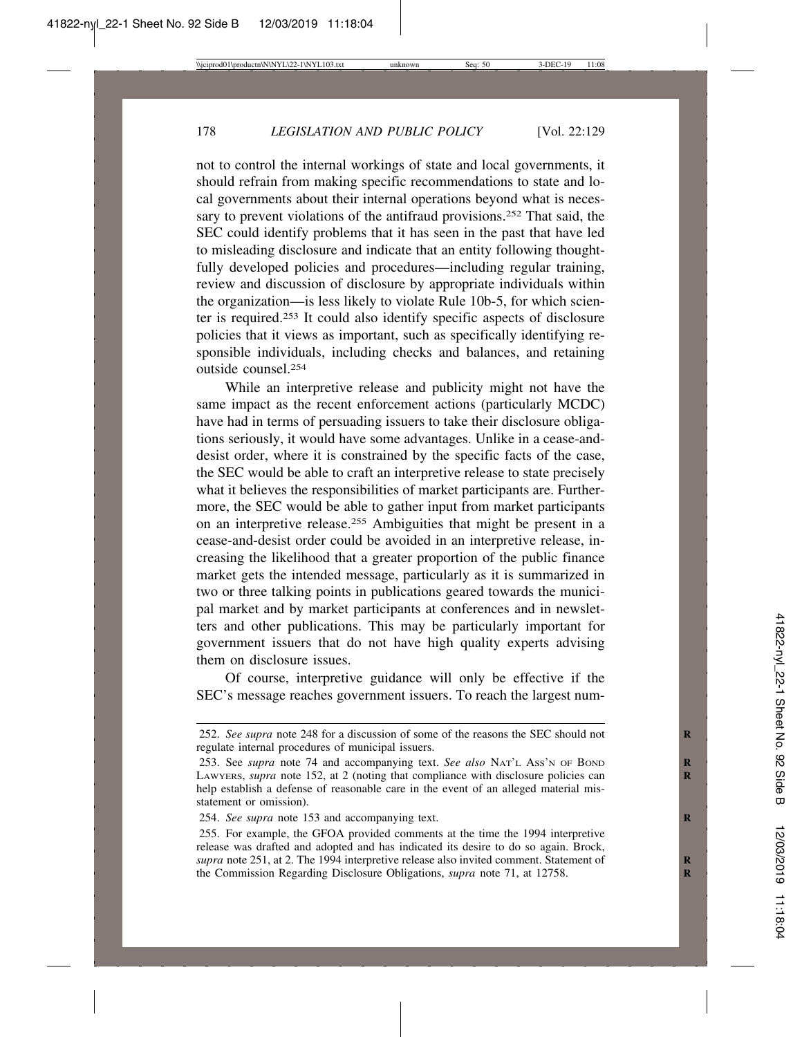not to control the internal workings of state and local governments, it should refrain from making specific recommendations to state and local governments about their internal operations beyond what is necessary to prevent violations of the antifraud provisions.[252] That said, the SEC could identify problems that it has seen in the past that have led to misleading disclosure and indicate that an entity following thoughtfully developed policies and procedures—including regular training, review and discussion of disclosure by appropriate individuals within the organization—is less likely to violate Rule 10b-5, for which scienter is required.[253] It could also identify specific aspects of disclosure policies that it views as important, such as specifically identifying responsible individuals, including checks and balances, and retaining outside counsel.[254]

While an interpretive release and publicity might not have the same impact as the recent enforcement actions (particularly MCDC) have had in terms of persuading issuers to take their disclosure obligations seriously, it would have some advantages. Unlike in a cease-and-desist order, where it is constrained by the specific facts of the case, the SEC would be able to craft an interpretive release to state precisely what it believes the responsibilities of market participants are. Furthermore, the SEC would be able to gather input from market participants on an interpretive release.[255] Ambiguities that might be present in a cease-and-desist order could be avoided in an interpretive release, increasing the likelihood that a greater proportion of the public finance market gets the intended message, particularly as it is summarized in two or three talking points in publications geared towards the municipal market and by market participants at conferences and in newsletters and other publications. This may be particularly important for government issuers that do not have high quality experts advising them on disclosure issues.

Of course, interpretive guidance will only be effective if the SEC's message reaches government issuers. To reach the largest num-

---

252. *See supra* note 248 for a discussion of some of the reasons the SEC should not regulate internal procedures of municipal issuers.

253. See *supra* note 74 and accompanying text. *See also* NAT'L ASS'N OF BOND LAWYERS, *supra* note 152, at 2 (noting that compliance with disclosure policies can help establish a defense of reasonable care in the event of an alleged material misstatement or omission).

254. *See supra* note 153 and accompanying text.

255. For example, the GFOA provided comments at the time the 1994 interpretive release was drafted and adopted and has indicated its desire to do so again. Brock, *supra* note 251, at 2. The 1994 interpretive release also invited comment. Statement of the Commission Regarding Disclosure Obligations, *supra* note 71, at 12758.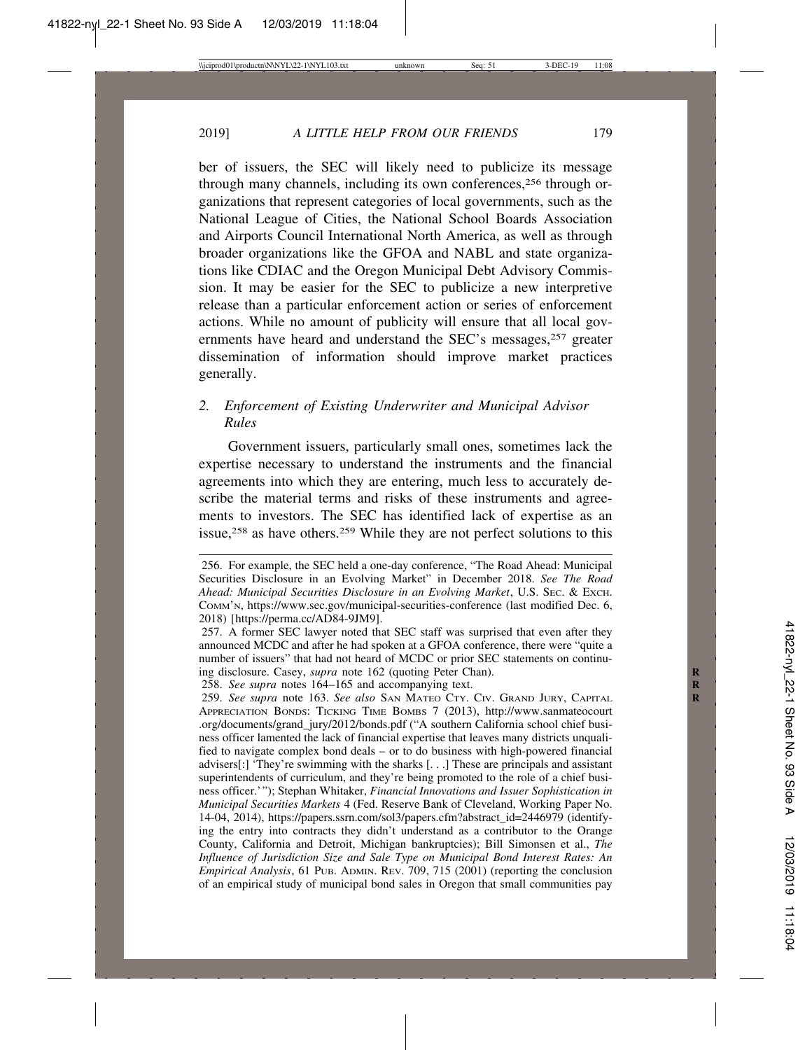ber of issuers, the SEC will likely need to publicize its message through many channels, including its own conferences,[256] through organizations that represent categories of local governments, such as the National League of Cities, the National School Boards Association and Airports Council International North America, as well as through broader organizations like the GFOA and NABL and state organizations like CDIAC and the Oregon Municipal Debt Advisory Commission. It may be easier for the SEC to publicize a new interpretive release than a particular enforcement action or series of enforcement actions. While no amount of publicity will ensure that all local governments have heard and understand the SEC's messages,[257] greater dissemination of information should improve market practices generally.

### 2. *Enforcement of Existing Underwriter and Municipal Advisor Rules*

Government issuers, particularly small ones, sometimes lack the expertise necessary to understand the instruments and the financial agreements into which they are entering, much less to accurately describe the material terms and risks of these instruments and agreements to investors. The SEC has identified lack of expertise as an issue,[258] as have others.[259] While they are not perfect solutions to this

---

256. For example, the SEC held a one-day conference, "The Road Ahead: Municipal Securities Disclosure in an Evolving Market" in December 2018. *See The Road Ahead: Municipal Securities Disclosure in an Evolving Market*, U.S. SEC. & EXCH. COMM'N, https://www.sec.gov/municipal-securities-conference (last modified Dec. 6, 2018) [https://perma.cc/AD84-9JM9].

257. A former SEC lawyer noted that SEC staff was surprised that even after they announced MCDC and after he had spoken at a GFOA conference, there were "quite a number of issuers" that had not heard of MCDC or prior SEC statements on continuing disclosure. Casey, *supra* note 162 (quoting Peter Chan).

258. *See supra* notes 164–165 and accompanying text.

259. *See supra* note 163. *See also* SAN MATEO CTY. CIV. GRAND JURY, CAPITAL APPRECIATION BONDS: TICKING TIME BOMBS 7 (2013), http://www.sanmateocourt.org/documents/grand_jury/2012/bonds.pdf ("A southern California school chief business officer lamented the lack of financial expertise that leaves many districts unqualified to navigate complex bond deals – or to do business with high-powered financial advisers[:] 'They're swimming with the sharks [. . .] These are principals and assistant superintendents of curriculum, and they're being promoted to the role of a chief business officer.'"); Stephan Whitaker, *Financial Innovations and Issuer Sophistication in Municipal Securities Markets* 4 (Fed. Reserve Bank of Cleveland, Working Paper No. 14-04, 2014), https://papers.ssrn.com/sol3/papers.cfm?abstract_id=2446979 (identifying the entry into contracts they didn't understand as a contributor to the Orange County, California and Detroit, Michigan bankruptcies); Bill Simonsen et al., *The Influence of Jurisdiction Size and Sale Type on Municipal Bond Interest Rates: An Empirical Analysis*, 61 PUB. ADMIN. REV. 709, 715 (2001) (reporting the conclusion of an empirical study of municipal bond sales in Oregon that small communities pay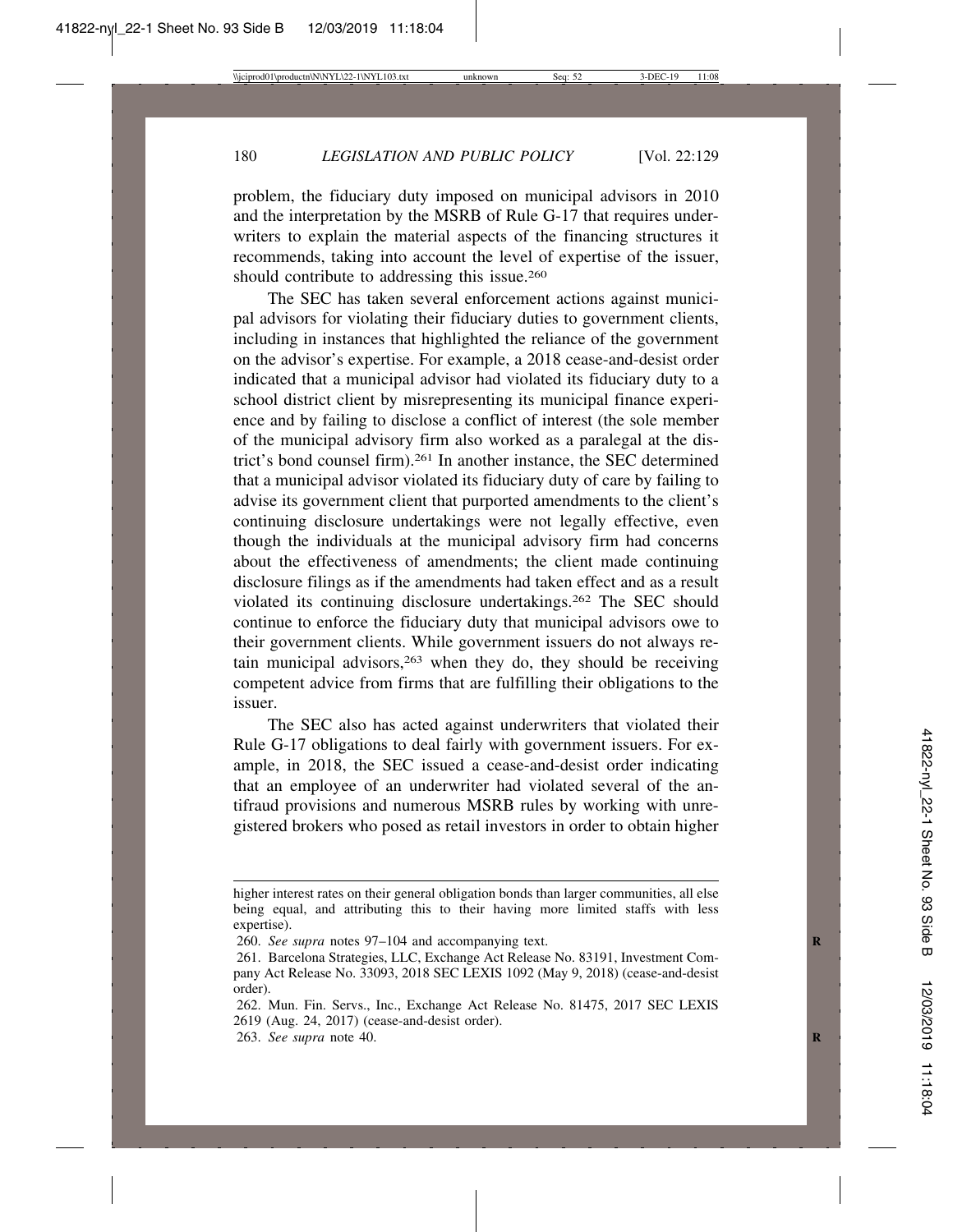problem, the fiduciary duty imposed on municipal advisors in 2010 and the interpretation by the MSRB of Rule G-17 that requires underwriters to explain the material aspects of the financing structures it recommends, taking into account the level of expertise of the issuer, should contribute to addressing this issue.[260]

The SEC has taken several enforcement actions against municipal advisors for violating their fiduciary duties to government clients, including in instances that highlighted the reliance of the government on the advisor's expertise. For example, a 2018 cease-and-desist order indicated that a municipal advisor had violated its fiduciary duty to a school district client by misrepresenting its municipal finance experience and by failing to disclose a conflict of interest (the sole member of the municipal advisory firm also worked as a paralegal at the district's bond counsel firm).[261] In another instance, the SEC determined that a municipal advisor violated its fiduciary duty of care by failing to advise its government client that purported amendments to the client's continuing disclosure undertakings were not legally effective, even though the individuals at the municipal advisory firm had concerns about the effectiveness of amendments; the client made continuing disclosure filings as if the amendments had taken effect and as a result violated its continuing disclosure undertakings.[262] The SEC should continue to enforce the fiduciary duty that municipal advisors owe to their government clients. While government issuers do not always retain municipal advisors,[263] when they do, they should be receiving competent advice from firms that are fulfilling their obligations to the issuer.

The SEC also has acted against underwriters that violated their Rule G-17 obligations to deal fairly with government issuers. For example, in 2018, the SEC issued a cease-and-desist order indicating that an employee of an underwriter had violated several of the antifraud provisions and numerous MSRB rules by working with unregistered brokers who posed as retail investors in order to obtain higher

---

higher interest rates on their general obligation bonds than larger communities, all else being equal, and attributing this to their having more limited staffs with less expertise).

260. *See supra* notes 97–104 and accompanying text.

261. Barcelona Strategies, LLC, Exchange Act Release No. 83191, Investment Company Act Release No. 33093, 2018 SEC LEXIS 1092 (May 9, 2018) (cease-and-desist order).

262. Mun. Fin. Servs., Inc., Exchange Act Release No. 81475, 2017 SEC LEXIS 2619 (Aug. 24, 2017) (cease-and-desist order).

263. *See supra* note 40.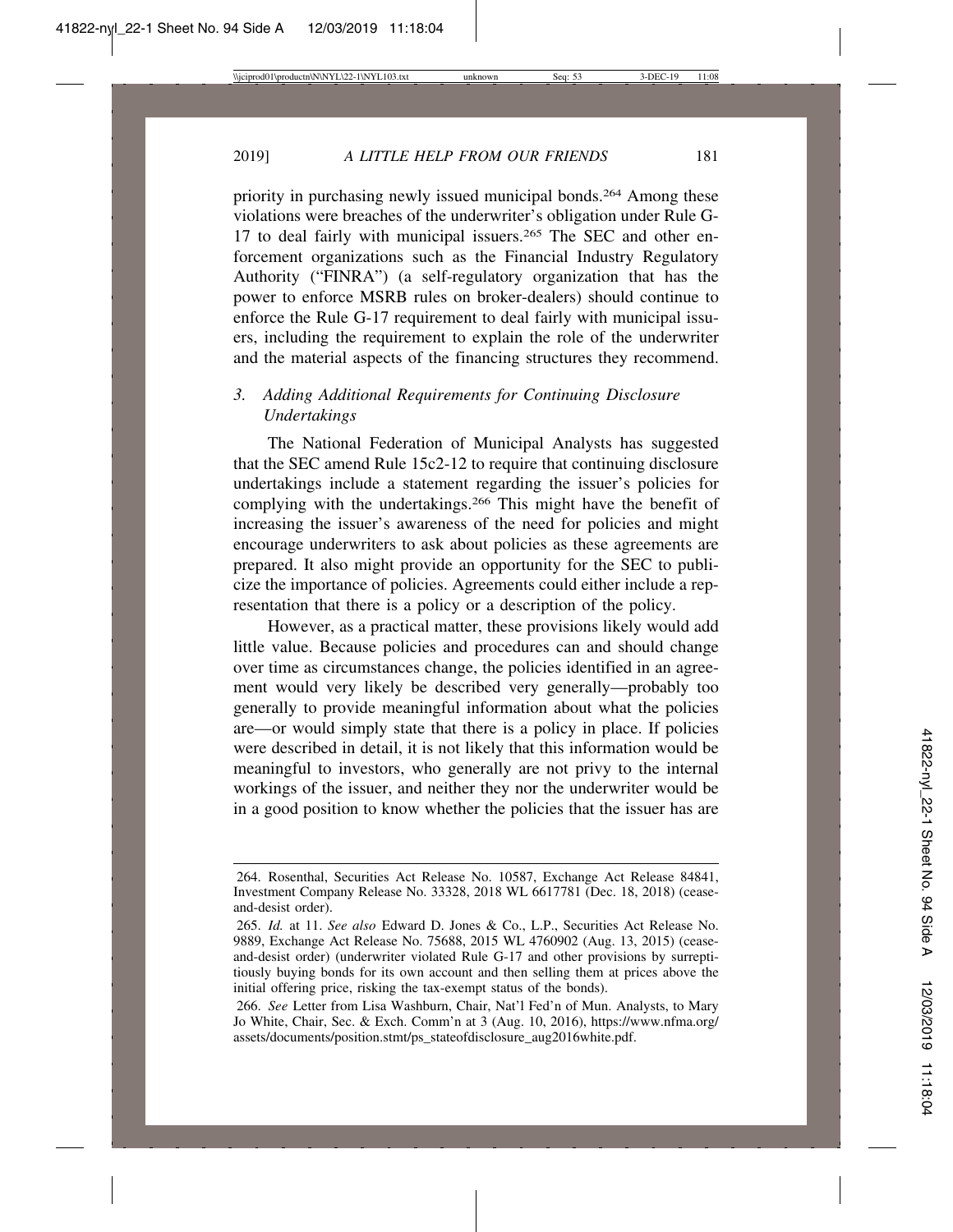priority in purchasing newly issued municipal bonds.[264] Among these violations were breaches of the underwriter's obligation under Rule G-17 to deal fairly with municipal issuers.[265] The SEC and other enforcement organizations such as the Financial Industry Regulatory Authority ("FINRA") (a self-regulatory organization that has the power to enforce MSRB rules on broker-dealers) should continue to enforce the Rule G-17 requirement to deal fairly with municipal issuers, including the requirement to explain the role of the underwriter and the material aspects of the financing structures they recommend.

### *3. Adding Additional Requirements for Continuing Disclosure Undertakings*

The National Federation of Municipal Analysts has suggested that the SEC amend Rule 15c2-12 to require that continuing disclosure undertakings include a statement regarding the issuer's policies for complying with the undertakings.[266] This might have the benefit of increasing the issuer's awareness of the need for policies and might encourage underwriters to ask about policies as these agreements are prepared. It also might provide an opportunity for the SEC to publicize the importance of policies. Agreements could either include a representation that there is a policy or a description of the policy.

However, as a practical matter, these provisions likely would add little value. Because policies and procedures can and should change over time as circumstances change, the policies identified in an agreement would very likely be described very generally—probably too generally to provide meaningful information about what the policies are—or would simply state that there is a policy in place. If policies were described in detail, it is not likely that this information would be meaningful to investors, who generally are not privy to the internal workings of the issuer, and neither they nor the underwriter would be in a good position to know whether the policies that the issuer has are

---

264. Rosenthal, Securities Act Release No. 10587, Exchange Act Release 84841, Investment Company Release No. 33328, 2018 WL 6617781 (Dec. 18, 2018) (cease-and-desist order).

265. *Id.* at 11. *See also* Edward D. Jones & Co., L.P., Securities Act Release No. 9889, Exchange Act Release No. 75688, 2015 WL 4760902 (Aug. 13, 2015) (cease-and-desist order) (underwriter violated Rule G-17 and other provisions by surreptitiously buying bonds for its own account and then selling them at prices above the initial offering price, risking the tax-exempt status of the bonds).

266. *See* Letter from Lisa Washburn, Chair, Nat'l Fed'n of Mun. Analysts, to Mary Jo White, Chair, Sec. & Exch. Comm'n at 3 (Aug. 10, 2016), https://www.nfma.org/assets/documents/position.stmt/ps_stateofdisclosure_aug2016white.pdf.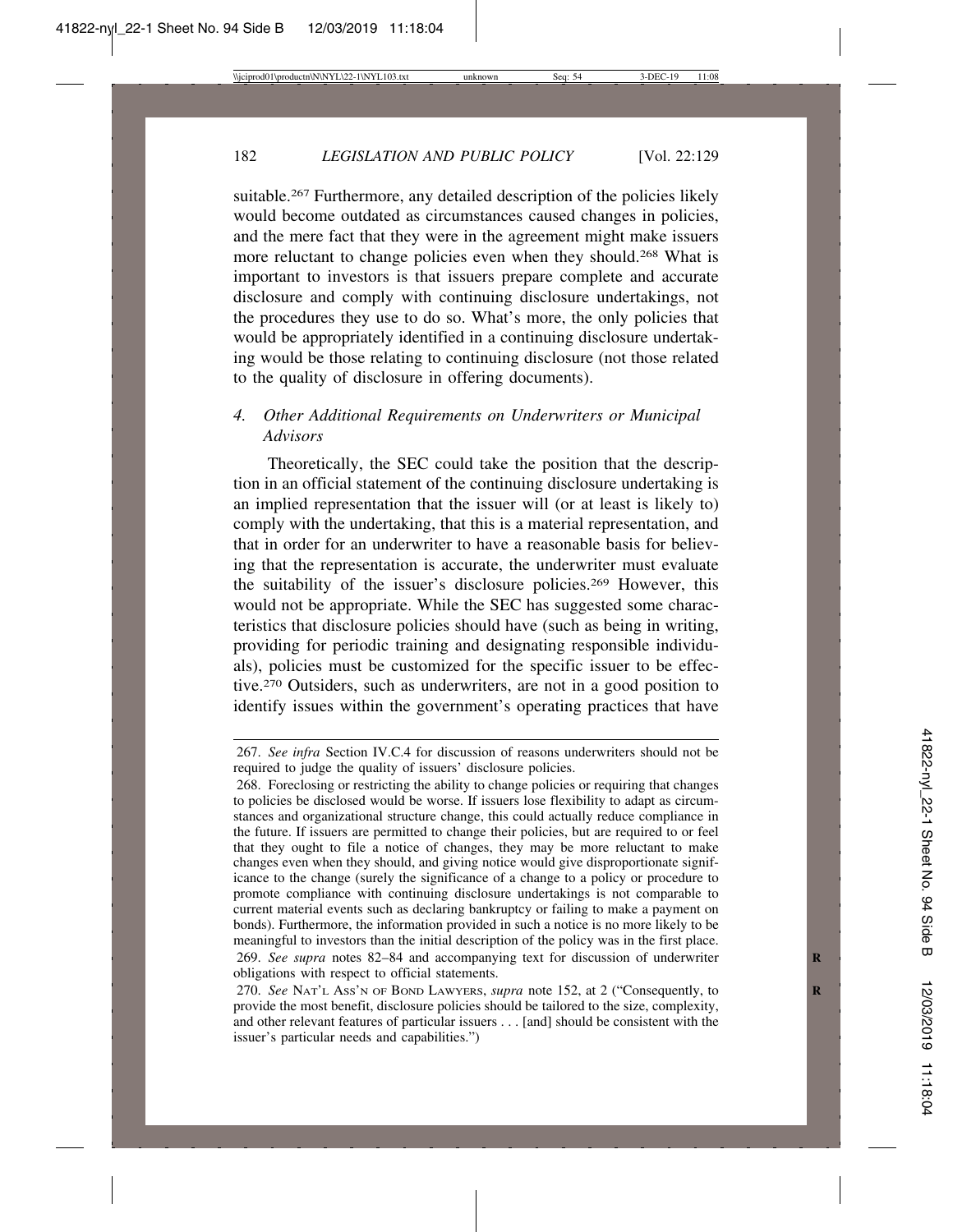suitable.[267] Furthermore, any detailed description of the policies likely would become outdated as circumstances caused changes in policies, and the mere fact that they were in the agreement might make issuers more reluctant to change policies even when they should.[268] What is important to investors is that issuers prepare complete and accurate disclosure and comply with continuing disclosure undertakings, not the procedures they use to do so. What's more, the only policies that would be appropriately identified in a continuing disclosure undertaking would be those relating to continuing disclosure (not those related to the quality of disclosure in offering documents).

#### *4. Other Additional Requirements on Underwriters or Municipal Advisors*

Theoretically, the SEC could take the position that the description in an official statement of the continuing disclosure undertaking is an implied representation that the issuer will (or at least is likely to) comply with the undertaking, that this is a material representation, and that in order for an underwriter to have a reasonable basis for believing that the representation is accurate, the underwriter must evaluate the suitability of the issuer's disclosure policies.[269] However, this would not be appropriate. While the SEC has suggested some characteristics that disclosure policies should have (such as being in writing, providing for periodic training and designating responsible individuals), policies must be customized for the specific issuer to be effective.[270] Outsiders, such as underwriters, are not in a good position to identify issues within the government's operating practices that have

---

267. *See infra* Section IV.C.4 for discussion of reasons underwriters should not be required to judge the quality of issuers' disclosure policies.

268. Foreclosing or restricting the ability to change policies or requiring that changes to policies be disclosed would be worse. If issuers lose flexibility to adapt as circumstances and organizational structure change, this could actually reduce compliance in the future. If issuers are permitted to change their policies, but are required to or feel that they ought to file a notice of changes, they may be more reluctant to make changes even when they should, and giving notice would give disproportionate significance to the change (surely the significance of a change to a policy or procedure to promote compliance with continuing disclosure undertakings is not comparable to current material events such as declaring bankruptcy or failing to make a payment on bonds). Furthermore, the information provided in such a notice is no more likely to be meaningful to investors than the initial description of the policy was in the first place.

269. *See supra* notes 82–84 and accompanying text for discussion of underwriter obligations with respect to official statements.

270. *See* NAT'L ASS'N OF BOND LAWYERS, *supra* note 152, at 2 ("Consequently, to provide the most benefit, disclosure policies should be tailored to the size, complexity, and other relevant features of particular issuers . . . [and] should be consistent with the issuer's particular needs and capabilities.")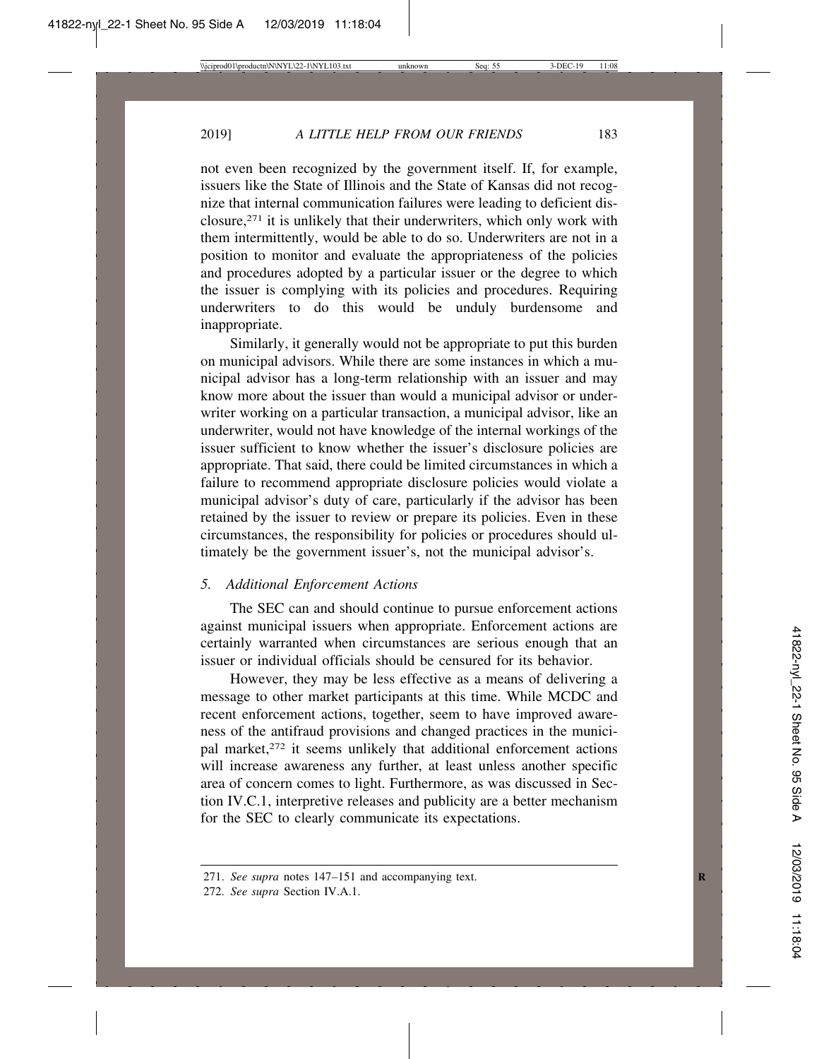not even been recognized by the government itself. If, for example, issuers like the State of Illinois and the State of Kansas did not recognize that internal communication failures were leading to deficient disclosure,[271] it is unlikely that their underwriters, which only work with them intermittently, would be able to do so. Underwriters are not in a position to monitor and evaluate the appropriateness of the policies and procedures adopted by a particular issuer or the degree to which the issuer is complying with its policies and procedures. Requiring underwriters to do this would be unduly burdensome and inappropriate.

Similarly, it generally would not be appropriate to put this burden on municipal advisors. While there are some instances in which a municipal advisor has a long-term relationship with an issuer and may know more about the issuer than would a municipal advisor or underwriter working on a particular transaction, a municipal advisor, like an underwriter, would not have knowledge of the internal workings of the issuer sufficient to know whether the issuer's disclosure policies are appropriate. That said, there could be limited circumstances in which a failure to recommend appropriate disclosure policies would violate a municipal advisor's duty of care, particularly if the advisor has been retained by the issuer to review or prepare its policies. Even in these circumstances, the responsibility for policies or procedures should ultimately be the government issuer's, not the municipal advisor's.

### 5. *Additional Enforcement Actions*

The SEC can and should continue to pursue enforcement actions against municipal issuers when appropriate. Enforcement actions are certainly warranted when circumstances are serious enough that an issuer or individual officials should be censured for its behavior.

However, they may be less effective as a means of delivering a message to other market participants at this time. While MCDC and recent enforcement actions, together, seem to have improved awareness of the antifraud provisions and changed practices in the municipal market,[272] it seems unlikely that additional enforcement actions will increase awareness any further, at least unless another specific area of concern comes to light. Furthermore, as was discussed in Section IV.C.1, interpretive releases and publicity are a better mechanism for the SEC to clearly communicate its expectations.

---

271. *See supra* notes 147–151 and accompanying text.

272. *See supra* Section IV.A.1.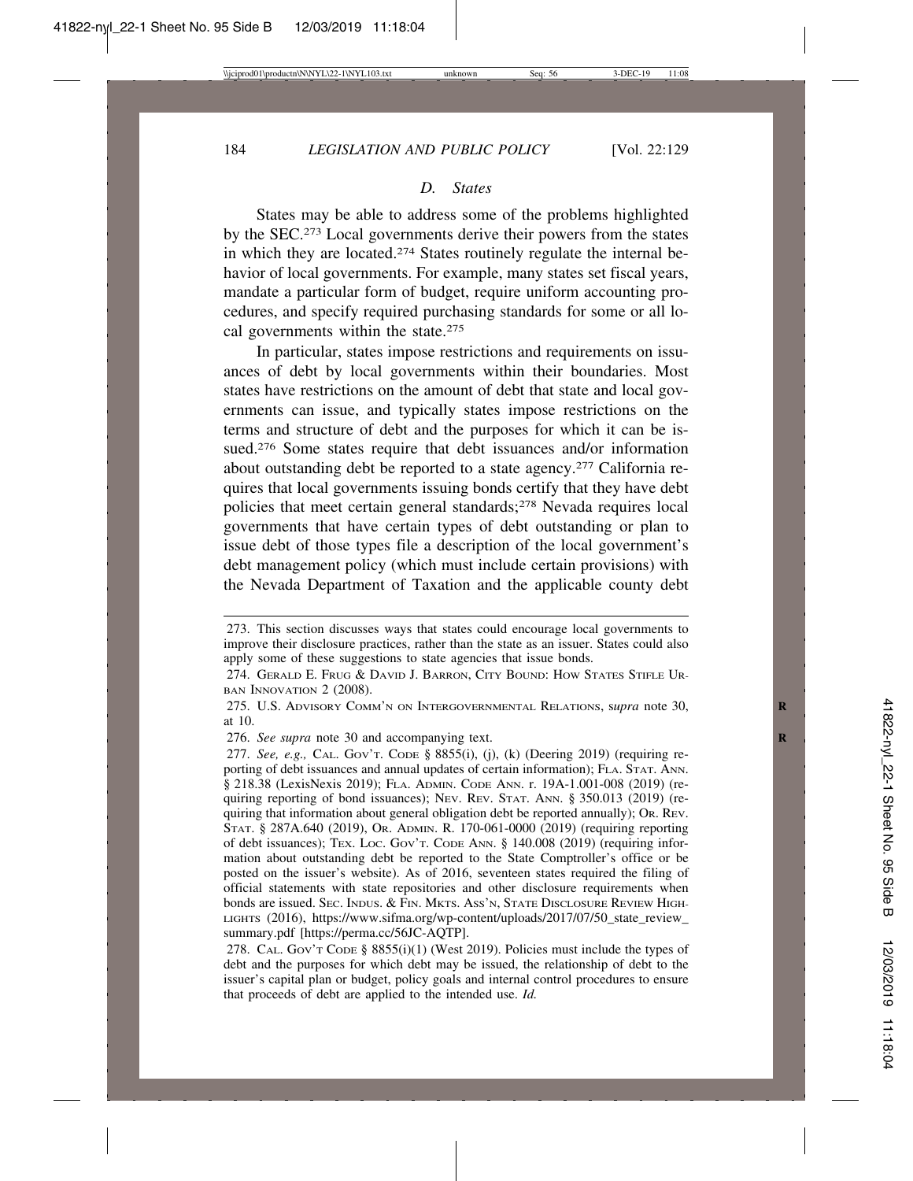### D. States

States may be able to address some of the problems highlighted by the SEC.[273] Local governments derive their powers from the states in which they are located.[274] States routinely regulate the internal behavior of local governments. For example, many states set fiscal years, mandate a particular form of budget, require uniform accounting procedures, and specify required purchasing standards for some or all local governments within the state.[275]

In particular, states impose restrictions and requirements on issuances of debt by local governments within their boundaries. Most states have restrictions on the amount of debt that state and local governments can issue, and typically states impose restrictions on the terms and structure of debt and the purposes for which it can be issued.[276] Some states require that debt issuances and/or information about outstanding debt be reported to a state agency.[277] California requires that local governments issuing bonds certify that they have debt policies that meet certain general standards;[278] Nevada requires local governments that have certain types of debt outstanding or plan to issue debt of those types file a description of the local government's debt management policy (which must include certain provisions) with the Nevada Department of Taxation and the applicable county debt

---

273. This section discusses ways that states could encourage local governments to improve their disclosure practices, rather than the state as an issuer. States could also apply some of these suggestions to state agencies that issue bonds.

274. GERALD E. FRUG & DAVID J. BARRON, CITY BOUND: HOW STATES STIFLE URBAN INNOVATION 2 (2008).

275. U.S. ADVISORY COMM'N ON INTERGOVERNMENTAL RELATIONS, *supra* note 30, at 10.

276. *See supra* note 30 and accompanying text.

277. *See, e.g.,* CAL. GOV'T. CODE § 8855(i), (j), (k) (Deering 2019) (requiring reporting of debt issuances and annual updates of certain information); FLA. STAT. ANN. § 218.38 (LexisNexis 2019); FLA. ADMIN. CODE ANN. r. 19A-1.001-008 (2019) (requiring reporting of bond issuances); NEV. REV. STAT. ANN. § 350.013 (2019) (requiring that information about general obligation debt be reported annually); OR. REV. STAT. § 287A.640 (2019), OR. ADMIN. R. 170-061-0000 (2019) (requiring reporting of debt issuances); TEX. LOC. GOV'T. CODE ANN. § 140.008 (2019) (requiring information about outstanding debt be reported to the State Comptroller's office or be posted on the issuer's website). As of 2016, seventeen states required the filing of official statements with state repositories and other disclosure requirements when bonds are issued. SEC. INDUS. & FIN. MKTS. ASS'N, STATE DISCLOSURE REVIEW HIGHLIGHTS (2016), https://www.sifma.org/wp-content/uploads/2017/07/50_state_review_summary.pdf [https://perma.cc/56JC-AQTP].

278. CAL. GOV'T CODE § 8855(i)(1) (West 2019). Policies must include the types of debt and the purposes for which debt may be issued, the relationship of debt to the issuer's capital plan or budget, policy goals and internal control procedures to ensure that proceeds of debt are applied to the intended use. *Id.*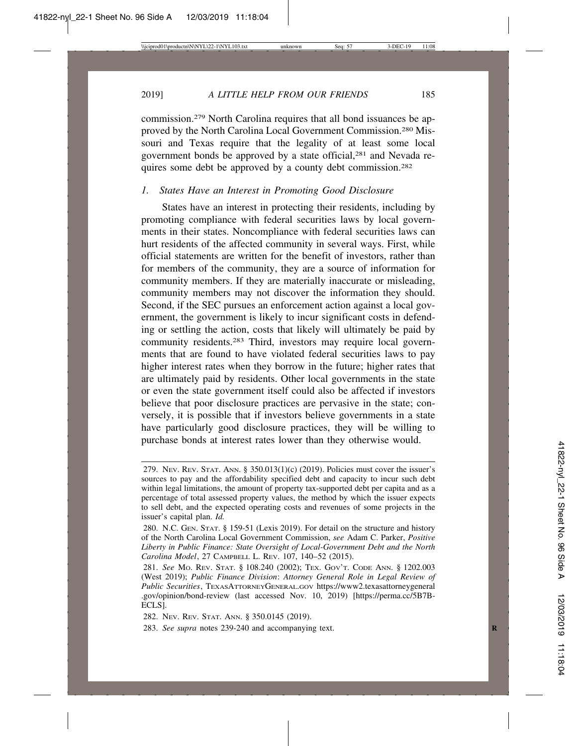commission.[279] North Carolina requires that all bond issuances be approved by the North Carolina Local Government Commission.[280] Missouri and Texas require that the legality of at least some local government bonds be approved by a state official,[281] and Nevada requires some debt be approved by a county debt commission.[282]

### 1. *States Have an Interest in Promoting Good Disclosure*

States have an interest in protecting their residents, including by promoting compliance with federal securities laws by local governments in their states. Noncompliance with federal securities laws can hurt residents of the affected community in several ways. First, while official statements are written for the benefit of investors, rather than for members of the community, they are a source of information for community members. If they are materially inaccurate or misleading, community members may not discover the information they should. Second, if the SEC pursues an enforcement action against a local government, the government is likely to incur significant costs in defending or settling the action, costs that likely will ultimately be paid by community residents.[283] Third, investors may require local governments that are found to have violated federal securities laws to pay higher interest rates when they borrow in the future; higher rates that are ultimately paid by residents. Other local governments in the state or even the state government itself could also be affected if investors believe that poor disclosure practices are pervasive in the state; conversely, it is possible that if investors believe governments in a state have particularly good disclosure practices, they will be willing to purchase bonds at interest rates lower than they otherwise would.

---

279. NEV. REV. STAT. ANN. § 350.013(1)(c) (2019). Policies must cover the issuer's sources to pay and the affordability specified debt and capacity to incur such debt within legal limitations, the amount of property tax-supported debt per capita and as a percentage of total assessed property values, the method by which the issuer expects to sell debt, and the expected operating costs and revenues of some projects in the issuer's capital plan. *Id.*

280. N.C. GEN. STAT. § 159-51 (Lexis 2019). For detail on the structure and history of the North Carolina Local Government Commission, *see* Adam C. Parker, *Positive Liberty in Public Finance: State Oversight of Local-Government Debt and the North Carolina Model*, 27 CAMPBELL L. REV. 107, 140–52 (2015).

281. *See* MO. REV. STAT. § 108.240 (2002); TEX. GOV'T. CODE ANN. § 1202.003 (West 2019); *Public Finance Division*: *Attorney General Role in Legal Review of Public Securities*, TEXASATTORNEYGENERAL.GOV https://www2.texasattorneygeneral.gov/opinion/bond-review (last accessed Nov. 10, 2019) [https://perma.cc/5B7B-ECLS].

282. NEV. REV. STAT. ANN. § 350.0145 (2019).

283. *See supra* notes 239-240 and accompanying text.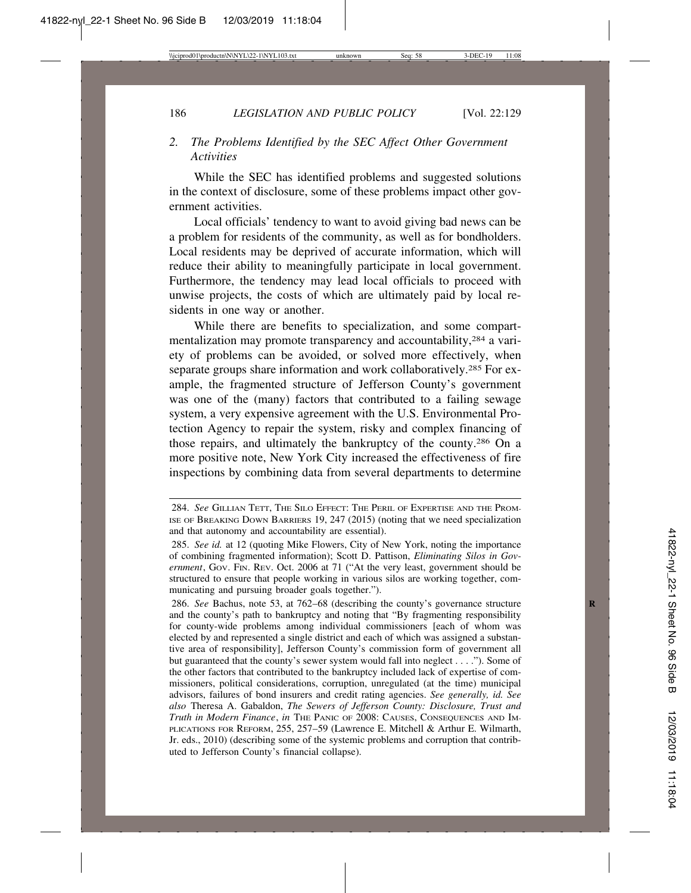### 2. *The Problems Identified by the SEC Affect Other Government Activities*

While the SEC has identified problems and suggested solutions in the context of disclosure, some of these problems impact other government activities.

Local officials' tendency to want to avoid giving bad news can be a problem for residents of the community, as well as for bondholders. Local residents may be deprived of accurate information, which will reduce their ability to meaningfully participate in local government. Furthermore, the tendency may lead local officials to proceed with unwise projects, the costs of which are ultimately paid by local residents in one way or another.

While there are benefits to specialization, and some compartmentalization may promote transparency and accountability,[284] a variety of problems can be avoided, or solved more effectively, when separate groups share information and work collaboratively.[285] For example, the fragmented structure of Jefferson County's government was one of the (many) factors that contributed to a failing sewage system, a very expensive agreement with the U.S. Environmental Protection Agency to repair the system, risky and complex financing of those repairs, and ultimately the bankruptcy of the county.[286] On a more positive note, New York City increased the effectiveness of fire inspections by combining data from several departments to determine

---

284. *See* Gillian Tett, The Silo Effect: The Peril of Expertise and the Promise of Breaking Down Barriers 19, 247 (2015) (noting that we need specialization and that autonomy and accountability are essential).

285. *See id.* at 12 (quoting Mike Flowers, City of New York, noting the importance of combining fragmented information); Scott D. Pattison, *Eliminating Silos in Government*, Gov. Fin. Rev. Oct. 2006 at 71 ("At the very least, government should be structured to ensure that people working in various silos are working together, communicating and pursuing broader goals together.").

286. *See* Bachus, note 53, at 762–68 (describing the county's governance structure and the county's path to bankruptcy and noting that "By fragmenting responsibility for county-wide problems among individual commissioners [each of whom was elected by and represented a single district and each of which was assigned a substantive area of responsibility], Jefferson County's commission form of government all but guaranteed that the county's sewer system would fall into neglect . . . ."). Some of the other factors that contributed to the bankruptcy included lack of expertise of commissioners, political considerations, corruption, unregulated (at the time) municipal advisors, failures of bond insurers and credit rating agencies. *See generally, id. See also* Theresa A. Gabaldon, *The Sewers of Jefferson County: Disclosure, Trust and Truth in Modern Finance*, *in* The Panic of 2008: Causes, Consequences and Implications for Reform, 255, 257–59 (Lawrence E. Mitchell & Arthur E. Wilmarth, Jr. eds., 2010) (describing some of the systemic problems and corruption that contributed to Jefferson County's financial collapse).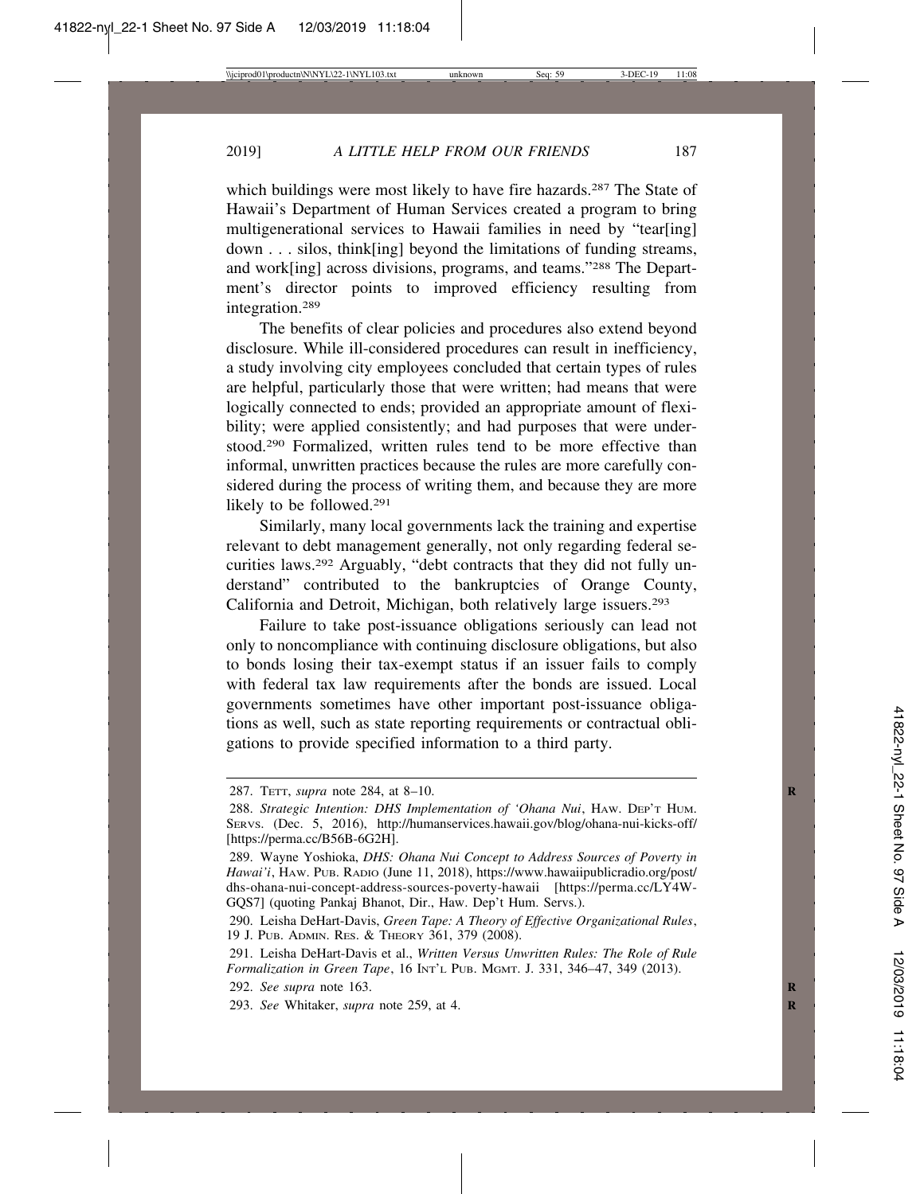which buildings were most likely to have fire hazards.[287] The State of Hawaii's Department of Human Services created a program to bring multigenerational services to Hawaii families in need by "tear[ing] down . . . silos, think[ing] beyond the limitations of funding streams, and work[ing] across divisions, programs, and teams."[288] The Department's director points to improved efficiency resulting from integration.[289]

The benefits of clear policies and procedures also extend beyond disclosure. While ill-considered procedures can result in inefficiency, a study involving city employees concluded that certain types of rules are helpful, particularly those that were written; had means that were logically connected to ends; provided an appropriate amount of flexibility; were applied consistently; and had purposes that were understood.[290] Formalized, written rules tend to be more effective than informal, unwritten practices because the rules are more carefully considered during the process of writing them, and because they are more likely to be followed.[291]

Similarly, many local governments lack the training and expertise relevant to debt management generally, not only regarding federal securities laws.[292] Arguably, "debt contracts that they did not fully understand" contributed to the bankruptcies of Orange County, California and Detroit, Michigan, both relatively large issuers.[293]

Failure to take post-issuance obligations seriously can lead not only to noncompliance with continuing disclosure obligations, but also to bonds losing their tax-exempt status if an issuer fails to comply with federal tax law requirements after the bonds are issued. Local governments sometimes have other important post-issuance obligations as well, such as state reporting requirements or contractual obligations to provide specified information to a third party.

---

287. Tett, *supra* note 284, at 8–10.

288. *Strategic Intention: DHS Implementation of 'Ohana Nui*, Haw. Dep't Hum. Servs. (Dec. 5, 2016), http://humanservices.hawaii.gov/blog/ohana-nui-kicks-off/ [https://perma.cc/B56B-6G2H].

289. Wayne Yoshioka, *DHS: Ohana Nui Concept to Address Sources of Poverty in Hawai'i*, Haw. Pub. Radio (June 11, 2018), https://www.hawaiipublicradio.org/post/dhs-ohana-nui-concept-address-sources-poverty-hawaii [https://perma.cc/LY4W-GQS7] (quoting Pankaj Bhanot, Dir., Haw. Dep't Hum. Servs.).

290. Leisha DeHart-Davis, *Green Tape: A Theory of Effective Organizational Rules*, 19 J. Pub. Admin. Res. & Theory 361, 379 (2008).

291. Leisha DeHart-Davis et al., *Written Versus Unwritten Rules: The Role of Rule Formalization in Green Tape*, 16 Int'l Pub. Mgmt. J. 331, 346–47, 349 (2013).

292. *See supra* note 163.

293. *See* Whitaker, *supra* note 259, at 4.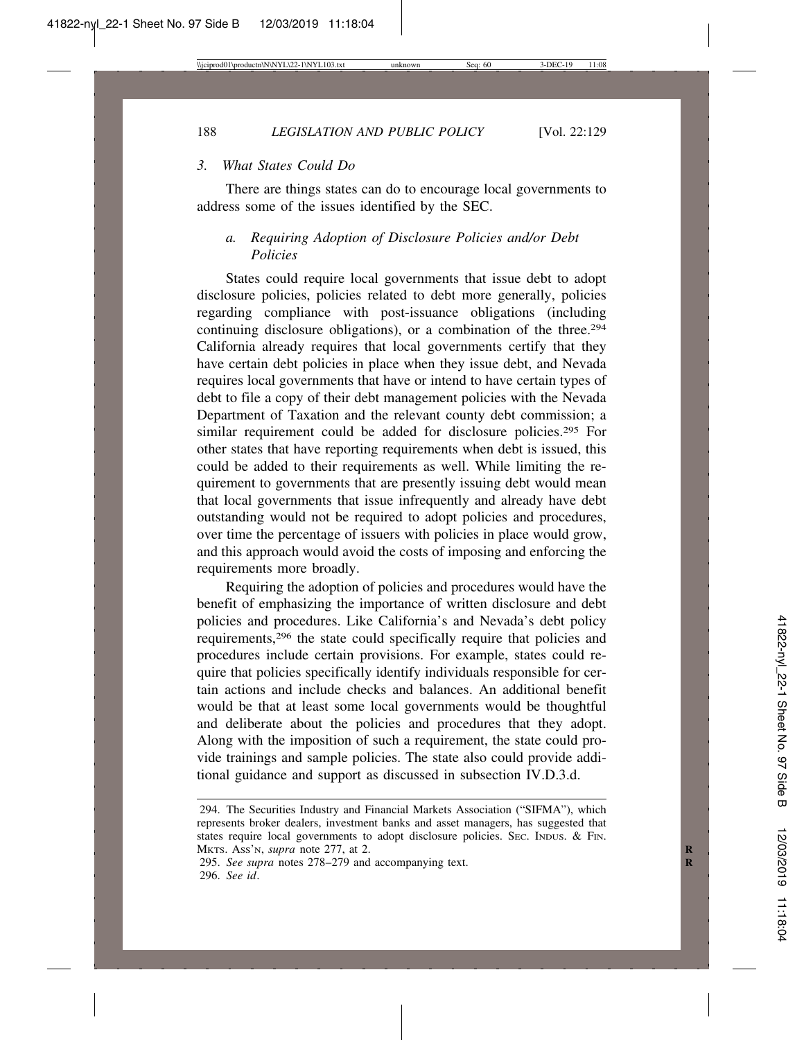### 3. *What States Could Do*

There are things states can do to encourage local governments to address some of the issues identified by the SEC.

#### a. *Requiring Adoption of Disclosure Policies and/or Debt Policies*

States could require local governments that issue debt to adopt disclosure policies, policies related to debt more generally, policies regarding compliance with post-issuance obligations (including continuing disclosure obligations), or a combination of the three.[294] California already requires that local governments certify that they have certain debt policies in place when they issue debt, and Nevada requires local governments that have or intend to have certain types of debt to file a copy of their debt management policies with the Nevada Department of Taxation and the relevant county debt commission; a similar requirement could be added for disclosure policies.[295] For other states that have reporting requirements when debt is issued, this could be added to their requirements as well. While limiting the requirement to governments that are presently issuing debt would mean that local governments that issue infrequently and already have debt outstanding would not be required to adopt policies and procedures, over time the percentage of issuers with policies in place would grow, and this approach would avoid the costs of imposing and enforcing the requirements more broadly.

Requiring the adoption of policies and procedures would have the benefit of emphasizing the importance of written disclosure and debt policies and procedures. Like California's and Nevada's debt policy requirements,[296] the state could specifically require that policies and procedures include certain provisions. For example, states could require that policies specifically identify individuals responsible for certain actions and include checks and balances. An additional benefit would be that at least some local governments would be thoughtful and deliberate about the policies and procedures that they adopt. Along with the imposition of such a requirement, the state could provide trainings and sample policies. The state also could provide additional guidance and support as discussed in subsection IV.D.3.d.

---

294. The Securities Industry and Financial Markets Association ("SIFMA"), which represents broker dealers, investment banks and asset managers, has suggested that states require local governments to adopt disclosure policies. SEC. INDUS. & FIN. MKTS. ASS'N, *supra* note 277, at 2.

295. *See supra* notes 278–279 and accompanying text.

296. *See id*.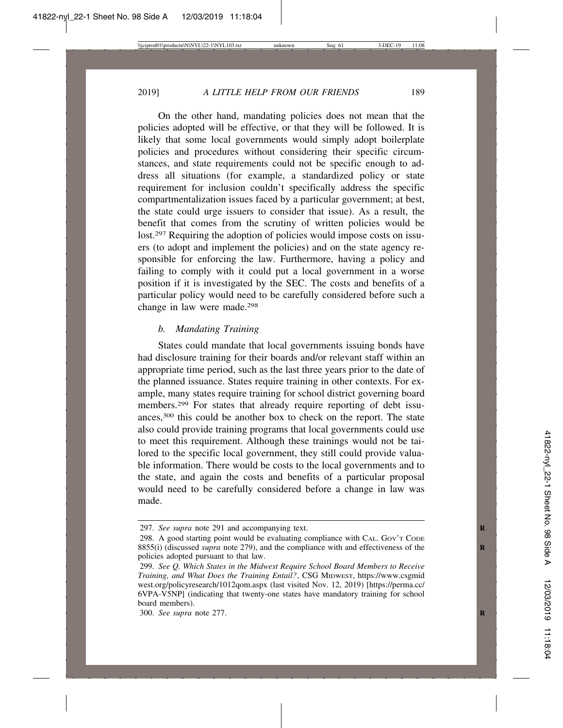On the other hand, mandating policies does not mean that the policies adopted will be effective, or that they will be followed. It is likely that some local governments would simply adopt boilerplate policies and procedures without considering their specific circumstances, and state requirements could not be specific enough to address all situations (for example, a standardized policy or state requirement for inclusion couldn't specifically address the specific compartmentalization issues faced by a particular government; at best, the state could urge issuers to consider that issue). As a result, the benefit that comes from the scrutiny of written policies would be lost.[297] Requiring the adoption of policies would impose costs on issuers (to adopt and implement the policies) and on the state agency responsible for enforcing the law. Furthermore, having a policy and failing to comply with it could put a local government in a worse position if it is investigated by the SEC. The costs and benefits of a particular policy would need to be carefully considered before such a change in law were made.[298]

### *b. Mandating Training*

States could mandate that local governments issuing bonds have had disclosure training for their boards and/or relevant staff within an appropriate time period, such as the last three years prior to the date of the planned issuance. States require training in other contexts. For example, many states require training for school district governing board members.[299] For states that already require reporting of debt issuances,[300] this could be another box to check on the report. The state also could provide training programs that local governments could use to meet this requirement. Although these trainings would not be tailored to the specific local government, they still could provide valuable information. There would be costs to the local governments and to the state, and again the costs and benefits of a particular proposal would need to be carefully considered before a change in law was made.

---

297. *See supra* note 291 and accompanying text.

298. A good starting point would be evaluating compliance with CAL. GOV'T CODE 8855(i) (discussed *supra* note 279), and the compliance with and effectiveness of the policies adopted pursuant to that law.

299. *See Q. Which States in the Midwest Require School Board Members to Receive Training, and What Does the Training Entail?*, CSG MIDWEST, https://www.csgmidwest.org/policyresearch/1012qom.aspx (last visited Nov. 12, 2019) [https://perma.cc/6VPA-V5NP] (indicating that twenty-one states have mandatory training for school board members).

300. *See supra* note 277.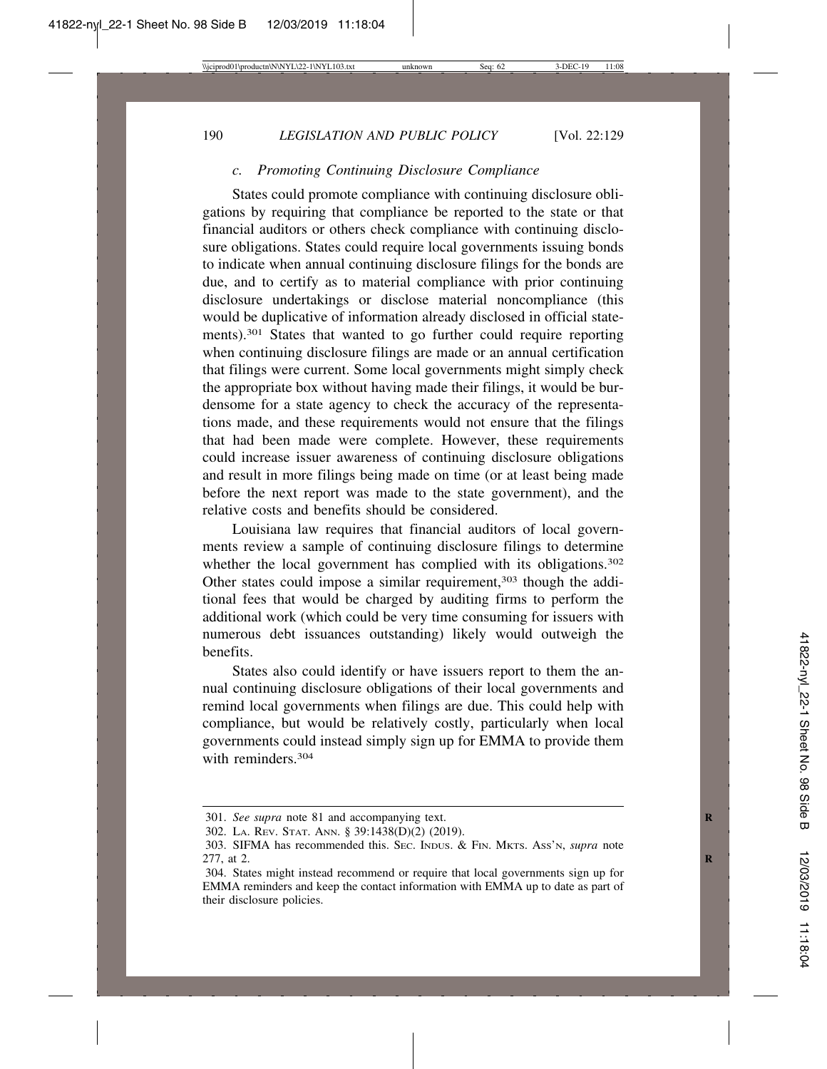### *c. Promoting Continuing Disclosure Compliance*

States could promote compliance with continuing disclosure obligations by requiring that compliance be reported to the state or that financial auditors or others check compliance with continuing disclosure obligations. States could require local governments issuing bonds to indicate when annual continuing disclosure filings for the bonds are due, and to certify as to material compliance with prior continuing disclosure undertakings or disclose material noncompliance (this would be duplicative of information already disclosed in official statements).[301] States that wanted to go further could require reporting when continuing disclosure filings are made or an annual certification that filings were current. Some local governments might simply check the appropriate box without having made their filings, it would be burdensome for a state agency to check the accuracy of the representations made, and these requirements would not ensure that the filings that had been made were complete. However, these requirements could increase issuer awareness of continuing disclosure obligations and result in more filings being made on time (or at least being made before the next report was made to the state government), and the relative costs and benefits should be considered.

Louisiana law requires that financial auditors of local governments review a sample of continuing disclosure filings to determine whether the local government has complied with its obligations.[302] Other states could impose a similar requirement,[303] though the additional fees that would be charged by auditing firms to perform the additional work (which could be very time consuming for issuers with numerous debt issuances outstanding) likely would outweigh the benefits.

States also could identify or have issuers report to them the annual continuing disclosure obligations of their local governments and remind local governments when filings are due. This could help with compliance, but would be relatively costly, particularly when local governments could instead simply sign up for EMMA to provide them with reminders.[304]

---

301. *See supra* note 81 and accompanying text.

302. LA. REV. STAT. ANN. § 39:1438(D)(2) (2019).

303. SIFMA has recommended this. SEC. INDUS. & FIN. MKTS. ASS'N, *supra* note 277, at 2.

304. States might instead recommend or require that local governments sign up for EMMA reminders and keep the contact information with EMMA up to date as part of their disclosure policies.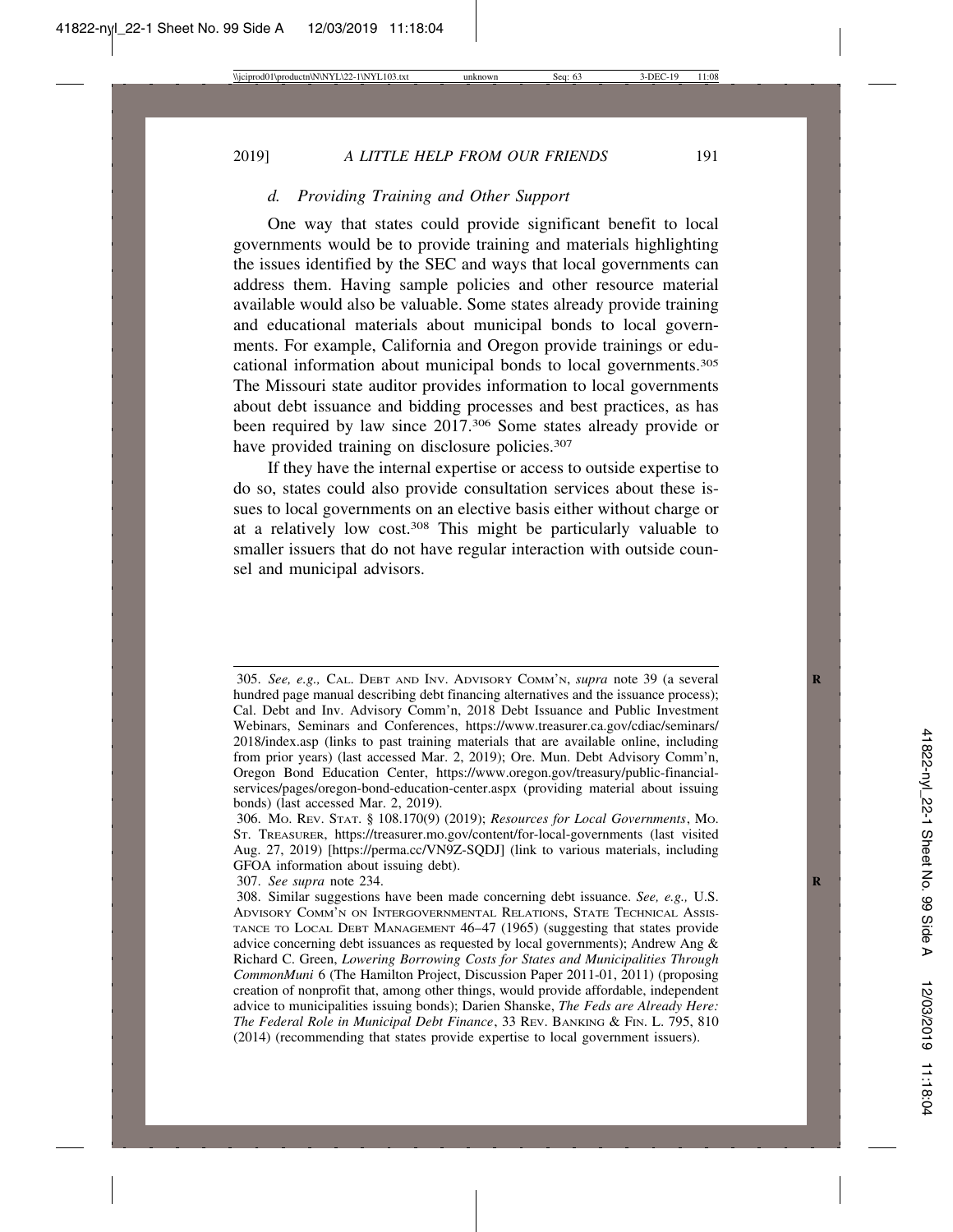### *d. Providing Training and Other Support*

One way that states could provide significant benefit to local governments would be to provide training and materials highlighting the issues identified by the SEC and ways that local governments can address them. Having sample policies and other resource material available would also be valuable. Some states already provide training and educational materials about municipal bonds to local governments. For example, California and Oregon provide trainings or educational information about municipal bonds to local governments.[305] The Missouri state auditor provides information to local governments about debt issuance and bidding processes and best practices, as has been required by law since 2017.[306] Some states already provide or have provided training on disclosure policies.[307]

If they have the internal expertise or access to outside expertise to do so, states could also provide consultation services about these issues to local governments on an elective basis either without charge or at a relatively low cost.[308] This might be particularly valuable to smaller issuers that do not have regular interaction with outside counsel and municipal advisors.

---

305. *See, e.g.,* CAL. DEBT AND INV. ADVISORY COMM'N, *supra* note 39 (a several hundred page manual describing debt financing alternatives and the issuance process); Cal. Debt and Inv. Advisory Comm'n, 2018 Debt Issuance and Public Investment Webinars, Seminars and Conferences, https://www.treasurer.ca.gov/cdiac/seminars/2018/index.asp (links to past training materials that are available online, including from prior years) (last accessed Mar. 2, 2019); Ore. Mun. Debt Advisory Comm'n, Oregon Bond Education Center, https://www.oregon.gov/treasury/public-financial-services/pages/oregon-bond-education-center.aspx (providing material about issuing bonds) (last accessed Mar. 2, 2019).

306. MO. REV. STAT. § 108.170(9) (2019); *Resources for Local Governments*, MO. ST. TREASURER, https://treasurer.mo.gov/content/for-local-governments (last visited Aug. 27, 2019) [https://perma.cc/VN9Z-SQDJ] (link to various materials, including GFOA information about issuing debt).

307. *See supra* note 234.

308. Similar suggestions have been made concerning debt issuance. *See, e.g.,* U.S. ADVISORY COMM'N ON INTERGOVERNMENTAL RELATIONS, STATE TECHNICAL ASSISTANCE TO LOCAL DEBT MANAGEMENT 46–47 (1965) (suggesting that states provide advice concerning debt issuances as requested by local governments); Andrew Ang & Richard C. Green, *Lowering Borrowing Costs for States and Municipalities Through CommonMuni* 6 (The Hamilton Project, Discussion Paper 2011-01, 2011) (proposing creation of nonprofit that, among other things, would provide affordable, independent advice to municipalities issuing bonds); Darien Shanske, *The Feds are Already Here: The Federal Role in Municipal Debt Finance*, 33 REV. BANKING & FIN. L. 795, 810 (2014) (recommending that states provide expertise to local government issuers).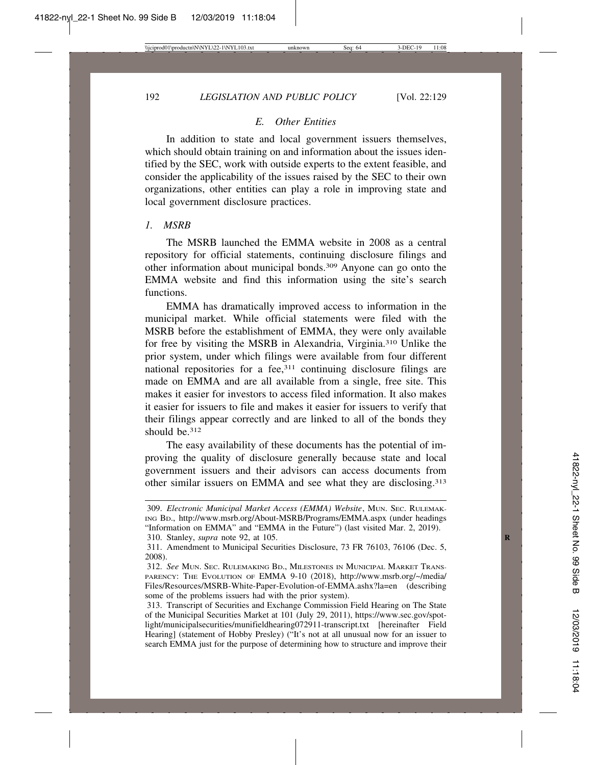### *E. Other Entities*

In addition to state and local government issuers themselves, which should obtain training on and information about the issues identified by the SEC, work with outside experts to the extent feasible, and consider the applicability of the issues raised by the SEC to their own organizations, other entities can play a role in improving state and local government disclosure practices.

#### *1. MSRB*

The MSRB launched the EMMA website in 2008 as a central repository for official statements, continuing disclosure filings and other information about municipal bonds.[309] Anyone can go onto the EMMA website and find this information using the site's search functions.

EMMA has dramatically improved access to information in the municipal market. While official statements were filed with the MSRB before the establishment of EMMA, they were only available for free by visiting the MSRB in Alexandria, Virginia.[310] Unlike the prior system, under which filings were available from four different national repositories for a fee,[311] continuing disclosure filings are made on EMMA and are all available from a single, free site. This makes it easier for investors to access filed information. It also makes it easier for issuers to file and makes it easier for issuers to verify that their filings appear correctly and are linked to all of the bonds they should be.[312]

The easy availability of these documents has the potential of improving the quality of disclosure generally because state and local government issuers and their advisors can access documents from other similar issuers on EMMA and see what they are disclosing.[313]

---

309. *Electronic Municipal Market Access (EMMA) Website*, MUN. SEC. RULEMAKING BD., http://www.msrb.org/About-MSRB/Programs/EMMA.aspx (under headings "Information on EMMA" and "EMMA in the Future") (last visited Mar. 2, 2019).

310. Stanley, *supra* note 92, at 105.

311. Amendment to Municipal Securities Disclosure, 73 FR 76103, 76106 (Dec. 5, 2008).

312. *See* MUN. SEC. RULEMAKING BD., MILESTONES IN MUNICIPAL MARKET TRANSPARENCY: THE EVOLUTION OF EMMA 9-10 (2018), http://www.msrb.org/~/media/Files/Resources/MSRB-White-Paper-Evolution-of-EMMA.ashx?la=en (describing some of the problems issuers had with the prior system).

313. Transcript of Securities and Exchange Commission Field Hearing on The State of the Municipal Securities Market at 101 (July 29, 2011), https://www.sec.gov/spotlight/municipalsecurities/munifieldhearing072911-transcript.txt [hereinafter Field Hearing] (statement of Hobby Presley) ("It's not at all unusual now for an issuer to search EMMA just for the purpose of determining how to structure and improve their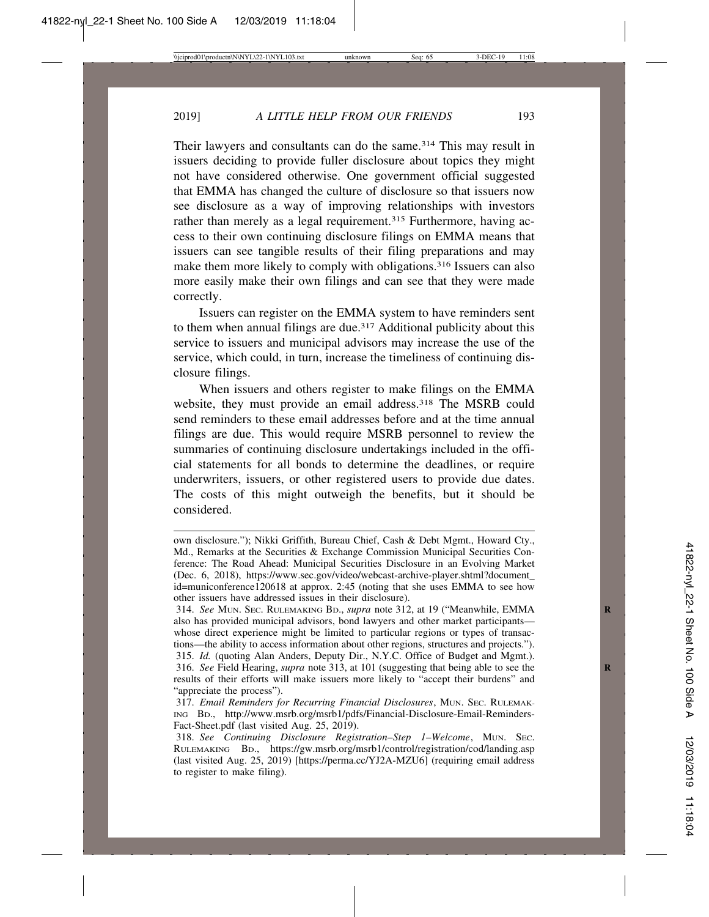Their lawyers and consultants can do the same.[314] This may result in issuers deciding to provide fuller disclosure about topics they might not have considered otherwise. One government official suggested that EMMA has changed the culture of disclosure so that issuers now see disclosure as a way of improving relationships with investors rather than merely as a legal requirement.[315] Furthermore, having access to their own continuing disclosure filings on EMMA means that issuers can see tangible results of their filing preparations and may make them more likely to comply with obligations.[316] Issuers can also more easily make their own filings and can see that they were made correctly.

Issuers can register on the EMMA system to have reminders sent to them when annual filings are due.[317] Additional publicity about this service to issuers and municipal advisors may increase the use of the service, which could, in turn, increase the timeliness of continuing disclosure filings.

When issuers and others register to make filings on the EMMA website, they must provide an email address.[318] The MSRB could send reminders to these email addresses before and at the time annual filings are due. This would require MSRB personnel to review the summaries of continuing disclosure undertakings included in the official statements for all bonds to determine the deadlines, or require underwriters, issuers, or other registered users to provide due dates. The costs of this might outweigh the benefits, but it should be considered.

---

own disclosure."); Nikki Griffith, Bureau Chief, Cash & Debt Mgmt., Howard Cty., Md., Remarks at the Securities & Exchange Commission Municipal Securities Conference: The Road Ahead: Municipal Securities Disclosure in an Evolving Market (Dec. 6, 2018), https://www.sec.gov/video/webcast-archive-player.shtml?document_id=municonference120618 at approx. 2:45 (noting that she uses EMMA to see how other issuers have addressed issues in their disclosure).

314. *See* MUN. SEC. RULEMAKING BD., *supra* note 312, at 19 ("Meanwhile, EMMA also has provided municipal advisors, bond lawyers and other market participants—whose direct experience might be limited to particular regions or types of transactions—the ability to access information about other regions, structures and projects.").

315. *Id.* (quoting Alan Anders, Deputy Dir., N.Y.C. Office of Budget and Mgmt.).

316. *See* Field Hearing, *supra* note 313, at 101 (suggesting that being able to see the results of their efforts will make issuers more likely to "accept their burdens" and "appreciate the process").

317. *Email Reminders for Recurring Financial Disclosures*, MUN. SEC. RULEMAKING BD., http://www.msrb.org/msrb1/pdfs/Financial-Disclosure-Email-Reminders-Fact-Sheet.pdf (last visited Aug. 25, 2019).

318. *See Continuing Disclosure Registration–Step 1–Welcome*, MUN. SEC. RULEMAKING BD., https://gw.msrb.org/msrb1/control/registration/cod/landing.asp (last visited Aug. 25, 2019) [https://perma.cc/YJ2A-MZU6] (requiring email address to register to make filing).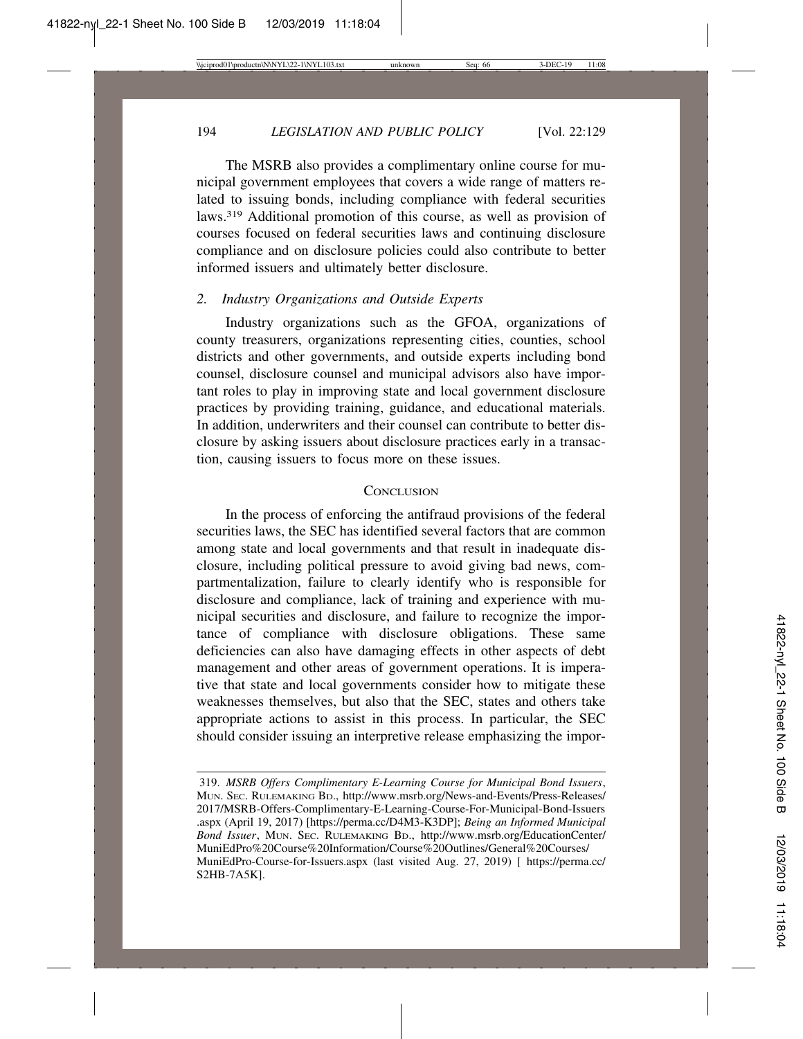The MSRB also provides a complimentary online course for municipal government employees that covers a wide range of matters related to issuing bonds, including compliance with federal securities laws.[319] Additional promotion of this course, as well as provision of courses focused on federal securities laws and continuing disclosure compliance and on disclosure policies could also contribute to better informed issuers and ultimately better disclosure.

### 2. *Industry Organizations and Outside Experts*

Industry organizations such as the GFOA, organizations of county treasurers, organizations representing cities, counties, school districts and other governments, and outside experts including bond counsel, disclosure counsel and municipal advisors also have important roles to play in improving state and local government disclosure practices by providing training, guidance, and educational materials. In addition, underwriters and their counsel can contribute to better disclosure by asking issuers about disclosure practices early in a transaction, causing issuers to focus more on these issues.

## CONCLUSION

In the process of enforcing the antifraud provisions of the federal securities laws, the SEC has identified several factors that are common among state and local governments and that result in inadequate disclosure, including political pressure to avoid giving bad news, compartmentalization, failure to clearly identify who is responsible for disclosure and compliance, lack of training and experience with municipal securities and disclosure, and failure to recognize the importance of compliance with disclosure obligations. These same deficiencies can also have damaging effects in other aspects of debt management and other areas of government operations. It is imperative that state and local governments consider how to mitigate these weaknesses themselves, but also that the SEC, states and others take appropriate actions to assist in this process. In particular, the SEC should consider issuing an interpretive release emphasizing the impor-

---

319. *MSRB Offers Complimentary E-Learning Course for Municipal Bond Issuers*, MUN. SEC. RULEMAKING BD., http://www.msrb.org/News-and-Events/Press-Releases/2017/MSRB-Offers-Complimentary-E-Learning-Course-For-Municipal-Bond-Issuers.aspx (April 19, 2017) [https://perma.cc/D4M3-K3DP]; *Being an Informed Municipal Bond Issuer*, MUN. SEC. RULEMAKING BD., http://www.msrb.org/EducationCenter/MuniEdPro%20Course%20Information/Course%20Outlines/General%20Courses/MuniEdPro-Course-for-Issuers.aspx (last visited Aug. 27, 2019) [ https://perma.cc/S2HB-7A5K].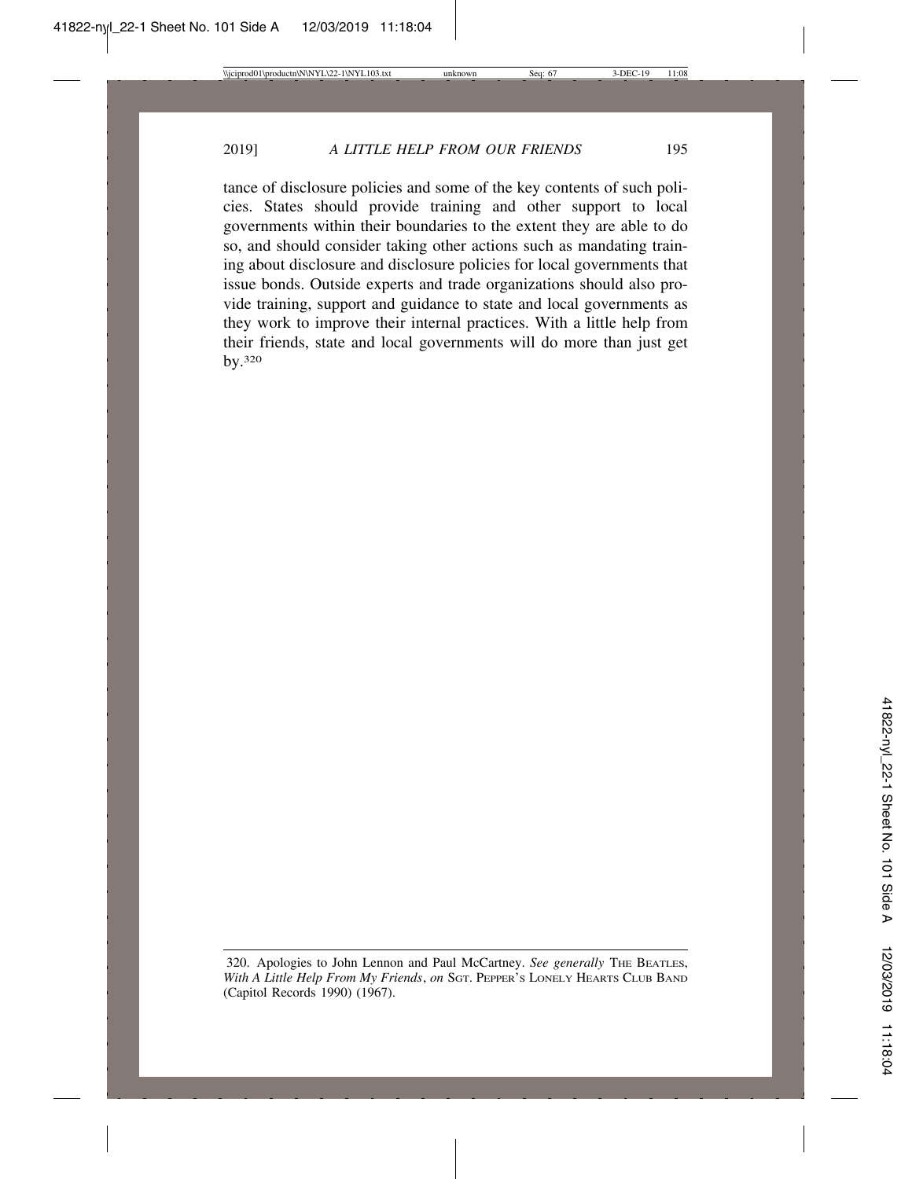tance of disclosure policies and some of the key contents of such policies. States should provide training and other support to local governments within their boundaries to the extent they are able to do so, and should consider taking other actions such as mandating training about disclosure and disclosure policies for local governments that issue bonds. Outside experts and trade organizations should also provide training, support and guidance to state and local governments as they work to improve their internal practices. With a little help from their friends, state and local governments will do more than just get by.[320]

---

320. Apologies to John Lennon and Paul McCartney. *See generally* THE BEATLES, *With A Little Help From My Friends*, *on* SGT. PEPPER'S LONELY HEARTS CLUB BAND (Capitol Records 1990) (1967).